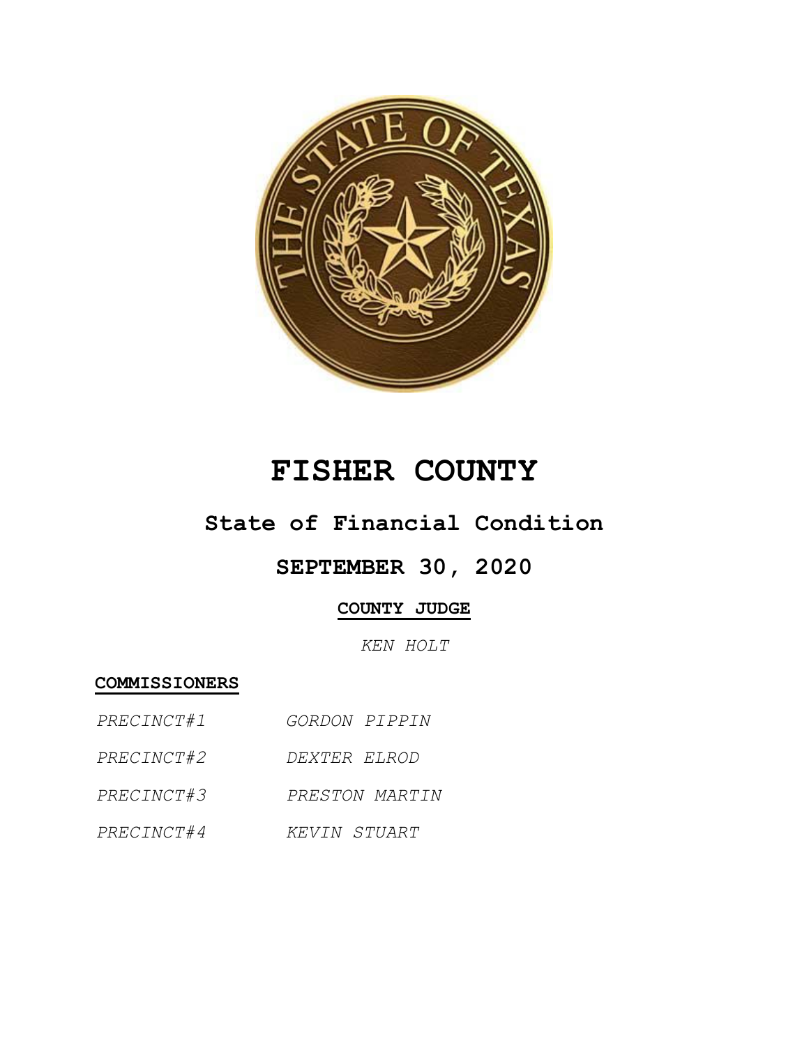# FISHER COUNTY

## State of Financial Condition

## SEPTEMBER 30, 2020

**COUNTY JUDGE**

*KEN HOLT*

**COMMISSIONERS**

| | |
|---|---|
| *PRECINCT#1* | *GORDON PIPPIN* |
| *PRECINCT#2* | *DEXTER ELROD* |
| *PRECINCT#3* | *PRESTON MARTIN* |
| *PRECINCT#4* | *KEVIN STUART* |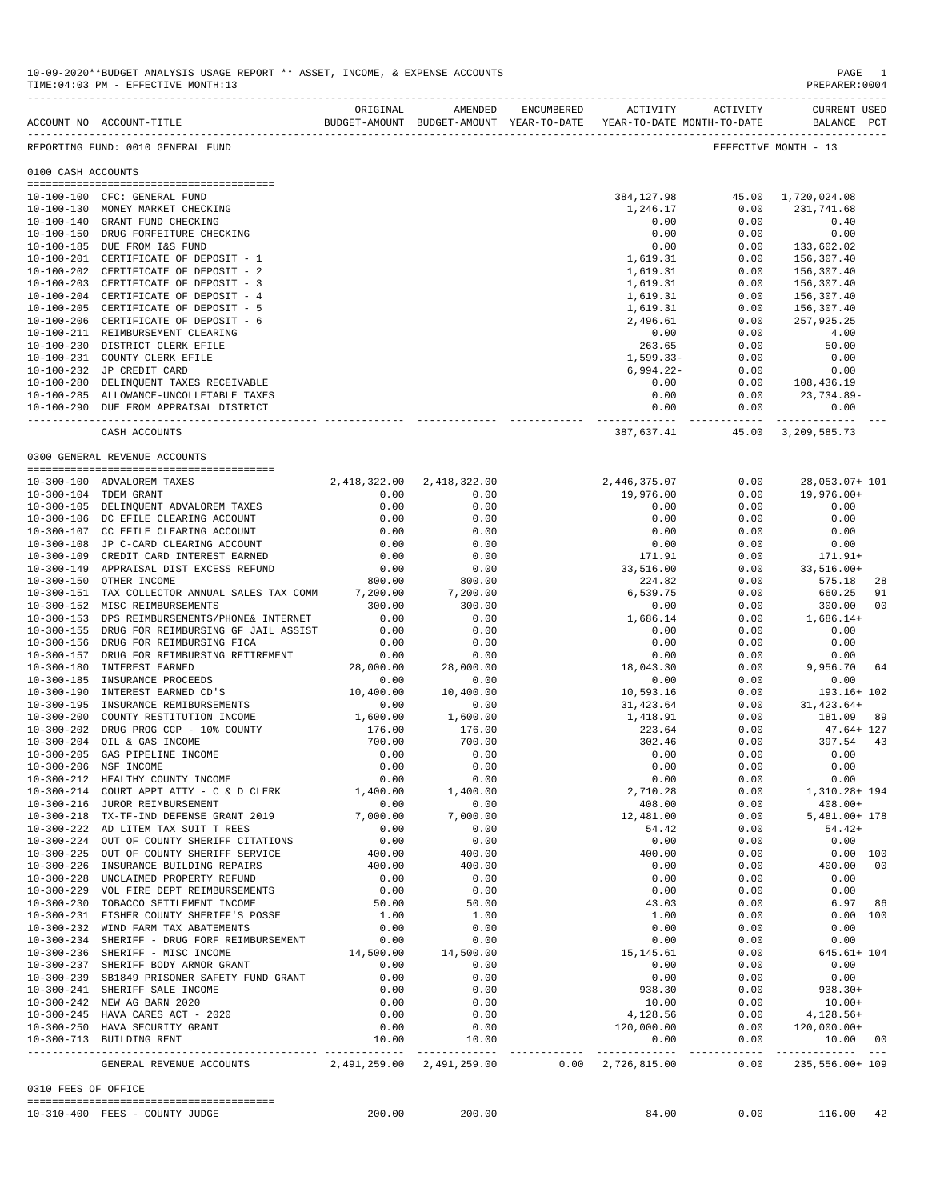10-09-2020**BUDGET ANALYSIS USAGE REPORT ** ASSET, INCOME, & EXPENSE ACCOUNTS
TIME:04:03 PM - EFFECTIVE MONTH:13
PREPARER:0004

REPORTING FUND: 0010 GENERAL FUND — EFFECTIVE MONTH - 13

## 0100 CASH ACCOUNTS

| ACCOUNT NO | ACCOUNT-TITLE | ORIGINAL BUDGET-AMOUNT | AMENDED BUDGET-AMOUNT | ENCUMBERED YEAR-TO-DATE | ACTIVITY YEAR-TO-DATE | ACTIVITY MONTH-TO-DATE | CURRENT USED BALANCE | PCT |
|---|---|---|---|---|---|---|---|---|
| 10-100-100 | CFC: GENERAL FUND | | | | 384,127.98 | 45.00 | 1,720,024.08 | |
| 10-100-130 | MONEY MARKET CHECKING | | | | 1,246.17 | 0.00 | 231,741.68 | |
| 10-100-140 | GRANT FUND CHECKING | | | | 0.00 | 0.00 | 0.40 | |
| 10-100-150 | DRUG FORFEITURE CHECKING | | | | 0.00 | 0.00 | 0.00 | |
| 10-100-185 | DUE FROM I&S FUND | | | | 0.00 | 0.00 | 133,602.02 | |
| 10-100-201 | CERTIFICATE OF DEPOSIT - 1 | | | | 1,619.31 | 0.00 | 156,307.40 | |
| 10-100-202 | CERTIFICATE OF DEPOSIT - 2 | | | | 1,619.31 | 0.00 | 156,307.40 | |
| 10-100-203 | CERTIFICATE OF DEPOSIT - 3 | | | | 1,619.31 | 0.00 | 156,307.40 | |
| 10-100-204 | CERTIFICATE OF DEPOSIT - 4 | | | | 1,619.31 | 0.00 | 156,307.40 | |
| 10-100-205 | CERTIFICATE OF DEPOSIT - 5 | | | | 1,619.31 | 0.00 | 156,307.40 | |
| 10-100-206 | CERTIFICATE OF DEPOSIT - 6 | | | | 2,496.61 | 0.00 | 257,925.25 | |
| 10-100-211 | REIMBURSEMENT CLEARING | | | | 0.00 | 0.00 | 4.00 | |
| 10-100-230 | DISTRICT CLERK EFILE | | | | 263.65 | 0.00 | 50.00 | |
| 10-100-231 | COUNTY CLERK EFILE | | | | 1,599.33- | 0.00 | 0.00 | |
| 10-100-232 | JP CREDIT CARD | | | | 6,994.22- | 0.00 | 0.00 | |
| 10-100-280 | DELINQUENT TAXES RECEIVABLE | | | | 0.00 | 0.00 | 108,436.19 | |
| 10-100-285 | ALLOWANCE-UNCOLLETABLE TAXES | | | | 0.00 | 0.00 | 23,734.89- | |
| 10-100-290 | DUE FROM APPRAISAL DISTRICT | | | | 0.00 | 0.00 | 0.00 | |
| | CASH ACCOUNTS | | | | 387,637.41 | 45.00 | 3,209,585.73 | |

## 0300 GENERAL REVENUE ACCOUNTS

| ACCOUNT NO | ACCOUNT-TITLE | ORIGINAL BUDGET-AMOUNT | AMENDED BUDGET-AMOUNT | ENCUMBERED YEAR-TO-DATE | ACTIVITY YEAR-TO-DATE | ACTIVITY MONTH-TO-DATE | CURRENT USED BALANCE | PCT |
|---|---|---|---|---|---|---|---|---|
| 10-300-100 | ADVALOREM TAXES | 2,418,322.00 | 2,418,322.00 | | 2,446,375.07 | 0.00 | 28,053.07+ | 101 |
| 10-300-104 | TDEM GRANT | 0.00 | 0.00 | | 19,976.00 | 0.00 | 19,976.00+ | |
| 10-300-105 | DELINQUENT ADVALOREM TAXES | 0.00 | 0.00 | | 0.00 | 0.00 | 0.00 | |
| 10-300-106 | DC EFILE CLEARING ACCOUNT | 0.00 | 0.00 | | 0.00 | 0.00 | 0.00 | |
| 10-300-107 | CC EFILE CLEARING ACCOUNT | 0.00 | 0.00 | | 0.00 | 0.00 | 0.00 | |
| 10-300-108 | JP C-CARD CLEARING ACCOUNT | 0.00 | 0.00 | | 0.00 | 0.00 | 0.00 | |
| 10-300-109 | CREDIT CARD INTEREST EARNED | 0.00 | 0.00 | | 171.91 | 0.00 | 171.91+ | |
| 10-300-149 | APPRAISAL DIST EXCESS REFUND | 0.00 | 0.00 | | 33,516.00 | 0.00 | 33,516.00+ | |
| 10-300-150 | OTHER INCOME | 800.00 | 800.00 | | 224.82 | 0.00 | 575.18 | 28 |
| 10-300-151 | TAX COLLECTOR ANNUAL SALES TAX COMM | 7,200.00 | 7,200.00 | | 6,539.75 | 0.00 | 660.25 | 91 |
| 10-300-152 | MISC REIMBURSEMENTS | 300.00 | 300.00 | | 0.00 | 0.00 | 300.00 | 00 |
| 10-300-153 | DPS REIMBURSEMENTS/PHONE& INTERNET | 0.00 | 0.00 | | 1,686.14 | 0.00 | 1,686.14+ | |
| 10-300-155 | DRUG FOR REIMBURSING GF JAIL ASSIST | 0.00 | 0.00 | | 0.00 | 0.00 | 0.00 | |
| 10-300-156 | DRUG FOR REIMBURSING FICA | 0.00 | 0.00 | | 0.00 | 0.00 | 0.00 | |
| 10-300-157 | DRUG FOR REIMBURSING RETIREMENT | 0.00 | 0.00 | | 0.00 | 0.00 | 0.00 | |
| 10-300-180 | INTEREST EARNED | 28,000.00 | 28,000.00 | | 18,043.30 | 0.00 | 9,956.70 | 64 |
| 10-300-185 | INSURANCE PROCEEDS | 0.00 | 0.00 | | 0.00 | 0.00 | 0.00 | |
| 10-300-190 | INTEREST EARNED CD'S | 10,400.00 | 10,400.00 | | 10,593.16 | 0.00 | 193.16+ | 102 |
| 10-300-195 | INSURANCE REMIBURSEMENTS | 0.00 | 0.00 | | 31,423.64 | 0.00 | 31,423.64+ | |
| 10-300-200 | COUNTY RESTITUTION INCOME | 1,600.00 | 1,600.00 | | 1,418.91 | 0.00 | 181.09 | 89 |
| 10-300-202 | DRUG PROG CCP - 10% COUNTY | 176.00 | 176.00 | | 223.64 | 0.00 | 47.64+ | 127 |
| 10-300-204 | OIL & GAS INCOME | 700.00 | 700.00 | | 302.46 | 0.00 | 397.54 | 43 |
| 10-300-205 | GAS PIPELINE INCOME | 0.00 | 0.00 | | 0.00 | 0.00 | 0.00 | |
| 10-300-206 | NSF INCOME | 0.00 | 0.00 | | 0.00 | 0.00 | 0.00 | |
| 10-300-212 | HEALTHY COUNTY INCOME | 0.00 | 0.00 | | 0.00 | 0.00 | 0.00 | |
| 10-300-214 | COURT APPT ATTY - C & D CLERK | 1,400.00 | 1,400.00 | | 2,710.28 | 0.00 | 1,310.28+ | 194 |
| 10-300-216 | JUROR REIMBURSEMENT | 0.00 | 0.00 | | 408.00 | 0.00 | 408.00+ | |
| 10-300-218 | TX-TF-IND DEFENSE GRANT 2019 | 7,000.00 | 7,000.00 | | 12,481.00 | 0.00 | 5,481.00+ | 178 |
| 10-300-222 | AD LITEM TAX SUIT T REES | 0.00 | 0.00 | | 54.42 | 0.00 | 54.42+ | |
| 10-300-224 | OUT OF COUNTY SHERIFF CITATIONS | 0.00 | 0.00 | | 0.00 | 0.00 | 0.00 | |
| 10-300-225 | OUT OF COUNTY SHERIFF SERVICE | 400.00 | 400.00 | | 400.00 | 0.00 | 0.00 | 100 |
| 10-300-226 | INSURANCE BUILDING REPAIRS | 400.00 | 400.00 | | 0.00 | 0.00 | 400.00 | 00 |
| 10-300-228 | UNCLAIMED PROPERTY REFUND | 0.00 | 0.00 | | 0.00 | 0.00 | 0.00 | |
| 10-300-229 | VOL FIRE DEPT REIMBURSEMENTS | 0.00 | 0.00 | | 0.00 | 0.00 | 0.00 | |
| 10-300-230 | TOBACCO SETTLEMENT INCOME | 50.00 | 50.00 | | 43.03 | 0.00 | 6.97 | 86 |
| 10-300-231 | FISHER COUNTY SHERIFF'S POSSE | 1.00 | 1.00 | | 1.00 | 0.00 | 0.00 | 100 |
| 10-300-232 | WIND FARM TAX ABATEMENTS | 0.00 | 0.00 | | 0.00 | 0.00 | 0.00 | |
| 10-300-234 | SHERIFF - DRUG FORF REIMBURSEMENT | 0.00 | 0.00 | | 0.00 | 0.00 | 0.00 | |
| 10-300-236 | SHERIFF - MISC INCOME | 14,500.00 | 14,500.00 | | 15,145.61 | 0.00 | 645.61+ | 104 |
| 10-300-237 | SHERIFF BODY ARMOR GRANT | 0.00 | 0.00 | | 0.00 | 0.00 | 0.00 | |
| 10-300-239 | SB1849 PRISONER SAFETY FUND GRANT | 0.00 | 0.00 | | 0.00 | 0.00 | 0.00 | |
| 10-300-241 | SHERIFF SALE INCOME | 0.00 | 0.00 | | 938.30 | 0.00 | 938.30+ | |
| 10-300-242 | NEW AG BARN 2020 | 0.00 | 0.00 | | 10.00 | 0.00 | 10.00+ | |
| 10-300-245 | HAVA CARES ACT - 2020 | 0.00 | 0.00 | | 4,128.56 | 0.00 | 4,128.56+ | |
| 10-300-250 | HAVA SECURITY GRANT | 0.00 | 0.00 | | 120,000.00 | 0.00 | 120,000.00+ | |
| 10-300-713 | BUILDING RENT | 10.00 | 10.00 | | 0.00 | 0.00 | 10.00 | 00 |
| | GENERAL REVENUE ACCOUNTS | 2,491,259.00 | 2,491,259.00 | 0.00 | 2,726,815.00 | 0.00 | 235,556.00+ | 109 |

## 0310 FEES OF OFFICE

| ACCOUNT NO | ACCOUNT-TITLE | ORIGINAL BUDGET-AMOUNT | AMENDED BUDGET-AMOUNT | ENCUMBERED YEAR-TO-DATE | ACTIVITY YEAR-TO-DATE | ACTIVITY MONTH-TO-DATE | CURRENT USED BALANCE | PCT |
|---|---|---|---|---|---|---|---|---|
| 10-310-400 | FEES - COUNTY JUDGE | 200.00 | 200.00 | | 84.00 | 0.00 | 116.00 | 42 |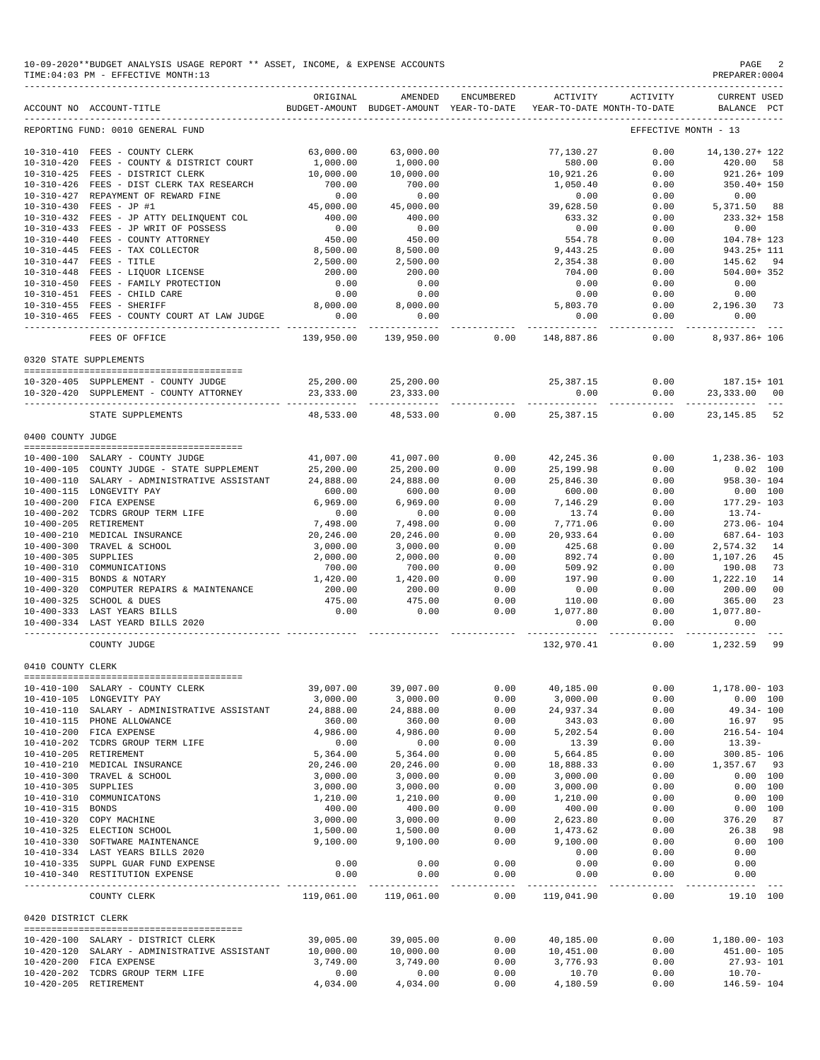10-09-2020**BUDGET ANALYSIS USAGE REPORT ** ASSET, INCOME, & EXPENSE ACCOUNTS
TIME:04:03 PM - EFFECTIVE MONTH:13

| ACCOUNT NO | ACCOUNT-TITLE | ORIGINAL BUDGET-AMOUNT | AMENDED BUDGET-AMOUNT | ENCUMBERED YEAR-TO-DATE | ACTIVITY YEAR-TO-DATE | ACTIVITY MONTH-TO-DATE | CURRENT USED BALANCE | PCT |
|---|---|---|---|---|---|---|---|---|
| REPORTING FUND: 0010 GENERAL FUND | | | | | | EFFECTIVE MONTH - 13 | | |
| 10-310-410 | FEES - COUNTY CLERK | 63,000.00 | 63,000.00 | | 77,130.27 | 0.00 | 14,130.27+ | 122 |
| 10-310-420 | FEES - COUNTY & DISTRICT COURT | 1,000.00 | 1,000.00 | | 580.00 | 0.00 | 420.00 | 58 |
| 10-310-425 | FEES - DISTRICT CLERK | 10,000.00 | 10,000.00 | | 10,921.26 | 0.00 | 921.26+ | 109 |
| 10-310-426 | FEES - DIST CLERK TAX RESEARCH | 700.00 | 700.00 | | 1,050.40 | 0.00 | 350.40+ | 150 |
| 10-310-427 | REPAYMENT OF REWARD FINE | 0.00 | 0.00 | | 0.00 | 0.00 | 0.00 | |
| 10-310-430 | FEES - JP #1 | 45,000.00 | 45,000.00 | | 39,628.50 | 0.00 | 5,371.50 | 88 |
| 10-310-432 | FEES - JP ATTY DELINQUENT COL | 400.00 | 400.00 | | 633.32 | 0.00 | 233.32+ | 158 |
| 10-310-433 | FEES - JP WRIT OF POSSESS | 0.00 | 0.00 | | 0.00 | 0.00 | 0.00 | |
| 10-310-440 | FEES - COUNTY ATTORNEY | 450.00 | 450.00 | | 554.78 | 0.00 | 104.78+ | 123 |
| 10-310-445 | FEES - TAX COLLECTOR | 8,500.00 | 8,500.00 | | 9,443.25 | 0.00 | 943.25+ | 111 |
| 10-310-447 | FEES - TITLE | 2,500.00 | 2,500.00 | | 2,354.38 | 0.00 | 145.62 | 94 |
| 10-310-448 | FEES - LIQUOR LICENSE | 200.00 | 200.00 | | 704.00 | 0.00 | 504.00+ | 352 |
| 10-310-450 | FEES - FAMILY PROTECTION | 0.00 | 0.00 | | 0.00 | 0.00 | 0.00 | |
| 10-310-451 | FEES - CHILD CARE | 0.00 | 0.00 | | 0.00 | 0.00 | 0.00 | |
| 10-310-455 | FEES - SHERIFF | 8,000.00 | 8,000.00 | | 5,803.70 | 0.00 | 2,196.30 | 73 |
| 10-310-465 | FEES - COUNTY COURT AT LAW JUDGE | 0.00 | 0.00 | | 0.00 | 0.00 | 0.00 | |
| | FEES OF OFFICE | 139,950.00 | 139,950.00 | 0.00 | 148,887.86 | 0.00 | 8,937.86+ | 106 |
| 0320 STATE SUPPLEMENTS | | | | | | | | |
| 10-320-405 | SUPPLEMENT - COUNTY JUDGE | 25,200.00 | 25,200.00 | | 25,387.15 | 0.00 | 187.15+ | 101 |
| 10-320-420 | SUPPLEMENT - COUNTY ATTORNEY | 23,333.00 | 23,333.00 | | 0.00 | 0.00 | 23,333.00 | 00 |
| | STATE SUPPLEMENTS | 48,533.00 | 48,533.00 | 0.00 | 25,387.15 | 0.00 | 23,145.85 | 52 |
| 0400 COUNTY JUDGE | | | | | | | | |
| 10-400-100 | SALARY - COUNTY JUDGE | 41,007.00 | 41,007.00 | 0.00 | 42,245.36 | 0.00 | 1,238.36- | 103 |
| 10-400-105 | COUNTY JUDGE - STATE SUPPLEMENT | 25,200.00 | 25,200.00 | 0.00 | 25,199.98 | 0.00 | 0.02 | 100 |
| 10-400-110 | SALARY - ADMINISTRATIVE ASSISTANT | 24,888.00 | 24,888.00 | 0.00 | 25,846.30 | 0.00 | 958.30- | 104 |
| 10-400-115 | LONGEVITY PAY | 600.00 | 600.00 | 0.00 | 600.00 | 0.00 | 0.00 | 100 |
| 10-400-200 | FICA EXPENSE | 6,969.00 | 6,969.00 | 0.00 | 7,146.29 | 0.00 | 177.29- | 103 |
| 10-400-202 | TCDRS GROUP TERM LIFE | 0.00 | 0.00 | 0.00 | 13.74 | 0.00 | 13.74- | |
| 10-400-205 | RETIREMENT | 7,498.00 | 7,498.00 | 0.00 | 7,771.06 | 0.00 | 273.06- | 104 |
| 10-400-210 | MEDICAL INSURANCE | 20,246.00 | 20,246.00 | 0.00 | 20,933.64 | 0.00 | 687.64- | 103 |
| 10-400-300 | TRAVEL & SCHOOL | 3,000.00 | 3,000.00 | 0.00 | 425.68 | 0.00 | 2,574.32 | 14 |
| 10-400-305 | SUPPLIES | 2,000.00 | 2,000.00 | 0.00 | 892.74 | 0.00 | 1,107.26 | 45 |
| 10-400-310 | COMMUNICATIONS | 700.00 | 700.00 | 0.00 | 509.92 | 0.00 | 190.08 | 73 |
| 10-400-315 | BONDS & NOTARY | 1,420.00 | 1,420.00 | 0.00 | 197.90 | 0.00 | 1,222.10 | 14 |
| 10-400-320 | COMPUTER REPAIRS & MAINTENANCE | 200.00 | 200.00 | 0.00 | 0.00 | 0.00 | 200.00 | 00 |
| 10-400-325 | SCHOOL & DUES | 475.00 | 475.00 | 0.00 | 110.00 | 0.00 | 365.00 | 23 |
| 10-400-333 | LAST YEARS BILLS | 0.00 | 0.00 | 0.00 | 1,077.80 | 0.00 | 1,077.80- | |
| 10-400-334 | LAST YEARD BILLS 2020 | | | | 0.00 | 0.00 | 0.00 | |
| | COUNTY JUDGE | | | | 132,970.41 | 0.00 | 1,232.59 | 99 |
| 0410 COUNTY CLERK | | | | | | | | |
| 10-410-100 | SALARY - COUNTY CLERK | 39,007.00 | 39,007.00 | 0.00 | 40,185.00 | 0.00 | 1,178.00- | 103 |
| 10-410-105 | LONGEVITY PAY | 3,000.00 | 3,000.00 | 0.00 | 3,000.00 | 0.00 | 0.00 | 100 |
| 10-410-110 | SALARY - ADMINISTRATIVE ASSISTANT | 24,888.00 | 24,888.00 | 0.00 | 24,937.34 | 0.00 | 49.34- | 100 |
| 10-410-115 | PHONE ALLOWANCE | 360.00 | 360.00 | 0.00 | 343.03 | 0.00 | 16.97 | 95 |
| 10-410-200 | FICA EXPENSE | 4,986.00 | 4,986.00 | 0.00 | 5,202.54 | 0.00 | 216.54- | 104 |
| 10-410-202 | TCDRS GROUP TERM LIFE | 0.00 | 0.00 | 0.00 | 13.39 | 0.00 | 13.39- | |
| 10-410-205 | RETIREMENT | 5,364.00 | 5,364.00 | 0.00 | 5,664.85 | 0.00 | 300.85- | 106 |
| 10-410-210 | MEDICAL INSURANCE | 20,246.00 | 20,246.00 | 0.00 | 18,888.33 | 0.00 | 1,357.67 | 93 |
| 10-410-300 | TRAVEL & SCHOOL | 3,000.00 | 3,000.00 | 0.00 | 3,000.00 | 0.00 | 0.00 | 100 |
| 10-410-305 | SUPPLIES | 3,000.00 | 3,000.00 | 0.00 | 3,000.00 | 0.00 | 0.00 | 100 |
| 10-410-310 | COMMUNICATONS | 1,210.00 | 1,210.00 | 0.00 | 1,210.00 | 0.00 | 0.00 | 100 |
| 10-410-315 | BONDS | 400.00 | 400.00 | 0.00 | 400.00 | 0.00 | 0.00 | 100 |
| 10-410-320 | COPY MACHINE | 3,000.00 | 3,000.00 | 0.00 | 2,623.80 | 0.00 | 376.20 | 87 |
| 10-410-325 | ELECTION SCHOOL | 1,500.00 | 1,500.00 | 0.00 | 1,473.62 | 0.00 | 26.38 | 98 |
| 10-410-330 | SOFTWARE MAINTENANCE | 9,100.00 | 9,100.00 | 0.00 | 9,100.00 | 0.00 | 0.00 | 100 |
| 10-410-334 | LAST YEARS BILLS 2020 | | | | 0.00 | 0.00 | 0.00 | |
| 10-410-335 | SUPPL GUAR FUND EXPENSE | 0.00 | 0.00 | 0.00 | 0.00 | 0.00 | 0.00 | |
| 10-410-340 | RESTITUTION EXPENSE | 0.00 | 0.00 | 0.00 | 0.00 | 0.00 | 0.00 | |
| | COUNTY CLERK | 119,061.00 | 119,061.00 | 0.00 | 119,041.90 | 0.00 | 19.10 | 100 |
| 0420 DISTRICT CLERK | | | | | | | | |
| 10-420-100 | SALARY - DISTRICT CLERK | 39,005.00 | 39,005.00 | 0.00 | 40,185.00 | 0.00 | 1,180.00- | 103 |
| 10-420-120 | SALARY - ADMINISTRATIVE ASSISTANT | 10,000.00 | 10,000.00 | 0.00 | 10,451.00 | 0.00 | 451.00- | 105 |
| 10-420-200 | FICA EXPENSE | 3,749.00 | 3,749.00 | 0.00 | 3,776.93 | 0.00 | 27.93- | 101 |
| 10-420-202 | TCDRS GROUP TERM LIFE | 0.00 | 0.00 | 0.00 | 10.70 | 0.00 | 10.70- | |
| 10-420-205 | RETIREMENT | 4,034.00 | 4,034.00 | 0.00 | 4,180.59 | 0.00 | 146.59- | 104 |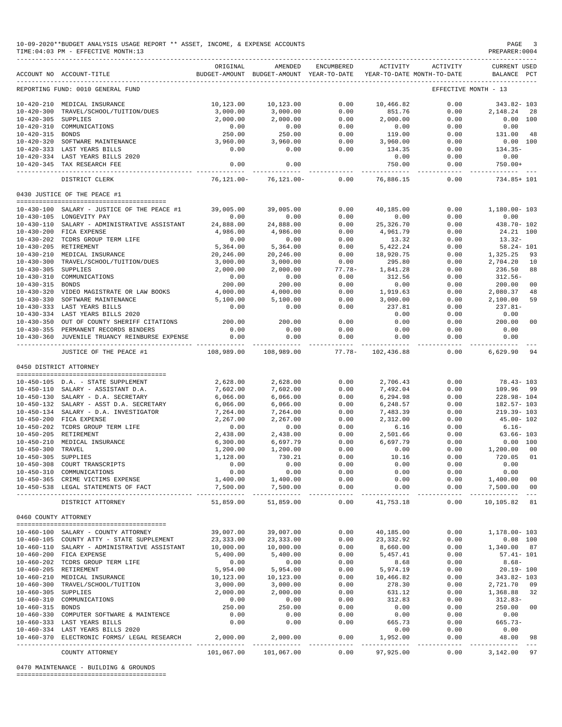10-09-2020**BUDGET ANALYSIS USAGE REPORT ** ASSET, INCOME, & EXPENSE ACCOUNTS
TIME:04:03 PM - EFFECTIVE MONTH:13
PREPARER:0004

| ACCOUNT NO | ACCOUNT-TITLE | ORIGINAL BUDGET-AMOUNT | AMENDED BUDGET-AMOUNT | ENCUMBERED YEAR-TO-DATE | ACTIVITY YEAR-TO-DATE | ACTIVITY MONTH-TO-DATE | CURRENT USED BALANCE | PCT |
|---|---|---|---|---|---|---|---|---|
| REPORTING FUND: 0010 GENERAL FUND | | | | | | EFFECTIVE MONTH - 13 | | |
| 10-420-210 | MEDICAL INSURANCE | 10,123.00 | 10,123.00 | 0.00 | 10,466.82 | 0.00 | 343.82- | 103 |
| 10-420-300 | TRAVEL/SCHOOL/TUITION/DUES | 3,000.00 | 3,000.00 | 0.00 | 851.76 | 0.00 | 2,148.24 | 28 |
| 10-420-305 | SUPPLIES | 2,000.00 | 2,000.00 | 0.00 | 2,000.00 | 0.00 | 0.00 | 100 |
| 10-420-310 | COMMUNICATIONS | 0.00 | 0.00 | 0.00 | 0.00 | 0.00 | 0.00 | |
| 10-420-315 | BONDS | 250.00 | 250.00 | 0.00 | 119.00 | 0.00 | 131.00 | 48 |
| 10-420-320 | SOFTWARE MAINTENANCE | 3,960.00 | 3,960.00 | 0.00 | 3,960.00 | 0.00 | 0.00 | 100 |
| 10-420-333 | LAST YEARS BILLS | 0.00 | 0.00 | 0.00 | 134.35 | 0.00 | 134.35- | |
| 10-420-334 | LAST YEARS BILLS 2020 | | | | 0.00 | 0.00 | 0.00 | |
| 10-420-345 | TAX RESEARCH FEE | 0.00 | 0.00 | | 750.00 | 0.00 | 750.00+ | |
| | DISTRICT CLERK | 76,121.00- | 76,121.00- | 0.00 | 76,886.15 | 0.00 | 734.85+ | 101 |
| | **0430 JUSTICE OF THE PEACE #1** | | | | | | | |
| 10-430-100 | SALARY - JUSTICE OF THE PEACE #1 | 39,005.00 | 39,005.00 | 0.00 | 40,185.00 | 0.00 | 1,180.00- | 103 |
| 10-430-105 | LONGEVITY PAY | 0.00 | 0.00 | 0.00 | 0.00 | 0.00 | 0.00 | |
| 10-430-110 | SALARY - ADMINISTRATIVE ASSISTANT | 24,888.00 | 24,888.00 | 0.00 | 25,326.70 | 0.00 | 438.70- | 102 |
| 10-430-200 | FICA EXPENSE | 4,986.00 | 4,986.00 | 0.00 | 4,961.79 | 0.00 | 24.21 | 100 |
| 10-430-202 | TCDRS GROUP TERM LIFE | 0.00 | 0.00 | 0.00 | 13.32 | 0.00 | 13.32- | |
| 10-430-205 | RETIREMENT | 5,364.00 | 5,364.00 | 0.00 | 5,422.24 | 0.00 | 58.24- | 101 |
| 10-430-210 | MEDICAL INSURANCE | 20,246.00 | 20,246.00 | 0.00 | 18,920.75 | 0.00 | 1,325.25 | 93 |
| 10-430-300 | TRAVEL/SCHOOL/TUITION/DUES | 3,000.00 | 3,000.00 | 0.00 | 295.80 | 0.00 | 2,704.20 | 10 |
| 10-430-305 | SUPPLIES | 2,000.00 | 2,000.00 | 77.78- | 1,841.28 | 0.00 | 236.50 | 88 |
| 10-430-310 | COMMUNICATIONS | 0.00 | 0.00 | 0.00 | 312.56 | 0.00 | 312.56- | |
| 10-430-315 | BONDS | 200.00 | 200.00 | 0.00 | 0.00 | 0.00 | 200.00 | 00 |
| 10-430-320 | VIDEO MAGISTRATE OR LAW BOOKS | 4,000.00 | 4,000.00 | 0.00 | 1,919.63 | 0.00 | 2,080.37 | 48 |
| 10-430-330 | SOFTWARE MAINTENANCE | 5,100.00 | 5,100.00 | 0.00 | 3,000.00 | 0.00 | 2,100.00 | 59 |
| 10-430-333 | LAST YEARS BILLS | 0.00 | 0.00 | 0.00 | 237.81 | 0.00 | 237.81- | |
| 10-430-334 | LAST YEARS BILLS 2020 | | | | 0.00 | 0.00 | 0.00 | |
| 10-430-350 | OUT OF COUNTY SHERIFF CITATIONS | 200.00 | 200.00 | 0.00 | 0.00 | 0.00 | 200.00 | 00 |
| 10-430-355 | PERMANENT RECORDS BINDERS | 0.00 | 0.00 | 0.00 | 0.00 | 0.00 | 0.00 | |
| 10-430-360 | JUVENILE TRUANCY REINBURSE EXPENSE | 0.00 | 0.00 | 0.00 | 0.00 | 0.00 | 0.00 | |
| | JUSTICE OF THE PEACE #1 | 108,989.00 | 108,989.00 | 77.78- | 102,436.88 | 0.00 | 6,629.90 | 94 |
| | **0450 DISTRICT ATTORNEY** | | | | | | | |
| 10-450-105 | D.A. - STATE SUPPLEMENT | 2,628.00 | 2,628.00 | 0.00 | 2,706.43 | 0.00 | 78.43- | 103 |
| 10-450-110 | SALARY - ASSISTANT D.A. | 7,602.00 | 7,602.00 | 0.00 | 7,492.04 | 0.00 | 109.96 | 99 |
| 10-450-130 | SALARY - D.A. SECRETARY | 6,066.00 | 6,066.00 | 0.00 | 6,294.98 | 0.00 | 228.98- | 104 |
| 10-450-132 | SALARY - ASST D.A. SECRETARY | 6,066.00 | 6,066.00 | 0.00 | 6,248.57 | 0.00 | 182.57- | 103 |
| 10-450-134 | SALARY - D.A. INVESTIGATOR | 7,264.00 | 7,264.00 | 0.00 | 7,483.39 | 0.00 | 219.39- | 103 |
| 10-450-200 | FICA EXPENSE | 2,267.00 | 2,267.00 | 0.00 | 2,312.00 | 0.00 | 45.00- | 102 |
| 10-450-202 | TCDRS GROUP TERM LIFE | 0.00 | 0.00 | 0.00 | 6.16 | 0.00 | 6.16- | |
| 10-450-205 | RETIREMENT | 2,438.00 | 2,438.00 | 0.00 | 2,501.66 | 0.00 | 63.66- | 103 |
| 10-450-210 | MEDICAL INSURANCE | 6,300.00 | 6,697.79 | 0.00 | 6,697.79 | 0.00 | 0.00 | 100 |
| 10-450-300 | TRAVEL | 1,200.00 | 1,200.00 | 0.00 | 0.00 | 0.00 | 1,200.00 | 00 |
| 10-450-305 | SUPPLIES | 1,128.00 | 730.21 | 0.00 | 10.16 | 0.00 | 720.05 | 01 |
| 10-450-308 | COURT TRANSCRIPTS | 0.00 | 0.00 | 0.00 | 0.00 | 0.00 | 0.00 | |
| 10-450-310 | COMMUNICATIONS | 0.00 | 0.00 | 0.00 | 0.00 | 0.00 | 0.00 | |
| 10-450-365 | CRIME VICTIMS EXPENSE | 1,400.00 | 1,400.00 | 0.00 | 0.00 | 0.00 | 1,400.00 | 00 |
| 10-450-538 | LEGAL STATEMENTS OF FACT | 7,500.00 | 7,500.00 | 0.00 | 0.00 | 0.00 | 7,500.00 | 00 |
| | DISTRICT ATTORNEY | 51,859.00 | 51,859.00 | 0.00 | 41,753.18 | 0.00 | 10,105.82 | 81 |
| | **0460 COUNTY ATTORNEY** | | | | | | | |
| 10-460-100 | SALARY - COUNTY ATTORNEY | 39,007.00 | 39,007.00 | 0.00 | 40,185.00 | 0.00 | 1,178.00- | 103 |
| 10-460-105 | COUNTY ATTY - STATE SUPPLEMENT | 23,333.00 | 23,333.00 | 0.00 | 23,332.92 | 0.00 | 0.08 | 100 |
| 10-460-110 | SALARY - ADMINISTRATIVE ASSISTANT | 10,000.00 | 10,000.00 | 0.00 | 8,660.00 | 0.00 | 1,340.00 | 87 |
| 10-460-200 | FICA EXPENSE | 5,400.00 | 5,400.00 | 0.00 | 5,457.41 | 0.00 | 57.41- | 101 |
| 10-460-202 | TCDRS GROUP TERM LIFE | 0.00 | 0.00 | 0.00 | 8.68 | 0.00 | 8.68- | |
| 10-460-205 | RETIREMENT | 5,954.00 | 5,954.00 | 0.00 | 5,974.19 | 0.00 | 20.19- | 100 |
| 10-460-210 | MEDICAL INSURANCE | 10,123.00 | 10,123.00 | 0.00 | 10,466.82 | 0.00 | 343.82- | 103 |
| 10-460-300 | TRAVEL/SCHOOL/TUITION | 3,000.00 | 3,000.00 | 0.00 | 278.30 | 0.00 | 2,721.70 | 09 |
| 10-460-305 | SUPPLIES | 2,000.00 | 2,000.00 | 0.00 | 631.12 | 0.00 | 1,368.88 | 32 |
| 10-460-310 | COMMUNICATIONS | 0.00 | 0.00 | 0.00 | 312.83 | 0.00 | 312.83- | |
| 10-460-315 | BONDS | 250.00 | 250.00 | 0.00 | 0.00 | 0.00 | 250.00 | 00 |
| 10-460-330 | COMPUTER SOFTWARE & MAINTENCE | 0.00 | 0.00 | 0.00 | 0.00 | 0.00 | 0.00 | |
| 10-460-333 | LAST YEARS BILLS | 0.00 | 0.00 | 0.00 | 665.73 | 0.00 | 665.73- | |
| 10-460-334 | LAST YEARS BILLS 2020 | | | | 0.00 | 0.00 | 0.00 | |
| 10-460-370 | ELECTRONIC FORMS/ LEGAL RESEARCH | 2,000.00 | 2,000.00 | 0.00 | 1,952.00 | 0.00 | 48.00 | 98 |
| | COUNTY ATTORNEY | 101,067.00 | 101,067.00 | 0.00 | 97,925.00 | 0.00 | 3,142.00 | 97 |

0470 MAINTENANCE - BUILDING & GROUNDS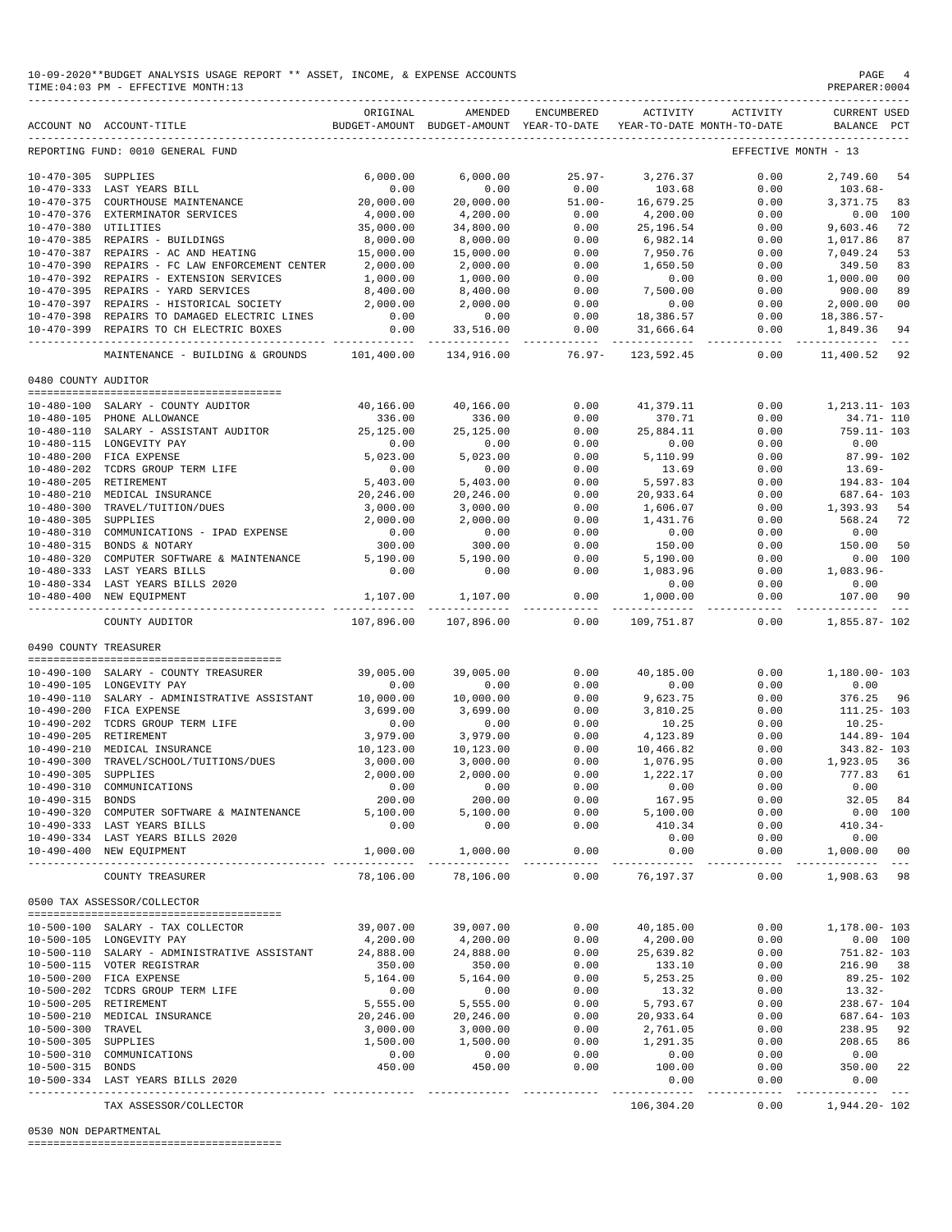10-09-2020**BUDGET ANALYSIS USAGE REPORT ** ASSET, INCOME, & EXPENSE ACCOUNTS
TIME:04:03 PM - EFFECTIVE MONTH:13
PREPARER:0004

| ACCOUNT NO | ACCOUNT-TITLE | ORIGINAL BUDGET-AMOUNT | AMENDED BUDGET-AMOUNT | ENCUMBERED YEAR-TO-DATE | ACTIVITY YEAR-TO-DATE | ACTIVITY MONTH-TO-DATE | CURRENT BALANCE | USED PCT |
|---|---|---|---|---|---|---|---|---|
| REPORTING FUND: 0010 GENERAL FUND | | | | | | EFFECTIVE MONTH - 13 | | |
| 10-470-305 | SUPPLIES | 6,000.00 | 6,000.00 | 25.97- | 3,276.37 | 0.00 | 2,749.60 | 54 |
| 10-470-333 | LAST YEARS BILL | 0.00 | 0.00 | 0.00 | 103.68 | 0.00 | 103.68- | |
| 10-470-375 | COURTHOUSE MAINTENANCE | 20,000.00 | 20,000.00 | 51.00- | 16,679.25 | 0.00 | 3,371.75 | 83 |
| 10-470-376 | EXTERMINATOR SERVICES | 4,000.00 | 4,200.00 | 0.00 | 4,200.00 | 0.00 | 0.00 | 100 |
| 10-470-380 | UTILITIES | 35,000.00 | 34,800.00 | 0.00 | 25,196.54 | 0.00 | 9,603.46 | 72 |
| 10-470-385 | REPAIRS - BUILDINGS | 8,000.00 | 8,000.00 | 0.00 | 6,982.14 | 0.00 | 1,017.86 | 87 |
| 10-470-387 | REPAIRS - AC AND HEATING | 15,000.00 | 15,000.00 | 0.00 | 7,950.76 | 0.00 | 7,049.24 | 53 |
| 10-470-390 | REPAIRS - FC LAW ENFORCEMENT CENTER | 2,000.00 | 2,000.00 | 0.00 | 1,650.50 | 0.00 | 349.50 | 83 |
| 10-470-392 | REPAIRS - EXTENSION SERVICES | 1,000.00 | 1,000.00 | 0.00 | 0.00 | 0.00 | 1,000.00 | 00 |
| 10-470-395 | REPAIRS - YARD SERVICES | 8,400.00 | 8,400.00 | 0.00 | 7,500.00 | 0.00 | 900.00 | 89 |
| 10-470-397 | REPAIRS - HISTORICAL SOCIETY | 2,000.00 | 2,000.00 | 0.00 | 0.00 | 0.00 | 2,000.00 | 00 |
| 10-470-398 | REPAIRS TO DAMAGED ELECTRIC LINES | 0.00 | 0.00 | 0.00 | 18,386.57 | 0.00 | 18,386.57- | |
| 10-470-399 | REPAIRS TO CH ELECTRIC BOXES | 0.00 | 33,516.00 | 0.00 | 31,666.64 | 0.00 | 1,849.36 | 94 |
| | MAINTENANCE - BUILDING & GROUNDS | 101,400.00 | 134,916.00 | 76.97- | 123,592.45 | 0.00 | 11,400.52 | 92 |
| 0480 COUNTY AUDITOR | | | | | | | | |
| 10-480-100 | SALARY - COUNTY AUDITOR | 40,166.00 | 40,166.00 | 0.00 | 41,379.11 | 0.00 | 1,213.11- | 103 |
| 10-480-105 | PHONE ALLOWANCE | 336.00 | 336.00 | 0.00 | 370.71 | 0.00 | 34.71- | 110 |
| 10-480-110 | SALARY - ASSISTANT AUDITOR | 25,125.00 | 25,125.00 | 0.00 | 25,884.11 | 0.00 | 759.11- | 103 |
| 10-480-115 | LONGEVITY PAY | 0.00 | 0.00 | 0.00 | 0.00 | 0.00 | 0.00 | |
| 10-480-200 | FICA EXPENSE | 5,023.00 | 5,023.00 | 0.00 | 5,110.99 | 0.00 | 87.99- | 102 |
| 10-480-202 | TCDRS GROUP TERM LIFE | 0.00 | 0.00 | 0.00 | 13.69 | 0.00 | 13.69- | |
| 10-480-205 | RETIREMENT | 5,403.00 | 5,403.00 | 0.00 | 5,597.83 | 0.00 | 194.83- | 104 |
| 10-480-210 | MEDICAL INSURANCE | 20,246.00 | 20,246.00 | 0.00 | 20,933.64 | 0.00 | 687.64- | 103 |
| 10-480-300 | TRAVEL/TUITION/DUES | 3,000.00 | 3,000.00 | 0.00 | 1,606.07 | 0.00 | 1,393.93 | 54 |
| 10-480-305 | SUPPLIES | 2,000.00 | 2,000.00 | 0.00 | 1,431.76 | 0.00 | 568.24 | 72 |
| 10-480-310 | COMMUNICATIONS - IPAD EXPENSE | 0.00 | 0.00 | 0.00 | 0.00 | 0.00 | 0.00 | |
| 10-480-315 | BONDS & NOTARY | 300.00 | 300.00 | 0.00 | 150.00 | 0.00 | 150.00 | 50 |
| 10-480-320 | COMPUTER SOFTWARE & MAINTENANCE | 5,190.00 | 5,190.00 | 0.00 | 5,190.00 | 0.00 | 0.00 | 100 |
| 10-480-333 | LAST YEARS BILLS | 0.00 | 0.00 | 0.00 | 1,083.96 | 0.00 | 1,083.96- | |
| 10-480-334 | LAST YEARS BILLS 2020 | | | | 0.00 | 0.00 | 0.00 | |
| 10-480-400 | NEW EQUIPMENT | 1,107.00 | 1,107.00 | 0.00 | 1,000.00 | 0.00 | 107.00 | 90 |
| | COUNTY AUDITOR | 107,896.00 | 107,896.00 | 0.00 | 109,751.87 | 0.00 | 1,855.87- | 102 |
| 0490 COUNTY TREASURER | | | | | | | | |
| 10-490-100 | SALARY - COUNTY TREASURER | 39,005.00 | 39,005.00 | 0.00 | 40,185.00 | 0.00 | 1,180.00- | 103 |
| 10-490-105 | LONGEVITY PAY | 0.00 | 0.00 | 0.00 | 0.00 | 0.00 | 0.00 | |
| 10-490-110 | SALARY - ADMINISTRATIVE ASSISTANT | 10,000.00 | 10,000.00 | 0.00 | 9,623.75 | 0.00 | 376.25 | 96 |
| 10-490-200 | FICA EXPENSE | 3,699.00 | 3,699.00 | 0.00 | 3,810.25 | 0.00 | 111.25- | 103 |
| 10-490-202 | TCDRS GROUP TERM LIFE | 0.00 | 0.00 | 0.00 | 10.25 | 0.00 | 10.25- | |
| 10-490-205 | RETIREMENT | 3,979.00 | 3,979.00 | 0.00 | 4,123.89 | 0.00 | 144.89- | 104 |
| 10-490-210 | MEDICAL INSURANCE | 10,123.00 | 10,123.00 | 0.00 | 10,466.82 | 0.00 | 343.82- | 103 |
| 10-490-300 | TRAVEL/SCHOOL/TUITIONS/DUES | 3,000.00 | 3,000.00 | 0.00 | 1,076.95 | 0.00 | 1,923.05 | 36 |
| 10-490-305 | SUPPLIES | 2,000.00 | 2,000.00 | 0.00 | 1,222.17 | 0.00 | 777.83 | 61 |
| 10-490-310 | COMMUNICATIONS | 0.00 | 0.00 | 0.00 | 0.00 | 0.00 | 0.00 | |
| 10-490-315 | BONDS | 200.00 | 200.00 | 0.00 | 167.95 | 0.00 | 32.05 | 84 |
| 10-490-320 | COMPUTER SOFTWARE & MAINTENANCE | 5,100.00 | 5,100.00 | 0.00 | 5,100.00 | 0.00 | 0.00 | 100 |
| 10-490-333 | LAST YEARS BILLS | 0.00 | 0.00 | 0.00 | 410.34 | 0.00 | 410.34- | |
| 10-490-334 | LAST YEARS BILLS 2020 | | | | 0.00 | 0.00 | 0.00 | |
| 10-490-400 | NEW EQUIPMENT | 1,000.00 | 1,000.00 | 0.00 | 0.00 | 0.00 | 1,000.00 | 00 |
| | COUNTY TREASURER | 78,106.00 | 78,106.00 | 0.00 | 76,197.37 | 0.00 | 1,908.63 | 98 |
| 0500 TAX ASSESSOR/COLLECTOR | | | | | | | | |
| 10-500-100 | SALARY - TAX COLLECTOR | 39,007.00 | 39,007.00 | 0.00 | 40,185.00 | 0.00 | 1,178.00- | 103 |
| 10-500-105 | LONGEVITY PAY | 4,200.00 | 4,200.00 | 0.00 | 4,200.00 | 0.00 | 0.00 | 100 |
| 10-500-110 | SALARY - ADMINISTRATIVE ASSISTANT | 24,888.00 | 24,888.00 | 0.00 | 25,639.82 | 0.00 | 751.82- | 103 |
| 10-500-115 | VOTER REGISTRAR | 350.00 | 350.00 | 0.00 | 133.10 | 0.00 | 216.90 | 38 |
| 10-500-200 | FICA EXPENSE | 5,164.00 | 5,164.00 | 0.00 | 5,253.25 | 0.00 | 89.25- | 102 |
| 10-500-202 | TCDRS GROUP TERM LIFE | 0.00 | 0.00 | 0.00 | 13.32 | 0.00 | 13.32- | |
| 10-500-205 | RETIREMENT | 5,555.00 | 5,555.00 | 0.00 | 5,793.67 | 0.00 | 238.67- | 104 |
| 10-500-210 | MEDICAL INSURANCE | 20,246.00 | 20,246.00 | 0.00 | 20,933.64 | 0.00 | 687.64- | 103 |
| 10-500-300 | TRAVEL | 3,000.00 | 3,000.00 | 0.00 | 2,761.05 | 0.00 | 238.95 | 92 |
| 10-500-305 | SUPPLIES | 1,500.00 | 1,500.00 | 0.00 | 1,291.35 | 0.00 | 208.65 | 86 |
| 10-500-310 | COMMUNICATIONS | 0.00 | 0.00 | 0.00 | 0.00 | 0.00 | 0.00 | |
| 10-500-315 | BONDS | 450.00 | 450.00 | 0.00 | 100.00 | 0.00 | 350.00 | 22 |
| 10-500-334 | LAST YEARS BILLS 2020 | | | | 0.00 | 0.00 | 0.00 | |
| | TAX ASSESSOR/COLLECTOR | | | | 106,304.20 | 0.00 | 1,944.20- | 102 |
| 0530 NON DEPARTMENTAL | | | | | | | | |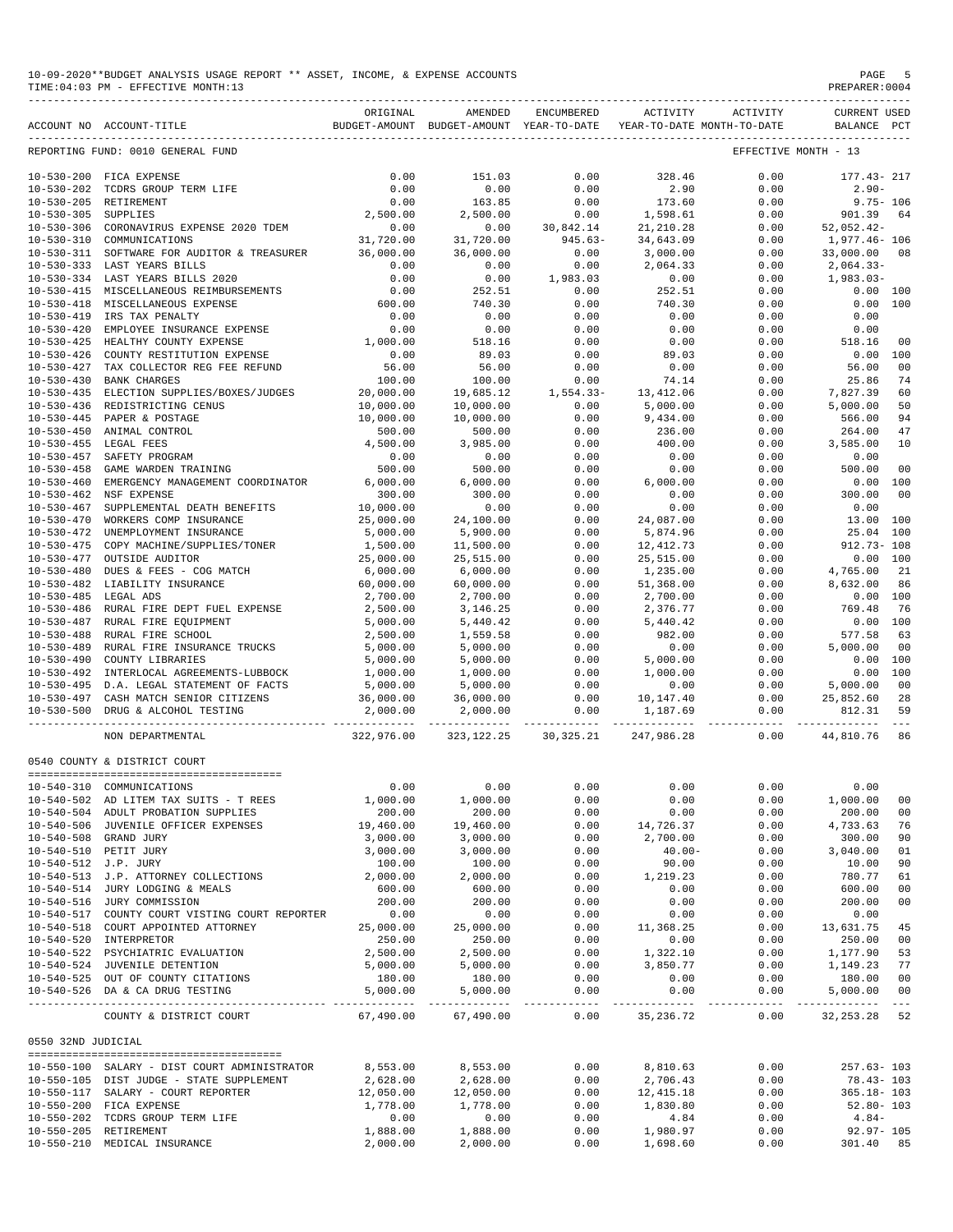10-09-2020**BUDGET ANALYSIS USAGE REPORT ** ASSET, INCOME, & EXPENSE ACCOUNTS
TIME:04:03 PM - EFFECTIVE MONTH:13

PREPARER:0004

| ACCOUNT NO | ACCOUNT-TITLE | ORIGINAL BUDGET-AMOUNT | AMENDED BUDGET-AMOUNT | ENCUMBERED YEAR-TO-DATE | ACTIVITY YEAR-TO-DATE | ACTIVITY MONTH-TO-DATE | CURRENT BALANCE | USED PCT |
|---|---|---|---|---|---|---|---|---|
| REPORTING FUND: 0010 GENERAL FUND | | | | | | EFFECTIVE MONTH - 13 | | |
| 10-530-200 | FICA EXPENSE | 0.00 | 151.03 | 0.00 | 328.46 | 0.00 | 177.43- | 217 |
| 10-530-202 | TCDRS GROUP TERM LIFE | 0.00 | 0.00 | 0.00 | 2.90 | 0.00 | 2.90- | |
| 10-530-205 | RETIREMENT | 0.00 | 163.85 | 0.00 | 173.60 | 0.00 | 9.75- | 106 |
| 10-530-305 | SUPPLIES | 2,500.00 | 2,500.00 | 0.00 | 1,598.61 | 0.00 | 901.39 | 64 |
| 10-530-306 | CORONAVIRUS EXPENSE 2020 TDEM | 0.00 | 0.00 | 30,842.14 | 21,210.28 | 0.00 | 52,052.42- | |
| 10-530-310 | COMMUNICATIONS | 31,720.00 | 31,720.00 | 945.63- | 34,643.09 | 0.00 | 1,977.46- | 106 |
| 10-530-311 | SOFTWARE FOR AUDITOR & TREASURER | 36,000.00 | 36,000.00 | 0.00 | 3,000.00 | 0.00 | 33,000.00 | 08 |
| 10-530-333 | LAST YEARS BILLS | 0.00 | 0.00 | 0.00 | 2,064.33 | 0.00 | 2,064.33- | |
| 10-530-334 | LAST YEARS BILLS 2020 | 0.00 | 0.00 | 1,983.03 | 0.00 | 0.00 | 1,983.03- | |
| 10-530-415 | MISCELLANEOUS REIMBURSEMENTS | 0.00 | 252.51 | 0.00 | 252.51 | 0.00 | 0.00 | 100 |
| 10-530-418 | MISCELLANEOUS EXPENSE | 600.00 | 740.30 | 0.00 | 740.30 | 0.00 | 0.00 | 100 |
| 10-530-419 | IRS TAX PENALTY | 0.00 | 0.00 | 0.00 | 0.00 | 0.00 | 0.00 | |
| 10-530-420 | EMPLOYEE INSURANCE EXPENSE | 0.00 | 0.00 | 0.00 | 0.00 | 0.00 | 0.00 | |
| 10-530-425 | HEALTHY COUNTY EXPENSE | 1,000.00 | 518.16 | 0.00 | 0.00 | 0.00 | 518.16 | 00 |
| 10-530-426 | COUNTY RESTITUTION EXPENSE | 0.00 | 89.03 | 0.00 | 89.03 | 0.00 | 0.00 | 100 |
| 10-530-427 | TAX COLLECTOR REG FEE REFUND | 56.00 | 56.00 | 0.00 | 0.00 | 0.00 | 56.00 | 00 |
| 10-530-430 | BANK CHARGES | 100.00 | 100.00 | 0.00 | 74.14 | 0.00 | 25.86 | 74 |
| 10-530-435 | ELECTION SUPPLIES/BOXES/JUDGES | 20,000.00 | 19,685.12 | 1,554.33- | 13,412.06 | 0.00 | 7,827.39 | 60 |
| 10-530-436 | REDISTRICTING CENUS | 10,000.00 | 10,000.00 | 0.00 | 5,000.00 | 0.00 | 5,000.00 | 50 |
| 10-530-445 | PAPER & POSTAGE | 10,000.00 | 10,000.00 | 0.00 | 9,434.00 | 0.00 | 566.00 | 94 |
| 10-530-450 | ANIMAL CONTROL | 500.00 | 500.00 | 0.00 | 236.00 | 0.00 | 264.00 | 47 |
| 10-530-455 | LEGAL FEES | 4,500.00 | 3,985.00 | 0.00 | 400.00 | 0.00 | 3,585.00 | 10 |
| 10-530-457 | SAFETY PROGRAM | 0.00 | 0.00 | 0.00 | 0.00 | 0.00 | 0.00 | |
| 10-530-458 | GAME WARDEN TRAINING | 500.00 | 500.00 | 0.00 | 0.00 | 0.00 | 500.00 | 00 |
| 10-530-460 | EMERGENCY MANAGEMENT COORDINATOR | 6,000.00 | 6,000.00 | 0.00 | 6,000.00 | 0.00 | 0.00 | 100 |
| 10-530-462 | NSF EXPENSE | 300.00 | 300.00 | 0.00 | 0.00 | 0.00 | 300.00 | 00 |
| 10-530-467 | SUPPLEMENTAL DEATH BENEFITS | 10,000.00 | 0.00 | 0.00 | 0.00 | 0.00 | 0.00 | |
| 10-530-470 | WORKERS COMP INSURANCE | 25,000.00 | 24,100.00 | 0.00 | 24,087.00 | 0.00 | 13.00 | 100 |
| 10-530-472 | UNEMPLOYMENT INSURANCE | 5,000.00 | 5,900.00 | 0.00 | 5,874.96 | 0.00 | 25.04 | 100 |
| 10-530-475 | COPY MACHINE/SUPPLIES/TONER | 1,500.00 | 11,500.00 | 0.00 | 12,412.73 | 0.00 | 912.73- | 108 |
| 10-530-477 | OUTSIDE AUDITOR | 25,000.00 | 25,515.00 | 0.00 | 25,515.00 | 0.00 | 0.00 | 100 |
| 10-530-480 | DUES & FEES - COG MATCH | 6,000.00 | 6,000.00 | 0.00 | 1,235.00 | 0.00 | 4,765.00 | 21 |
| 10-530-482 | LIABILITY INSURANCE | 60,000.00 | 60,000.00 | 0.00 | 51,368.00 | 0.00 | 8,632.00 | 86 |
| 10-530-485 | LEGAL ADS | 2,700.00 | 2,700.00 | 0.00 | 2,700.00 | 0.00 | 0.00 | 100 |
| 10-530-486 | RURAL FIRE DEPT FUEL EXPENSE | 2,500.00 | 3,146.25 | 0.00 | 2,376.77 | 0.00 | 769.48 | 76 |
| 10-530-487 | RURAL FIRE EQUIPMENT | 5,000.00 | 5,440.42 | 0.00 | 5,440.42 | 0.00 | 0.00 | 100 |
| 10-530-488 | RURAL FIRE SCHOOL | 2,500.00 | 1,559.58 | 0.00 | 982.00 | 0.00 | 577.58 | 63 |
| 10-530-489 | RURAL FIRE INSURANCE TRUCKS | 5,000.00 | 5,000.00 | 0.00 | 0.00 | 0.00 | 5,000.00 | 00 |
| 10-530-490 | COUNTY LIBRARIES | 5,000.00 | 5,000.00 | 0.00 | 5,000.00 | 0.00 | 0.00 | 100 |
| 10-530-492 | INTERLOCAL AGREEMENTS-LUBBOCK | 1,000.00 | 1,000.00 | 0.00 | 1,000.00 | 0.00 | 0.00 | 100 |
| 10-530-495 | D.A. LEGAL STATEMENT OF FACTS | 5,000.00 | 5,000.00 | 0.00 | 0.00 | 0.00 | 5,000.00 | 00 |
| 10-530-497 | CASH MATCH SENIOR CITIZENS | 36,000.00 | 36,000.00 | 0.00 | 10,147.40 | 0.00 | 25,852.60 | 28 |
| 10-530-500 | DRUG & ALCOHOL TESTING | 2,000.00 | 2,000.00 | 0.00 | 1,187.69 | 0.00 | 812.31 | 59 |
| | NON DEPARTMENTAL | 322,976.00 | 323,122.25 | 30,325.21 | 247,986.28 | 0.00 | 44,810.76 | 86 |
| 0540 COUNTY & DISTRICT COURT | | | | | | | | |
| 10-540-310 | COMMUNICATIONS | 0.00 | 0.00 | 0.00 | 0.00 | 0.00 | 0.00 | |
| 10-540-502 | AD LITEM TAX SUITS - T REES | 1,000.00 | 1,000.00 | 0.00 | 0.00 | 0.00 | 1,000.00 | 00 |
| 10-540-504 | ADULT PROBATION SUPPLIES | 200.00 | 200.00 | 0.00 | 0.00 | 0.00 | 200.00 | 00 |
| 10-540-506 | JUVENILE OFFICER EXPENSES | 19,460.00 | 19,460.00 | 0.00 | 14,726.37 | 0.00 | 4,733.63 | 76 |
| 10-540-508 | GRAND JURY | 3,000.00 | 3,000.00 | 0.00 | 2,700.00 | 0.00 | 300.00 | 90 |
| 10-540-510 | PETIT JURY | 3,000.00 | 3,000.00 | 0.00 | 40.00- | 0.00 | 3,040.00 | 01 |
| 10-540-512 | J.P. JURY | 100.00 | 100.00 | 0.00 | 90.00 | 0.00 | 10.00 | 90 |
| 10-540-513 | J.P. ATTORNEY COLLECTIONS | 2,000.00 | 2,000.00 | 0.00 | 1,219.23 | 0.00 | 780.77 | 61 |
| 10-540-514 | JURY LODGING & MEALS | 600.00 | 600.00 | 0.00 | 0.00 | 0.00 | 600.00 | 00 |
| 10-540-516 | JURY COMMISSION | 200.00 | 200.00 | 0.00 | 0.00 | 0.00 | 200.00 | 00 |
| 10-540-517 | COUNTY COURT VISTING COURT REPORTER | 0.00 | 0.00 | 0.00 | 0.00 | 0.00 | 0.00 | |
| 10-540-518 | COURT APPOINTED ATTORNEY | 25,000.00 | 25,000.00 | 0.00 | 11,368.25 | 0.00 | 13,631.75 | 45 |
| 10-540-520 | INTERPRETOR | 250.00 | 250.00 | 0.00 | 0.00 | 0.00 | 250.00 | 00 |
| 10-540-522 | PSYCHIATRIC EVALUATION | 2,500.00 | 2,500.00 | 0.00 | 1,322.10 | 0.00 | 1,177.90 | 53 |
| 10-540-524 | JUVENILE DETENTION | 5,000.00 | 5,000.00 | 0.00 | 3,850.77 | 0.00 | 1,149.23 | 77 |
| 10-540-525 | OUT OF COUNTY CITATIONS | 180.00 | 180.00 | 0.00 | 0.00 | 0.00 | 180.00 | 00 |
| 10-540-526 | DA & CA DRUG TESTING | 5,000.00 | 5,000.00 | 0.00 | 0.00 | 0.00 | 5,000.00 | 00 |
| | COUNTY & DISTRICT COURT | 67,490.00 | 67,490.00 | 0.00 | 35,236.72 | 0.00 | 32,253.28 | 52 |
| 0550 32ND JUDICIAL | | | | | | | | |
| 10-550-100 | SALARY - DIST COURT ADMINISTRATOR | 8,553.00 | 8,553.00 | 0.00 | 8,810.63 | 0.00 | 257.63- | 103 |
| 10-550-105 | DIST JUDGE - STATE SUPPLEMENT | 2,628.00 | 2,628.00 | 0.00 | 2,706.43 | 0.00 | 78.43- | 103 |
| 10-550-117 | SALARY - COURT REPORTER | 12,050.00 | 12,050.00 | 0.00 | 12,415.18 | 0.00 | 365.18- | 103 |
| 10-550-200 | FICA EXPENSE | 1,778.00 | 1,778.00 | 0.00 | 1,830.80 | 0.00 | 52.80- | 103 |
| 10-550-202 | TCDRS GROUP TERM LIFE | 0.00 | 0.00 | 0.00 | 4.84 | 0.00 | 4.84- | |
| 10-550-205 | RETIREMENT | 1,888.00 | 1,888.00 | 0.00 | 1,980.97 | 0.00 | 92.97- | 105 |
| 10-550-210 | MEDICAL INSURANCE | 2,000.00 | 2,000.00 | 0.00 | 1,698.60 | 0.00 | 301.40 | 85 |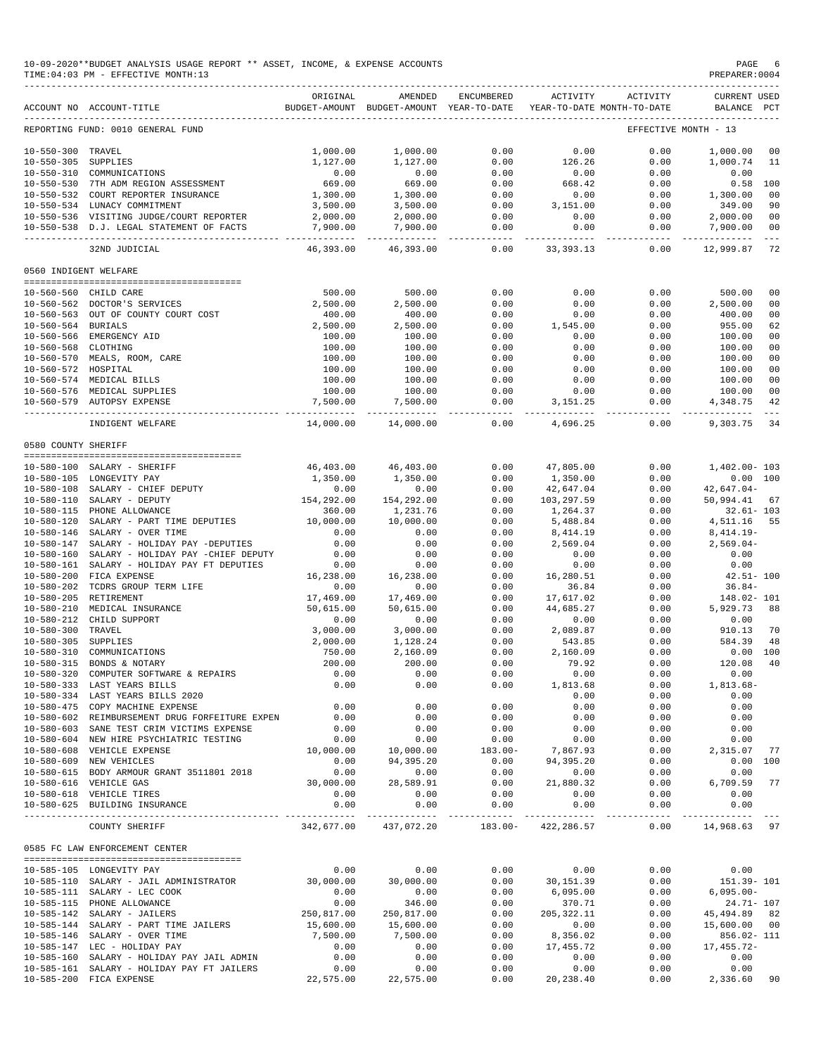10-09-2020**BUDGET ANALYSIS USAGE REPORT ** ASSET, INCOME, & EXPENSE ACCOUNTS

TIME:04:03 PM - EFFECTIVE MONTH:13

| ACCOUNT NO | ACCOUNT-TITLE | ORIGINAL BUDGET-AMOUNT | AMENDED BUDGET-AMOUNT | ENCUMBERED YEAR-TO-DATE | ACTIVITY YEAR-TO-DATE | ACTIVITY MONTH-TO-DATE | CURRENT BALANCE | USED PCT |
|---|---|---|---|---|---|---|---|---|
| REPORTING FUND: 0010 GENERAL FUND | | | | | | EFFECTIVE MONTH - 13 | | |
| 10-550-300 | TRAVEL | 1,000.00 | 1,000.00 | 0.00 | 0.00 | 0.00 | 1,000.00 | 00 |
| 10-550-305 | SUPPLIES | 1,127.00 | 1,127.00 | 0.00 | 126.26 | 0.00 | 1,000.74 | 11 |
| 10-550-310 | COMMUNICATIONS | 0.00 | 0.00 | 0.00 | 0.00 | 0.00 | 0.00 | |
| 10-550-530 | 7TH ADM REGION ASSESSMENT | 669.00 | 669.00 | 0.00 | 668.42 | 0.00 | 0.58 | 100 |
| 10-550-532 | COURT REPORTER INSURANCE | 1,300.00 | 1,300.00 | 0.00 | 0.00 | 0.00 | 1,300.00 | 00 |
| 10-550-534 | LUNACY COMMITMENT | 3,500.00 | 3,500.00 | 0.00 | 3,151.00 | 0.00 | 349.00 | 90 |
| 10-550-536 | VISITING JUDGE/COURT REPORTER | 2,000.00 | 2,000.00 | 0.00 | 0.00 | 0.00 | 2,000.00 | 00 |
| 10-550-538 | D.J. LEGAL STATEMENT OF FACTS | 7,900.00 | 7,900.00 | 0.00 | 0.00 | 0.00 | 7,900.00 | 00 |
| | 32ND JUDICIAL | 46,393.00 | 46,393.00 | 0.00 | 33,393.13 | 0.00 | 12,999.87 | 72 |
| 0560 INDIGENT WELFARE | | | | | | | | |
| 10-560-560 | CHILD CARE | 500.00 | 500.00 | 0.00 | 0.00 | 0.00 | 500.00 | 00 |
| 10-560-562 | DOCTOR'S SERVICES | 2,500.00 | 2,500.00 | 0.00 | 0.00 | 0.00 | 2,500.00 | 00 |
| 10-560-563 | OUT OF COUNTY COURT COST | 400.00 | 400.00 | 0.00 | 0.00 | 0.00 | 400.00 | 00 |
| 10-560-564 | BURIALS | 2,500.00 | 2,500.00 | 0.00 | 1,545.00 | 0.00 | 955.00 | 62 |
| 10-560-566 | EMERGENCY AID | 100.00 | 100.00 | 0.00 | 0.00 | 0.00 | 100.00 | 00 |
| 10-560-568 | CLOTHING | 100.00 | 100.00 | 0.00 | 0.00 | 0.00 | 100.00 | 00 |
| 10-560-570 | MEALS, ROOM, CARE | 100.00 | 100.00 | 0.00 | 0.00 | 0.00 | 100.00 | 00 |
| 10-560-572 | HOSPITAL | 100.00 | 100.00 | 0.00 | 0.00 | 0.00 | 100.00 | 00 |
| 10-560-574 | MEDICAL BILLS | 100.00 | 100.00 | 0.00 | 0.00 | 0.00 | 100.00 | 00 |
| 10-560-576 | MEDICAL SUPPLIES | 100.00 | 100.00 | 0.00 | 0.00 | 0.00 | 100.00 | 00 |
| 10-560-579 | AUTOPSY EXPENSE | 7,500.00 | 7,500.00 | 0.00 | 3,151.25 | 0.00 | 4,348.75 | 42 |
| | INDIGENT WELFARE | 14,000.00 | 14,000.00 | 0.00 | 4,696.25 | 0.00 | 9,303.75 | 34 |
| 0580 COUNTY SHERIFF | | | | | | | | |
| 10-580-100 | SALARY - SHERIFF | 46,403.00 | 46,403.00 | 0.00 | 47,805.00 | 0.00 | 1,402.00- | 103 |
| 10-580-105 | LONGEVITY PAY | 1,350.00 | 1,350.00 | 0.00 | 1,350.00 | 0.00 | 0.00 | 100 |
| 10-580-108 | SALARY - CHIEF DEPUTY | 0.00 | 0.00 | 0.00 | 42,647.04 | 0.00 | 42,647.04- | |
| 10-580-110 | SALARY - DEPUTY | 154,292.00 | 154,292.00 | 0.00 | 103,297.59 | 0.00 | 50,994.41 | 67 |
| 10-580-115 | PHONE ALLOWANCE | 360.00 | 1,231.76 | 0.00 | 1,264.37 | 0.00 | 32.61- | 103 |
| 10-580-120 | SALARY - PART TIME DEPUTIES | 10,000.00 | 10,000.00 | 0.00 | 5,488.84 | 0.00 | 4,511.16 | 55 |
| 10-580-146 | SALARY - OVER TIME | 0.00 | 0.00 | 0.00 | 8,414.19 | 0.00 | 8,414.19- | |
| 10-580-147 | SALARY - HOLIDAY PAY -DEPUTIES | 0.00 | 0.00 | 0.00 | 2,569.04 | 0.00 | 2,569.04- | |
| 10-580-160 | SALARY - HOLIDAY PAY -CHIEF DEPUTY | 0.00 | 0.00 | 0.00 | 0.00 | 0.00 | 0.00 | |
| 10-580-161 | SALARY - HOLIDAY PAY FT DEPUTIES | 0.00 | 0.00 | 0.00 | 0.00 | 0.00 | 0.00 | |
| 10-580-200 | FICA EXPENSE | 16,238.00 | 16,238.00 | 0.00 | 16,280.51 | 0.00 | 42.51- | 100 |
| 10-580-202 | TCDRS GROUP TERM LIFE | 0.00 | 0.00 | 0.00 | 36.84 | 0.00 | 36.84- | |
| 10-580-205 | RETIREMENT | 17,469.00 | 17,469.00 | 0.00 | 17,617.02 | 0.00 | 148.02- | 101 |
| 10-580-210 | MEDICAL INSURANCE | 50,615.00 | 50,615.00 | 0.00 | 44,685.27 | 0.00 | 5,929.73 | 88 |
| 10-580-212 | CHILD SUPPORT | 0.00 | 0.00 | 0.00 | 0.00 | 0.00 | 0.00 | |
| 10-580-300 | TRAVEL | 3,000.00 | 3,000.00 | 0.00 | 2,089.87 | 0.00 | 910.13 | 70 |
| 10-580-305 | SUPPLIES | 2,000.00 | 1,128.24 | 0.00 | 543.85 | 0.00 | 584.39 | 48 |
| 10-580-310 | COMMUNICATIONS | 750.00 | 2,160.09 | 0.00 | 2,160.09 | 0.00 | 0.00 | 100 |
| 10-580-315 | BONDS & NOTARY | 200.00 | 200.00 | 0.00 | 79.92 | 0.00 | 120.08 | 40 |
| 10-580-320 | COMPUTER SOFTWARE & REPAIRS | 0.00 | 0.00 | 0.00 | 0.00 | 0.00 | 0.00 | |
| 10-580-333 | LAST YEARS BILLS | 0.00 | 0.00 | 0.00 | 1,813.68 | 0.00 | 1,813.68- | |
| 10-580-334 | LAST YEARS BILLS 2020 | | | | 0.00 | 0.00 | 0.00 | |
| 10-580-475 | COPY MACHINE EXPENSE | 0.00 | 0.00 | 0.00 | 0.00 | 0.00 | 0.00 | |
| 10-580-602 | REIMBURSEMENT DRUG FORFEITURE EXPEN | 0.00 | 0.00 | 0.00 | 0.00 | 0.00 | 0.00 | |
| 10-580-603 | SANE TEST CRIM VICTIMS EXPENSE | 0.00 | 0.00 | 0.00 | 0.00 | 0.00 | 0.00 | |
| 10-580-604 | NEW HIRE PSYCHIATRIC TESTING | 0.00 | 0.00 | 0.00 | 0.00 | 0.00 | 0.00 | |
| 10-580-608 | VEHICLE EXPENSE | 10,000.00 | 10,000.00 | 183.00- | 7,867.93 | 0.00 | 2,315.07 | 77 |
| 10-580-609 | NEW VEHICLES | 0.00 | 94,395.20 | 0.00 | 94,395.20 | 0.00 | 0.00 | 100 |
| 10-580-615 | BODY ARMOUR GRANT 3511801 2018 | 0.00 | 0.00 | 0.00 | 0.00 | 0.00 | 0.00 | |
| 10-580-616 | VEHICLE GAS | 30,000.00 | 28,589.91 | 0.00 | 21,880.32 | 0.00 | 6,709.59 | 77 |
| 10-580-618 | VEHICLE TIRES | 0.00 | 0.00 | 0.00 | 0.00 | 0.00 | 0.00 | |
| 10-580-625 | BUILDING INSURANCE | 0.00 | 0.00 | 0.00 | 0.00 | 0.00 | 0.00 | |
| | COUNTY SHERIFF | 342,677.00 | 437,072.20 | 183.00- | 422,286.57 | 0.00 | 14,968.63 | 97 |
| 0585 FC LAW ENFORCEMENT CENTER | | | | | | | | |
| 10-585-105 | LONGEVITY PAY | 0.00 | 0.00 | 0.00 | 0.00 | 0.00 | 0.00 | |
| 10-585-110 | SALARY - JAIL ADMINISTRATOR | 30,000.00 | 30,000.00 | 0.00 | 30,151.39 | 0.00 | 151.39- | 101 |
| 10-585-111 | SALARY - LEC COOK | 0.00 | 0.00 | 0.00 | 6,095.00 | 0.00 | 6,095.00- | |
| 10-585-115 | PHONE ALLOWANCE | 0.00 | 346.00 | 0.00 | 370.71 | 0.00 | 24.71- | 107 |
| 10-585-142 | SALARY - JAILERS | 250,817.00 | 250,817.00 | 0.00 | 205,322.11 | 0.00 | 45,494.89 | 82 |
| 10-585-144 | SALARY - PART TIME JAILERS | 15,600.00 | 15,600.00 | 0.00 | 0.00 | 0.00 | 15,600.00 | 00 |
| 10-585-146 | SALARY - OVER TIME | 7,500.00 | 7,500.00 | 0.00 | 8,356.02 | 0.00 | 856.02- | 111 |
| 10-585-147 | LEC - HOLIDAY PAY | 0.00 | 0.00 | 0.00 | 17,455.72 | 0.00 | 17,455.72- | |
| 10-585-160 | SALARY - HOLIDAY PAY JAIL ADMIN | 0.00 | 0.00 | 0.00 | 0.00 | 0.00 | 0.00 | |
| 10-585-161 | SALARY - HOLIDAY PAY FT JAILERS | 0.00 | 0.00 | 0.00 | 0.00 | 0.00 | 0.00 | |
| 10-585-200 | FICA EXPENSE | 22,575.00 | 22,575.00 | 0.00 | 20,238.40 | 0.00 | 2,336.60 | 90 |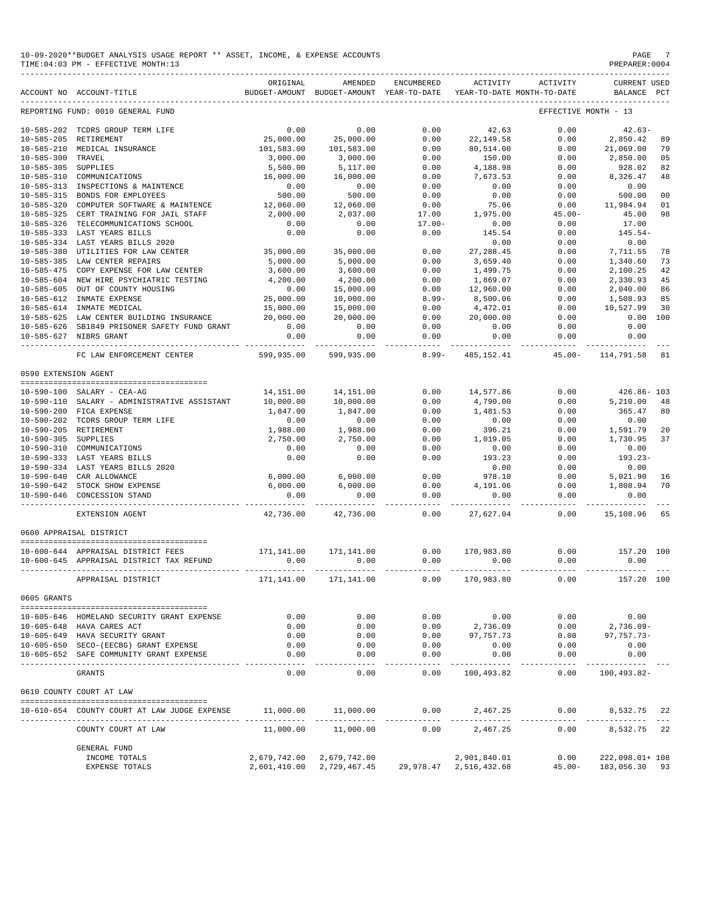10-09-2020**BUDGET ANALYSIS USAGE REPORT ** ASSET, INCOME, & EXPENSE ACCOUNTS

TIME:04:03 PM - EFFECTIVE MONTH:13

PREPARER:0004

| ACCOUNT NO | ACCOUNT-TITLE | ORIGINAL BUDGET-AMOUNT | AMENDED BUDGET-AMOUNT | ENCUMBERED YEAR-TO-DATE | ACTIVITY YEAR-TO-DATE | ACTIVITY MONTH-TO-DATE | CURRENT BALANCE | USED PCT |
|---|---|---|---|---|---|---|---|---|
| REPORTING FUND: 0010 GENERAL FUND | | | | | | EFFECTIVE MONTH - 13 | | |
| 10-585-202 | TCDRS GROUP TERM LIFE | 0.00 | 0.00 | 0.00 | 42.63 | 0.00 | 42.63- | |
| 10-585-205 | RETIREMENT | 25,000.00 | 25,000.00 | 0.00 | 22,149.58 | 0.00 | 2,850.42 | 89 |
| 10-585-210 | MEDICAL INSURANCE | 101,583.00 | 101,583.00 | 0.00 | 80,514.00 | 0.00 | 21,069.00 | 79 |
| 10-585-300 | TRAVEL | 3,000.00 | 3,000.00 | 0.00 | 150.00 | 0.00 | 2,850.00 | 05 |
| 10-585-305 | SUPPLIES | 5,500.00 | 5,117.00 | 0.00 | 4,188.98 | 0.00 | 928.02 | 82 |
| 10-585-310 | COMMUNICATIONS | 16,000.00 | 16,000.00 | 0.00 | 7,673.53 | 0.00 | 8,326.47 | 48 |
| 10-585-313 | INSPECTIONS & MAINTENCE | 0.00 | 0.00 | 0.00 | 0.00 | 0.00 | 0.00 | |
| 10-585-315 | BONDS FOR EMPLOYEES | 500.00 | 500.00 | 0.00 | 0.00 | 0.00 | 500.00 | 00 |
| 10-585-320 | COMPUTER SOFTWARE & MAINTENCE | 12,060.00 | 12,060.00 | 0.00 | 75.06 | 0.00 | 11,984.94 | 01 |
| 10-585-325 | CERT TRAINING FOR JAIL STAFF | 2,000.00 | 2,037.00 | 17.00 | 1,975.00 | 45.00- | 45.00 | 98 |
| 10-585-326 | TELECOMMUNICATIONS SCHOOL | 0.00 | 0.00 | 17.00- | 0.00 | 0.00 | 17.00 | |
| 10-585-333 | LAST YEARS BILLS | 0.00 | 0.00 | 0.00 | 145.54 | 0.00 | 145.54- | |
| 10-585-334 | LAST YEARS BILLS 2020 | | | | 0.00 | 0.00 | 0.00 | |
| 10-585-380 | UTILITIES FOR LAW CENTER | 35,000.00 | 35,000.00 | 0.00 | 27,288.45 | 0.00 | 7,711.55 | 78 |
| 10-585-385 | LAW CENTER REPAIRS | 5,000.00 | 5,000.00 | 0.00 | 3,659.40 | 0.00 | 1,340.60 | 73 |
| 10-585-475 | COPY EXPENSE FOR LAW CENTER | 3,600.00 | 3,600.00 | 0.00 | 1,499.75 | 0.00 | 2,100.25 | 42 |
| 10-585-604 | NEW HIRE PSYCHIATRIC TESTING | 4,200.00 | 4,200.00 | 0.00 | 1,869.07 | 0.00 | 2,330.93 | 45 |
| 10-585-605 | OUT OF COUNTY HOUSING | 0.00 | 15,000.00 | 0.00 | 12,960.00 | 0.00 | 2,040.00 | 86 |
| 10-585-612 | INMATE EXPENSE | 25,000.00 | 10,000.00 | 8.99- | 8,500.06 | 0.00 | 1,508.93 | 85 |
| 10-585-614 | INMATE MEDICAL | 15,000.00 | 15,000.00 | 0.00 | 4,472.01 | 0.00 | 10,527.99 | 30 |
| 10-585-625 | LAW CENTER BUILDING INSURANCE | 20,000.00 | 20,000.00 | 0.00 | 20,000.00 | 0.00 | 0.00 | 100 |
| 10-585-626 | SB1849 PRISONER SAFETY FUND GRANT | 0.00 | 0.00 | 0.00 | 0.00 | 0.00 | 0.00 | |
| 10-585-627 | NIBRS GRANT | 0.00 | 0.00 | 0.00 | 0.00 | 0.00 | 0.00 | |
| | FC LAW ENFORCEMENT CENTER | 599,935.00 | 599,935.00 | 8.99- | 485,152.41 | 45.00- | 114,791.58 | 81 |
| 0590 EXTENSION AGENT | | | | | | | | |
| 10-590-100 | SALARY - CEA-AG | 14,151.00 | 14,151.00 | 0.00 | 14,577.86 | 0.00 | 426.86- | 103 |
| 10-590-110 | SALARY - ADMINISTRATIVE ASSISTANT | 10,000.00 | 10,000.00 | 0.00 | 4,790.00 | 0.00 | 5,210.00 | 48 |
| 10-590-200 | FICA EXPENSE | 1,847.00 | 1,847.00 | 0.00 | 1,481.53 | 0.00 | 365.47 | 80 |
| 10-590-202 | TCDRS GROUP TERM LIFE | 0.00 | 0.00 | 0.00 | 0.00 | 0.00 | 0.00 | |
| 10-590-205 | RETIREMENT | 1,988.00 | 1,988.00 | 0.00 | 396.21 | 0.00 | 1,591.79 | 20 |
| 10-590-305 | SUPPLIES | 2,750.00 | 2,750.00 | 0.00 | 1,019.05 | 0.00 | 1,730.95 | 37 |
| 10-590-310 | COMMUNICATIONS | 0.00 | 0.00 | 0.00 | 0.00 | 0.00 | 0.00 | |
| 10-590-333 | LAST YEARS BILLS | 0.00 | 0.00 | 0.00 | 193.23 | 0.00 | 193.23- | |
| 10-590-334 | LAST YEARS BILLS 2020 | | | | 0.00 | 0.00 | 0.00 | |
| 10-590-640 | CAR ALLOWANCE | 6,000.00 | 6,000.00 | 0.00 | 978.10 | 0.00 | 5,021.90 | 16 |
| 10-590-642 | STOCK SHOW EXPENSE | 6,000.00 | 6,000.00 | 0.00 | 4,191.06 | 0.00 | 1,808.94 | 70 |
| 10-590-646 | CONCESSION STAND | 0.00 | 0.00 | 0.00 | 0.00 | 0.00 | 0.00 | |
| | EXTENSION AGENT | 42,736.00 | 42,736.00 | 0.00 | 27,627.04 | 0.00 | 15,108.96 | 65 |
| 0600 APPRAISAL DISTRICT | | | | | | | | |
| 10-600-644 | APPRAISAL DISTRICT FEES | 171,141.00 | 171,141.00 | 0.00 | 170,983.80 | 0.00 | 157.20 | 100 |
| 10-600-645 | APPRAISAL DISTRICT TAX REFUND | 0.00 | 0.00 | 0.00 | 0.00 | 0.00 | 0.00 | |
| | APPRAISAL DISTRICT | 171,141.00 | 171,141.00 | 0.00 | 170,983.80 | 0.00 | 157.20 | 100 |
| 0605 GRANTS | | | | | | | | |
| 10-605-646 | HOMELAND SECURITY GRANT EXPENSE | 0.00 | 0.00 | 0.00 | 0.00 | 0.00 | 0.00 | |
| 10-605-648 | HAVA CARES ACT | 0.00 | 0.00 | 0.00 | 2,736.09 | 0.00 | 2,736.09- | |
| 10-605-649 | HAVA SECURITY GRANT | 0.00 | 0.00 | 0.00 | 97,757.73 | 0.00 | 97,757.73- | |
| 10-605-650 | SECO-(EECBG) GRANT EXPENSE | 0.00 | 0.00 | 0.00 | 0.00 | 0.00 | 0.00 | |
| 10-605-652 | SAFE COMMUNITY GRANT EXPENSE | 0.00 | 0.00 | 0.00 | 0.00 | 0.00 | 0.00 | |
| | GRANTS | 0.00 | 0.00 | 0.00 | 100,493.82 | 0.00 | 100,493.82- | |
| 0610 COUNTY COURT AT LAW | | | | | | | | |
| 10-610-654 | COUNTY COURT AT LAW JUDGE EXPENSE | 11,000.00 | 11,000.00 | 0.00 | 2,467.25 | 0.00 | 8,532.75 | 22 |
| | COUNTY COURT AT LAW | 11,000.00 | 11,000.00 | 0.00 | 2,467.25 | 0.00 | 8,532.75 | 22 |
| | GENERAL FUND | | | | | | | |
| | INCOME TOTALS | 2,679,742.00 | 2,679,742.00 | | 2,901,840.01 | 0.00 | 222,098.01+ | 108 |
| | EXPENSE TOTALS | 2,601,410.00 | 2,729,467.45 | 29,978.47 | 2,516,432.68 | 45.00- | 183,056.30 | 93 |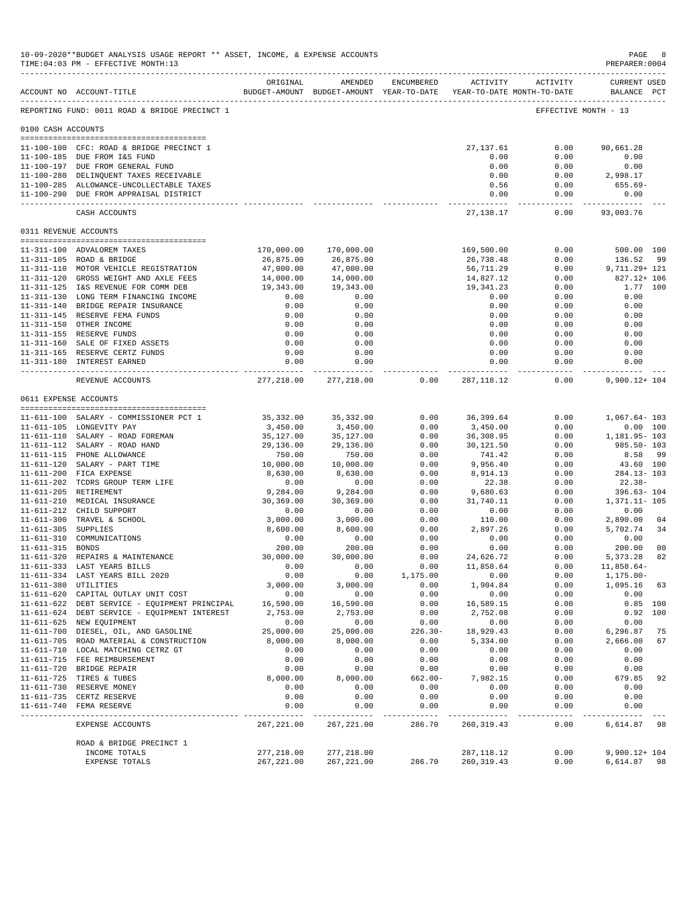10-09-2020**BUDGET ANALYSIS USAGE REPORT ** ASSET, INCOME, & EXPENSE ACCOUNTS
TIME:04:03 PM - EFFECTIVE MONTH:13

REPORTING FUND: 0011 ROAD & BRIDGE PRECINCT 1 — EFFECTIVE MONTH - 13

| ACCOUNT NO | ACCOUNT-TITLE | ORIGINAL BUDGET-AMOUNT | AMENDED BUDGET-AMOUNT | ENCUMBERED YEAR-TO-DATE | ACTIVITY YEAR-TO-DATE | ACTIVITY MONTH-TO-DATE | CURRENT USED BALANCE | PCT |
|---|---|---|---|---|---|---|---|---|
| **0100 CASH ACCOUNTS** | | | | | | | | |
| 11-100-100 | CFC: ROAD & BRIDGE PRECINCT 1 | | | | 27,137.61 | 0.00 | 90,661.28 | |
| 11-100-185 | DUE FROM I&S FUND | | | | 0.00 | 0.00 | 0.00 | |
| 11-100-197 | DUE FROM GENERAL FUND | | | | 0.00 | 0.00 | 0.00 | |
| 11-100-280 | DELINQUENT TAXES RECEIVABLE | | | | 0.00 | 0.00 | 2,998.17 | |
| 11-100-285 | ALLOWANCE-UNCOLLECTABLE TAXES | | | | 0.56 | 0.00 | 655.69- | |
| 11-100-290 | DUE FROM APPRAISAL DISTRICT | | | | 0.00 | 0.00 | 0.00 | |
| | CASH ACCOUNTS | | | | 27,138.17 | 0.00 | 93,003.76 | |
| **0311 REVENUE ACCOUNTS** | | | | | | | | |
| 11-311-100 | ADVALOREM TAXES | 170,000.00 | 170,000.00 | | 169,500.00 | 0.00 | 500.00 | 100 |
| 11-311-105 | ROAD & BRIDGE | 26,875.00 | 26,875.00 | | 26,738.48 | 0.00 | 136.52 | 99 |
| 11-311-110 | MOTOR VEHICLE REGISTRATION | 47,000.00 | 47,000.00 | | 56,711.29 | 0.00 | 9,711.29+ | 121 |
| 11-311-120 | GROSS WEIGHT AND AXLE FEES | 14,000.00 | 14,000.00 | | 14,827.12 | 0.00 | 827.12+ | 106 |
| 11-311-125 | I&S REVENUE FOR COMM DEB | 19,343.00 | 19,343.00 | | 19,341.23 | 0.00 | 1.77 | 100 |
| 11-311-130 | LONG TERM FINANCING INCOME | 0.00 | 0.00 | | 0.00 | 0.00 | 0.00 | |
| 11-311-140 | BRIDGE REPAIR INSURANCE | 0.00 | 0.00 | | 0.00 | 0.00 | 0.00 | |
| 11-311-145 | RESERVE FEMA FUNDS | 0.00 | 0.00 | | 0.00 | 0.00 | 0.00 | |
| 11-311-150 | OTHER INCOME | 0.00 | 0.00 | | 0.00 | 0.00 | 0.00 | |
| 11-311-155 | RESERVE FUNDS | 0.00 | 0.00 | | 0.00 | 0.00 | 0.00 | |
| 11-311-160 | SALE OF FIXED ASSETS | 0.00 | 0.00 | | 0.00 | 0.00 | 0.00 | |
| 11-311-165 | RESERVE CERTZ FUNDS | 0.00 | 0.00 | | 0.00 | 0.00 | 0.00 | |
| 11-311-180 | INTEREST EARNED | 0.00 | 0.00 | | 0.00 | 0.00 | 0.00 | |
| | REVENUE ACCOUNTS | 277,218.00 | 277,218.00 | 0.00 | 287,118.12 | 0.00 | 9,900.12+ | 104 |
| **0611 EXPENSE ACCOUNTS** | | | | | | | | |
| 11-611-100 | SALARY - COMMISSIONER PCT 1 | 35,332.00 | 35,332.00 | 0.00 | 36,399.64 | 0.00 | 1,067.64- | 103 |
| 11-611-105 | LONGEVITY PAY | 3,450.00 | 3,450.00 | 0.00 | 3,450.00 | 0.00 | 0.00 | 100 |
| 11-611-110 | SALARY - ROAD FOREMAN | 35,127.00 | 35,127.00 | 0.00 | 36,308.95 | 0.00 | 1,181.95- | 103 |
| 11-611-112 | SALARY - ROAD HAND | 29,136.00 | 29,136.00 | 0.00 | 30,121.50 | 0.00 | 985.50- | 103 |
| 11-611-115 | PHONE ALLOWANCE | 750.00 | 750.00 | 0.00 | 741.42 | 0.00 | 8.58 | 99 |
| 11-611-120 | SALARY - PART TIME | 10,000.00 | 10,000.00 | 0.00 | 9,956.40 | 0.00 | 43.60 | 100 |
| 11-611-200 | FICA EXPENSE | 8,630.00 | 8,630.00 | 0.00 | 8,914.13 | 0.00 | 284.13- | 103 |
| 11-611-202 | TCDRS GROUP TERM LIFE | 0.00 | 0.00 | 0.00 | 22.38 | 0.00 | 22.38- | |
| 11-611-205 | RETIREMENT | 9,284.00 | 9,284.00 | 0.00 | 9,680.63 | 0.00 | 396.63- | 104 |
| 11-611-210 | MEDICAL INSURANCE | 30,369.00 | 30,369.00 | 0.00 | 31,740.11 | 0.00 | 1,371.11- | 105 |
| 11-611-212 | CHILD SUPPORT | 0.00 | 0.00 | 0.00 | 0.00 | 0.00 | 0.00 | |
| 11-611-300 | TRAVEL & SCHOOL | 3,000.00 | 3,000.00 | 0.00 | 110.00 | 0.00 | 2,890.00 | 04 |
| 11-611-305 | SUPPLIES | 8,600.00 | 8,600.00 | 0.00 | 2,897.26 | 0.00 | 5,702.74 | 34 |
| 11-611-310 | COMMUNICATIONS | 0.00 | 0.00 | 0.00 | 0.00 | 0.00 | 0.00 | |
| 11-611-315 | BONDS | 200.00 | 200.00 | 0.00 | 0.00 | 0.00 | 200.00 | 00 |
| 11-611-320 | REPAIRS & MAINTENANCE | 30,000.00 | 30,000.00 | 0.00 | 24,626.72 | 0.00 | 5,373.28 | 82 |
| 11-611-333 | LAST YEARS BILLS | 0.00 | 0.00 | 0.00 | 11,858.64 | 0.00 | 11,858.64- | |
| 11-611-334 | LAST YEARS BILL 2020 | 0.00 | 0.00 | 1,175.00 | 0.00 | 0.00 | 1,175.00- | |
| 11-611-380 | UTILITIES | 3,000.00 | 3,000.00 | 0.00 | 1,904.84 | 0.00 | 1,095.16 | 63 |
| 11-611-620 | CAPITAL OUTLAY UNIT COST | 0.00 | 0.00 | 0.00 | 0.00 | 0.00 | 0.00 | |
| 11-611-622 | DEBT SERVICE - EQUIPMENT PRINCIPAL | 16,590.00 | 16,590.00 | 0.00 | 16,589.15 | 0.00 | 0.85 | 100 |
| 11-611-624 | DEBT SERVICE - EQUIPMENT INTEREST | 2,753.00 | 2,753.00 | 0.00 | 2,752.08 | 0.00 | 0.92 | 100 |
| 11-611-625 | NEW EQUIPMENT | 0.00 | 0.00 | 0.00 | 0.00 | 0.00 | 0.00 | |
| 11-611-700 | DIESEL, OIL, AND GASOLINE | 25,000.00 | 25,000.00 | 226.30- | 18,929.43 | 0.00 | 6,296.87 | 75 |
| 11-611-705 | ROAD MATERIAL & CONSTRUCTION | 8,000.00 | 8,000.00 | 0.00 | 5,334.00 | 0.00 | 2,666.00 | 67 |
| 11-611-710 | LOCAL MATCHING CETRZ GT | 0.00 | 0.00 | 0.00 | 0.00 | 0.00 | 0.00 | |
| 11-611-715 | FEE REIMBURSEMENT | 0.00 | 0.00 | 0.00 | 0.00 | 0.00 | 0.00 | |
| 11-611-720 | BRIDGE REPAIR | 0.00 | 0.00 | 0.00 | 0.00 | 0.00 | 0.00 | |
| 11-611-725 | TIRES & TUBES | 8,000.00 | 8,000.00 | 662.00- | 7,982.15 | 0.00 | 679.85 | 92 |
| 11-611-730 | RESERVE MONEY | 0.00 | 0.00 | 0.00 | 0.00 | 0.00 | 0.00 | |
| 11-611-735 | CERTZ RESERVE | 0.00 | 0.00 | 0.00 | 0.00 | 0.00 | 0.00 | |
| 11-611-740 | FEMA RESERVE | 0.00 | 0.00 | 0.00 | 0.00 | 0.00 | 0.00 | |
| | EXPENSE ACCOUNTS | 267,221.00 | 267,221.00 | 286.70 | 260,319.43 | 0.00 | 6,614.87 | 98 |
| | ROAD & BRIDGE PRECINCT 1 | | | | | | | |
| | INCOME TOTALS | 277,218.00 | 277,218.00 | | 287,118.12 | 0.00 | 9,900.12+ | 104 |
| | EXPENSE TOTALS | 267,221.00 | 267,221.00 | 286.70 | 260,319.43 | 0.00 | 6,614.87 | 98 |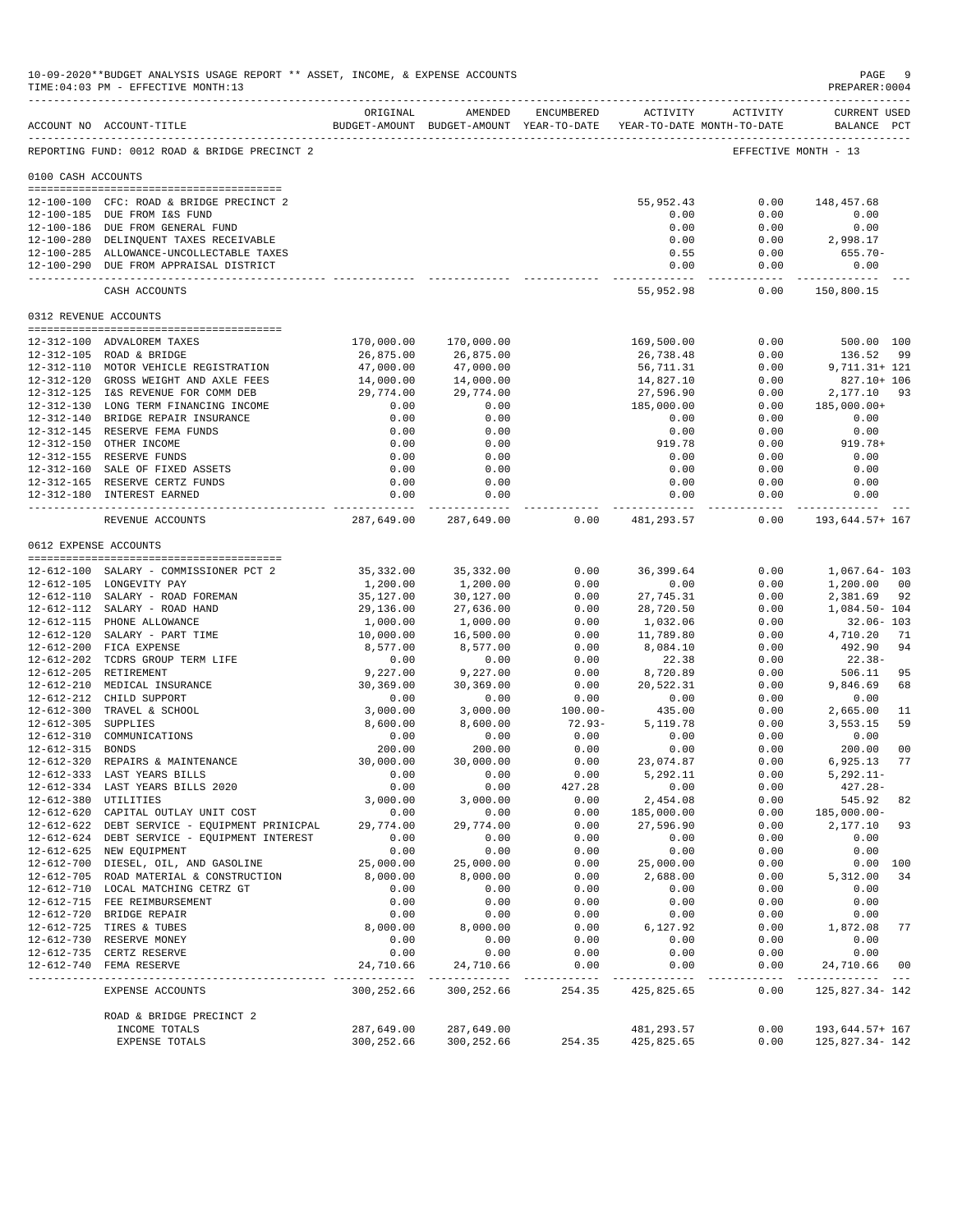10-09-2020**BUDGET ANALYSIS USAGE REPORT ** ASSET, INCOME, & EXPENSE ACCOUNTS
TIME:04:03 PM - EFFECTIVE MONTH:13

PREPARER:0004

REPORTING FUND: 0012 ROAD & BRIDGE PRECINCT 2 — EFFECTIVE MONTH - 13

| ACCOUNT NO | ACCOUNT-TITLE | ORIGINAL BUDGET-AMOUNT | AMENDED BUDGET-AMOUNT | ENCUMBERED YEAR-TO-DATE | ACTIVITY YEAR-TO-DATE | ACTIVITY MONTH-TO-DATE | CURRENT USED BALANCE | PCT |
|---|---|---|---|---|---|---|---|---|
| **0100 CASH ACCOUNTS** | | | | | | | | |
| 12-100-100 | CFC: ROAD & BRIDGE PRECINCT 2 | | | | 55,952.43 | 0.00 | 148,457.68 | |
| 12-100-185 | DUE FROM I&S FUND | | | | 0.00 | 0.00 | 0.00 | |
| 12-100-186 | DUE FROM GENERAL FUND | | | | 0.00 | 0.00 | 0.00 | |
| 12-100-280 | DELINQUENT TAXES RECEIVABLE | | | | 0.00 | 0.00 | 2,998.17 | |
| 12-100-285 | ALLOWANCE-UNCOLLECTABLE TAXES | | | | 0.55 | 0.00 | 655.70- | |
| 12-100-290 | DUE FROM APPRAISAL DISTRICT | | | | 0.00 | 0.00 | 0.00 | |
| | CASH ACCOUNTS | | | | 55,952.98 | 0.00 | 150,800.15 | |
| **0312 REVENUE ACCOUNTS** | | | | | | | | |
| 12-312-100 | ADVALOREM TAXES | 170,000.00 | 170,000.00 | | 169,500.00 | 0.00 | 500.00 | 100 |
| 12-312-105 | ROAD & BRIDGE | 26,875.00 | 26,875.00 | | 26,738.48 | 0.00 | 136.52 | 99 |
| 12-312-110 | MOTOR VEHICLE REGISTRATION | 47,000.00 | 47,000.00 | | 56,711.31 | 0.00 | 9,711.31+ | 121 |
| 12-312-120 | GROSS WEIGHT AND AXLE FEES | 14,000.00 | 14,000.00 | | 14,827.10 | 0.00 | 827.10+ | 106 |
| 12-312-125 | I&S REVENUE FOR COMM DEB | 29,774.00 | 29,774.00 | | 27,596.90 | 0.00 | 2,177.10 | 93 |
| 12-312-130 | LONG TERM FINANCING INCOME | 0.00 | 0.00 | | 185,000.00 | 0.00 | 185,000.00+ | |
| 12-312-140 | BRIDGE REPAIR INSURANCE | 0.00 | 0.00 | | 0.00 | 0.00 | 0.00 | |
| 12-312-145 | RESERVE FEMA FUNDS | 0.00 | 0.00 | | 0.00 | 0.00 | 0.00 | |
| 12-312-150 | OTHER INCOME | 0.00 | 0.00 | | 919.78 | 0.00 | 919.78+ | |
| 12-312-155 | RESERVE FUNDS | 0.00 | 0.00 | | 0.00 | 0.00 | 0.00 | |
| 12-312-160 | SALE OF FIXED ASSETS | 0.00 | 0.00 | | 0.00 | 0.00 | 0.00 | |
| 12-312-165 | RESERVE CERTZ FUNDS | 0.00 | 0.00 | | 0.00 | 0.00 | 0.00 | |
| 12-312-180 | INTEREST EARNED | 0.00 | 0.00 | | 0.00 | 0.00 | 0.00 | |
| | REVENUE ACCOUNTS | 287,649.00 | 287,649.00 | 0.00 | 481,293.57 | 0.00 | 193,644.57+ | 167 |
| **0612 EXPENSE ACCOUNTS** | | | | | | | | |
| 12-612-100 | SALARY - COMMISSIONER PCT 2 | 35,332.00 | 35,332.00 | 0.00 | 36,399.64 | 0.00 | 1,067.64- | 103 |
| 12-612-105 | LONGEVITY PAY | 1,200.00 | 1,200.00 | 0.00 | 0.00 | 0.00 | 1,200.00 | 00 |
| 12-612-110 | SALARY - ROAD FOREMAN | 35,127.00 | 30,127.00 | 0.00 | 27,745.31 | 0.00 | 2,381.69 | 92 |
| 12-612-112 | SALARY - ROAD HAND | 29,136.00 | 27,636.00 | 0.00 | 28,720.50 | 0.00 | 1,084.50- | 104 |
| 12-612-115 | PHONE ALLOWANCE | 1,000.00 | 1,000.00 | 0.00 | 1,032.06 | 0.00 | 32.06- | 103 |
| 12-612-120 | SALARY - PART TIME | 10,000.00 | 16,500.00 | 0.00 | 11,789.80 | 0.00 | 4,710.20 | 71 |
| 12-612-200 | FICA EXPENSE | 8,577.00 | 8,577.00 | 0.00 | 8,084.10 | 0.00 | 492.90 | 94 |
| 12-612-202 | TCDRS GROUP TERM LIFE | 0.00 | 0.00 | 0.00 | 22.38 | 0.00 | 22.38- | |
| 12-612-205 | RETIREMENT | 9,227.00 | 9,227.00 | 0.00 | 8,720.89 | 0.00 | 506.11 | 95 |
| 12-612-210 | MEDICAL INSURANCE | 30,369.00 | 30,369.00 | 0.00 | 20,522.31 | 0.00 | 9,846.69 | 68 |
| 12-612-212 | CHILD SUPPORT | 0.00 | 0.00 | 0.00 | 0.00 | 0.00 | 0.00 | |
| 12-612-300 | TRAVEL & SCHOOL | 3,000.00 | 3,000.00 | 100.00- | 435.00 | 0.00 | 2,665.00 | 11 |
| 12-612-305 | SUPPLIES | 8,600.00 | 8,600.00 | 72.93- | 5,119.78 | 0.00 | 3,553.15 | 59 |
| 12-612-310 | COMMUNICATIONS | 0.00 | 0.00 | 0.00 | 0.00 | 0.00 | 0.00 | |
| 12-612-315 | BONDS | 200.00 | 200.00 | 0.00 | 0.00 | 0.00 | 200.00 | 00 |
| 12-612-320 | REPAIRS & MAINTENANCE | 30,000.00 | 30,000.00 | 0.00 | 23,074.87 | 0.00 | 6,925.13 | 77 |
| 12-612-333 | LAST YEARS BILLS | 0.00 | 0.00 | 0.00 | 5,292.11 | 0.00 | 5,292.11- | |
| 12-612-334 | LAST YEARS BILLS 2020 | 0.00 | 0.00 | 427.28 | 0.00 | 0.00 | 427.28- | |
| 12-612-380 | UTILITIES | 3,000.00 | 3,000.00 | 0.00 | 2,454.08 | 0.00 | 545.92 | 82 |
| 12-612-620 | CAPITAL OUTLAY UNIT COST | 0.00 | 0.00 | 0.00 | 185,000.00 | 0.00 | 185,000.00- | |
| 12-612-622 | DEBT SERVICE - EQUIPMENT PRINICPAL | 29,774.00 | 29,774.00 | 0.00 | 27,596.90 | 0.00 | 2,177.10 | 93 |
| 12-612-624 | DEBT SERVICE - EQUIPMENT INTEREST | 0.00 | 0.00 | 0.00 | 0.00 | 0.00 | 0.00 | |
| 12-612-625 | NEW EQUIPMENT | 0.00 | 0.00 | 0.00 | 0.00 | 0.00 | 0.00 | |
| 12-612-700 | DIESEL, OIL, AND GASOLINE | 25,000.00 | 25,000.00 | 0.00 | 25,000.00 | 0.00 | 0.00 | 100 |
| 12-612-705 | ROAD MATERIAL & CONSTRUCTION | 8,000.00 | 8,000.00 | 0.00 | 2,688.00 | 0.00 | 5,312.00 | 34 |
| 12-612-710 | LOCAL MATCHING CETRZ GT | 0.00 | 0.00 | 0.00 | 0.00 | 0.00 | 0.00 | |
| 12-612-715 | FEE REIMBURSEMENT | 0.00 | 0.00 | 0.00 | 0.00 | 0.00 | 0.00 | |
| 12-612-720 | BRIDGE REPAIR | 0.00 | 0.00 | 0.00 | 0.00 | 0.00 | 0.00 | |
| 12-612-725 | TIRES & TUBES | 8,000.00 | 8,000.00 | 0.00 | 6,127.92 | 0.00 | 1,872.08 | 77 |
| 12-612-730 | RESERVE MONEY | 0.00 | 0.00 | 0.00 | 0.00 | 0.00 | 0.00 | |
| 12-612-735 | CERTZ RESERVE | 0.00 | 0.00 | 0.00 | 0.00 | 0.00 | 0.00 | |
| 12-612-740 | FEMA RESERVE | 24,710.66 | 24,710.66 | 0.00 | 0.00 | 0.00 | 24,710.66 | 00 |
| | EXPENSE ACCOUNTS | 300,252.66 | 300,252.66 | 254.35 | 425,825.65 | 0.00 | 125,827.34- | 142 |
| | ROAD & BRIDGE PRECINCT 2 | | | | | | | |
| | INCOME TOTALS | 287,649.00 | 287,649.00 | | 481,293.57 | 0.00 | 193,644.57+ | 167 |
| | EXPENSE TOTALS | 300,252.66 | 300,252.66 | 254.35 | 425,825.65 | 0.00 | 125,827.34- | 142 |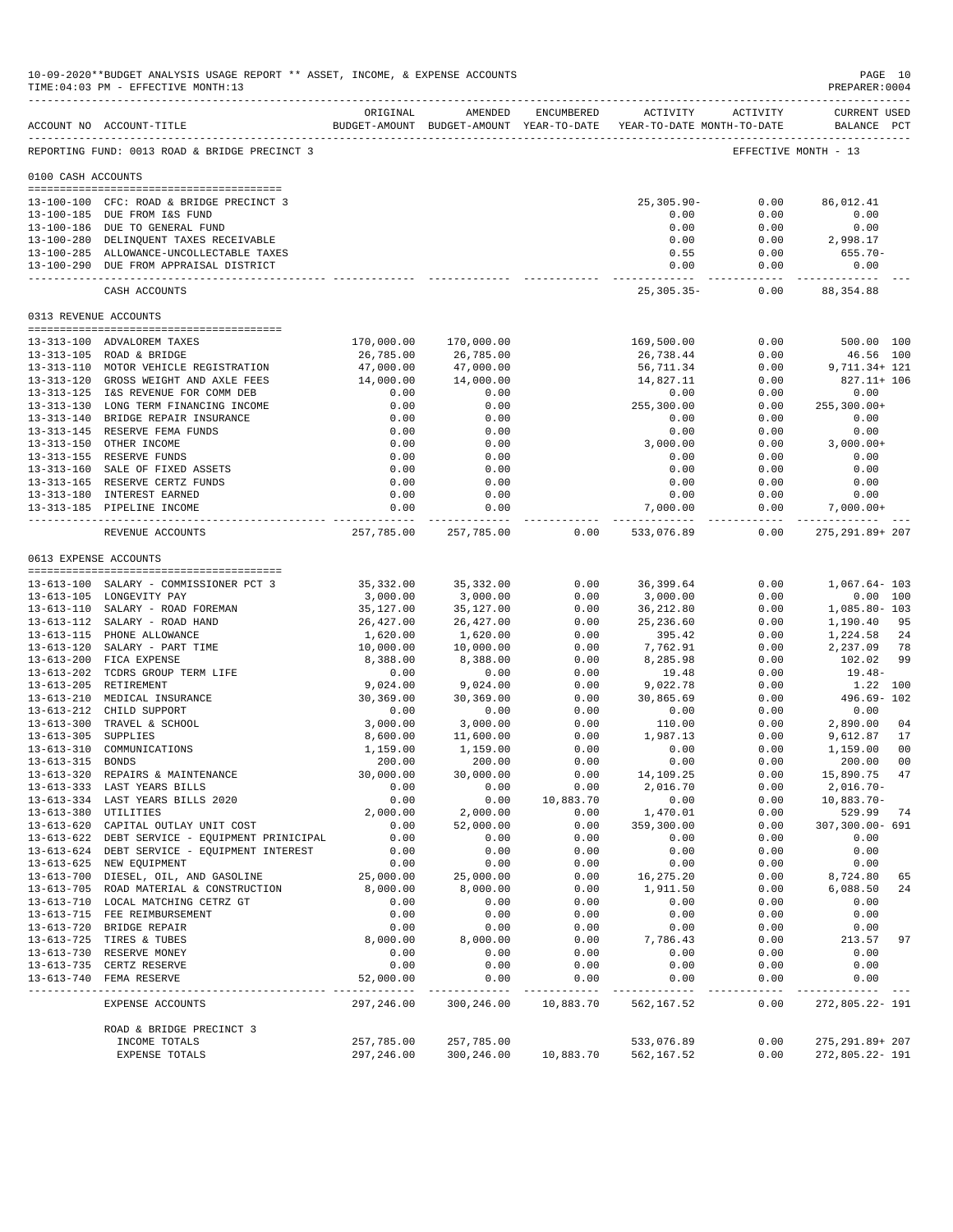10-09-2020**BUDGET ANALYSIS USAGE REPORT ** ASSET, INCOME, & EXPENSE ACCOUNTS
TIME:04:03 PM - EFFECTIVE MONTH:13
PREPARER:0004

REPORTING FUND: 0013 ROAD & BRIDGE PRECINCT 3 — EFFECTIVE MONTH - 13

| ACCOUNT NO | ACCOUNT-TITLE | ORIGINAL BUDGET-AMOUNT | AMENDED BUDGET-AMOUNT | ENCUMBERED YEAR-TO-DATE | ACTIVITY YEAR-TO-DATE | ACTIVITY MONTH-TO-DATE | CURRENT USED BALANCE | PCT |
|---|---|---|---|---|---|---|---|---|
| **0100 CASH ACCOUNTS** | | | | | | | | |
| 13-100-100 | CFC: ROAD & BRIDGE PRECINCT 3 | | | | 25,305.90- | 0.00 | 86,012.41 | |
| 13-100-185 | DUE FROM I&S FUND | | | | 0.00 | 0.00 | 0.00 | |
| 13-100-186 | DUE TO GENERAL FUND | | | | 0.00 | 0.00 | 0.00 | |
| 13-100-280 | DELINQUENT TAXES RECEIVABLE | | | | 0.00 | 0.00 | 2,998.17 | |
| 13-100-285 | ALLOWANCE-UNCOLLECTABLE TAXES | | | | 0.55 | 0.00 | 655.70- | |
| 13-100-290 | DUE FROM APPRAISAL DISTRICT | | | | 0.00 | 0.00 | 0.00 | |
| | CASH ACCOUNTS | | | | 25,305.35- | 0.00 | 88,354.88 | |
| **0313 REVENUE ACCOUNTS** | | | | | | | | |
| 13-313-100 | ADVALOREM TAXES | 170,000.00 | 170,000.00 | | 169,500.00 | 0.00 | 500.00 | 100 |
| 13-313-105 | ROAD & BRIDGE | 26,785.00 | 26,785.00 | | 26,738.44 | 0.00 | 46.56 | 100 |
| 13-313-110 | MOTOR VEHICLE REGISTRATION | 47,000.00 | 47,000.00 | | 56,711.34 | 0.00 | 9,711.34+ | 121 |
| 13-313-120 | GROSS WEIGHT AND AXLE FEES | 14,000.00 | 14,000.00 | | 14,827.11 | 0.00 | 827.11+ | 106 |
| 13-313-125 | I&S REVENUE FOR COMM DEB | 0.00 | 0.00 | | 0.00 | 0.00 | 0.00 | |
| 13-313-130 | LONG TERM FINANCING INCOME | 0.00 | 0.00 | | 255,300.00 | 0.00 | 255,300.00+ | |
| 13-313-140 | BRIDGE REPAIR INSURANCE | 0.00 | 0.00 | | 0.00 | 0.00 | 0.00 | |
| 13-313-145 | RESERVE FEMA FUNDS | 0.00 | 0.00 | | 0.00 | 0.00 | 0.00 | |
| 13-313-150 | OTHER INCOME | 0.00 | 0.00 | | 3,000.00 | 0.00 | 3,000.00+ | |
| 13-313-155 | RESERVE FUNDS | 0.00 | 0.00 | | 0.00 | 0.00 | 0.00 | |
| 13-313-160 | SALE OF FIXED ASSETS | 0.00 | 0.00 | | 0.00 | 0.00 | 0.00 | |
| 13-313-165 | RESERVE CERTZ FUNDS | 0.00 | 0.00 | | 0.00 | 0.00 | 0.00 | |
| 13-313-180 | INTEREST EARNED | 0.00 | 0.00 | | 0.00 | 0.00 | 0.00 | |
| 13-313-185 | PIPELINE INCOME | 0.00 | 0.00 | | 7,000.00 | 0.00 | 7,000.00+ | |
| | REVENUE ACCOUNTS | 257,785.00 | 257,785.00 | 0.00 | 533,076.89 | 0.00 | 275,291.89+ | 207 |
| **0613 EXPENSE ACCOUNTS** | | | | | | | | |
| 13-613-100 | SALARY - COMMISSIONER PCT 3 | 35,332.00 | 35,332.00 | 0.00 | 36,399.64 | 0.00 | 1,067.64- | 103 |
| 13-613-105 | LONGEVITY PAY | 3,000.00 | 3,000.00 | 0.00 | 3,000.00 | 0.00 | 0.00 | 100 |
| 13-613-110 | SALARY - ROAD FOREMAN | 35,127.00 | 35,127.00 | 0.00 | 36,212.80 | 0.00 | 1,085.80- | 103 |
| 13-613-112 | SALARY - ROAD HAND | 26,427.00 | 26,427.00 | 0.00 | 25,236.60 | 0.00 | 1,190.40 | 95 |
| 13-613-115 | PHONE ALLOWANCE | 1,620.00 | 1,620.00 | 0.00 | 395.42 | 0.00 | 1,224.58 | 24 |
| 13-613-120 | SALARY - PART TIME | 10,000.00 | 10,000.00 | 0.00 | 7,762.91 | 0.00 | 2,237.09 | 78 |
| 13-613-200 | FICA EXPENSE | 8,388.00 | 8,388.00 | 0.00 | 8,285.98 | 0.00 | 102.02 | 99 |
| 13-613-202 | TCDRS GROUP TERM LIFE | 0.00 | 0.00 | 0.00 | 19.48 | 0.00 | 19.48- | |
| 13-613-205 | RETIREMENT | 9,024.00 | 9,024.00 | 0.00 | 9,022.78 | 0.00 | 1.22 | 100 |
| 13-613-210 | MEDICAL INSURANCE | 30,369.00 | 30,369.00 | 0.00 | 30,865.69 | 0.00 | 496.69- | 102 |
| 13-613-212 | CHILD SUPPORT | 0.00 | 0.00 | 0.00 | 0.00 | 0.00 | 0.00 | |
| 13-613-300 | TRAVEL & SCHOOL | 3,000.00 | 3,000.00 | 0.00 | 110.00 | 0.00 | 2,890.00 | 04 |
| 13-613-305 | SUPPLIES | 8,600.00 | 11,600.00 | 0.00 | 1,987.13 | 0.00 | 9,612.87 | 17 |
| 13-613-310 | COMMUNICATIONS | 1,159.00 | 1,159.00 | 0.00 | 0.00 | 0.00 | 1,159.00 | 00 |
| 13-613-315 | BONDS | 200.00 | 200.00 | 0.00 | 0.00 | 0.00 | 200.00 | 00 |
| 13-613-320 | REPAIRS & MAINTENANCE | 30,000.00 | 30,000.00 | 0.00 | 14,109.25 | 0.00 | 15,890.75 | 47 |
| 13-613-333 | LAST YEARS BILLS | 0.00 | 0.00 | 0.00 | 2,016.70 | 0.00 | 2,016.70- | |
| 13-613-334 | LAST YEARS BILLS 2020 | 0.00 | 0.00 | 10,883.70 | 0.00 | 0.00 | 10,883.70- | |
| 13-613-380 | UTILITIES | 2,000.00 | 2,000.00 | 0.00 | 1,470.01 | 0.00 | 529.99 | 74 |
| 13-613-620 | CAPITAL OUTLAY UNIT COST | 0.00 | 52,000.00 | 0.00 | 359,300.00 | 0.00 | 307,300.00- | 691 |
| 13-613-622 | DEBT SERVICE - EQUIPMENT PRINICIPAL | 0.00 | 0.00 | 0.00 | 0.00 | 0.00 | 0.00 | |
| 13-613-624 | DEBT SERVICE - EQUIPMENT INTEREST | 0.00 | 0.00 | 0.00 | 0.00 | 0.00 | 0.00 | |
| 13-613-625 | NEW EQUIPMENT | 0.00 | 0.00 | 0.00 | 0.00 | 0.00 | 0.00 | |
| 13-613-700 | DIESEL, OIL, AND GASOLINE | 25,000.00 | 25,000.00 | 0.00 | 16,275.20 | 0.00 | 8,724.80 | 65 |
| 13-613-705 | ROAD MATERIAL & CONSTRUCTION | 8,000.00 | 8,000.00 | 0.00 | 1,911.50 | 0.00 | 6,088.50 | 24 |
| 13-613-710 | LOCAL MATCHING CETRZ GT | 0.00 | 0.00 | 0.00 | 0.00 | 0.00 | 0.00 | |
| 13-613-715 | FEE REIMBURSEMENT | 0.00 | 0.00 | 0.00 | 0.00 | 0.00 | 0.00 | |
| 13-613-720 | BRIDGE REPAIR | 0.00 | 0.00 | 0.00 | 0.00 | 0.00 | 0.00 | |
| 13-613-725 | TIRES & TUBES | 8,000.00 | 8,000.00 | 0.00 | 7,786.43 | 0.00 | 213.57 | 97 |
| 13-613-730 | RESERVE MONEY | 0.00 | 0.00 | 0.00 | 0.00 | 0.00 | 0.00 | |
| 13-613-735 | CERTZ RESERVE | 0.00 | 0.00 | 0.00 | 0.00 | 0.00 | 0.00 | |
| 13-613-740 | FEMA RESERVE | 52,000.00 | 0.00 | 0.00 | 0.00 | 0.00 | 0.00 | |
| | EXPENSE ACCOUNTS | 297,246.00 | 300,246.00 | 10,883.70 | 562,167.52 | 0.00 | 272,805.22- | 191 |
| | ROAD & BRIDGE PRECINCT 3 | | | | | | | |
| | INCOME TOTALS | 257,785.00 | 257,785.00 | | 533,076.89 | 0.00 | 275,291.89+ | 207 |
| | EXPENSE TOTALS | 297,246.00 | 300,246.00 | 10,883.70 | 562,167.52 | 0.00 | 272,805.22- | 191 |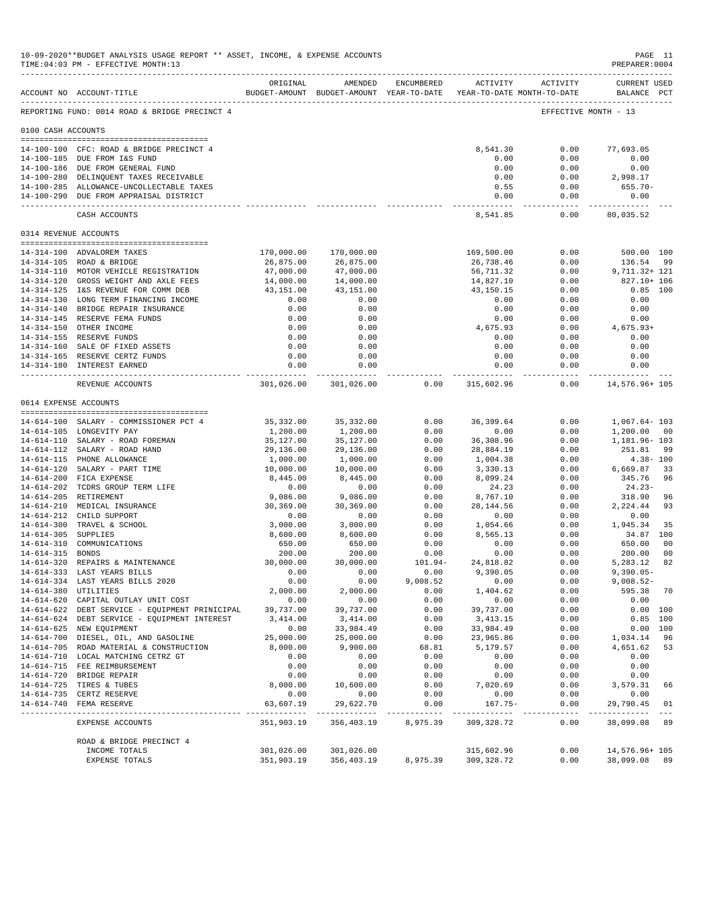10-09-2020**BUDGET ANALYSIS USAGE REPORT ** ASSET, INCOME, & EXPENSE ACCOUNTS
TIME:04:03 PM - EFFECTIVE MONTH:13

PREPARER:0004

| ACCOUNT NO | ACCOUNT-TITLE | ORIGINAL BUDGET-AMOUNT | AMENDED BUDGET-AMOUNT | ENCUMBERED YEAR-TO-DATE | ACTIVITY YEAR-TO-DATE | ACTIVITY MONTH-TO-DATE | CURRENT USED BALANCE | PCT |
|---|---|---|---|---|---|---|---|---|
| REPORTING FUND: 0014 ROAD & BRIDGE PRECINCT 4 | | | | | | | EFFECTIVE MONTH - 13 | |
| 0100 CASH ACCOUNTS | | | | | | | | |
| 14-100-100 | CFC: ROAD & BRIDGE PRECINCT 4 | | | | 8,541.30 | 0.00 | 77,693.05 | |
| 14-100-185 | DUE FROM I&S FUND | | | | 0.00 | 0.00 | 0.00 | |
| 14-100-186 | DUE FROM GENERAL FUND | | | | 0.00 | 0.00 | 0.00 | |
| 14-100-280 | DELINQUENT TAXES RECEIVABLE | | | | 0.00 | 0.00 | 2,998.17 | |
| 14-100-285 | ALLOWANCE-UNCOLLECTABLE TAXES | | | | 0.55 | 0.00 | 655.70- | |
| 14-100-290 | DUE FROM APPRAISAL DISTRICT | | | | 0.00 | 0.00 | 0.00 | |
| | CASH ACCOUNTS | | | | 8,541.85 | 0.00 | 80,035.52 | |
| 0314 REVENUE ACCOUNTS | | | | | | | | |
| 14-314-100 | ADVALOREM TAXES | 170,000.00 | 170,000.00 | | 169,500.00 | 0.00 | 500.00 | 100 |
| 14-314-105 | ROAD & BRIDGE | 26,875.00 | 26,875.00 | | 26,738.46 | 0.00 | 136.54 | 99 |
| 14-314-110 | MOTOR VEHICLE REGISTRATION | 47,000.00 | 47,000.00 | | 56,711.32 | 0.00 | 9,711.32+ | 121 |
| 14-314-120 | GROSS WEIGHT AND AXLE FEES | 14,000.00 | 14,000.00 | | 14,827.10 | 0.00 | 827.10+ | 106 |
| 14-314-125 | I&S REVENUE FOR COMM DEB | 43,151.00 | 43,151.00 | | 43,150.15 | 0.00 | 0.85 | 100 |
| 14-314-130 | LONG TERM FINANCING INCOME | 0.00 | 0.00 | | 0.00 | 0.00 | 0.00 | |
| 14-314-140 | BRIDGE REPAIR INSURANCE | 0.00 | 0.00 | | 0.00 | 0.00 | 0.00 | |
| 14-314-145 | RESERVE FEMA FUNDS | 0.00 | 0.00 | | 0.00 | 0.00 | 0.00 | |
| 14-314-150 | OTHER INCOME | 0.00 | 0.00 | | 4,675.93 | 0.00 | 4,675.93+ | |
| 14-314-155 | RESERVE FUNDS | 0.00 | 0.00 | | 0.00 | 0.00 | 0.00 | |
| 14-314-160 | SALE OF FIXED ASSETS | 0.00 | 0.00 | | 0.00 | 0.00 | 0.00 | |
| 14-314-165 | RESERVE CERTZ FUNDS | 0.00 | 0.00 | | 0.00 | 0.00 | 0.00 | |
| 14-314-180 | INTEREST EARNED | 0.00 | 0.00 | | 0.00 | 0.00 | 0.00 | |
| | REVENUE ACCOUNTS | 301,026.00 | 301,026.00 | 0.00 | 315,602.96 | 0.00 | 14,576.96+ | 105 |
| 0614 EXPENSE ACCOUNTS | | | | | | | | |
| 14-614-100 | SALARY - COMMISSIONER PCT 4 | 35,332.00 | 35,332.00 | 0.00 | 36,399.64 | 0.00 | 1,067.64- | 103 |
| 14-614-105 | LONGEVITY PAY | 1,200.00 | 1,200.00 | 0.00 | 0.00 | 0.00 | 1,200.00 | 00 |
| 14-614-110 | SALARY - ROAD FOREMAN | 35,127.00 | 35,127.00 | 0.00 | 36,308.96 | 0.00 | 1,181.96- | 103 |
| 14-614-112 | SALARY - ROAD HAND | 29,136.00 | 29,136.00 | 0.00 | 28,884.19 | 0.00 | 251.81 | 99 |
| 14-614-115 | PHONE ALLOWANCE | 1,000.00 | 1,000.00 | 0.00 | 1,004.38 | 0.00 | 4.38- | 100 |
| 14-614-120 | SALARY - PART TIME | 10,000.00 | 10,000.00 | 0.00 | 3,330.13 | 0.00 | 6,669.87 | 33 |
| 14-614-200 | FICA EXPENSE | 8,445.00 | 8,445.00 | 0.00 | 8,099.24 | 0.00 | 345.76 | 96 |
| 14-614-202 | TCDRS GROUP TERM LIFE | 0.00 | 0.00 | 0.00 | 24.23 | 0.00 | 24.23- | |
| 14-614-205 | RETIREMENT | 9,086.00 | 9,086.00 | 0.00 | 8,767.10 | 0.00 | 318.90 | 96 |
| 14-614-210 | MEDICAL INSURANCE | 30,369.00 | 30,369.00 | 0.00 | 28,144.56 | 0.00 | 2,224.44 | 93 |
| 14-614-212 | CHILD SUPPORT | 0.00 | 0.00 | 0.00 | 0.00 | 0.00 | 0.00 | |
| 14-614-300 | TRAVEL & SCHOOL | 3,000.00 | 3,000.00 | 0.00 | 1,054.66 | 0.00 | 1,945.34 | 35 |
| 14-614-305 | SUPPLIES | 8,600.00 | 8,600.00 | 0.00 | 8,565.13 | 0.00 | 34.87 | 100 |
| 14-614-310 | COMMUNICATIONS | 650.00 | 650.00 | 0.00 | 0.00 | 0.00 | 650.00 | 00 |
| 14-614-315 | BONDS | 200.00 | 200.00 | 0.00 | 0.00 | 0.00 | 200.00 | 00 |
| 14-614-320 | REPAIRS & MAINTENANCE | 30,000.00 | 30,000.00 | 101.94- | 24,818.82 | 0.00 | 5,283.12 | 82 |
| 14-614-333 | LAST YEARS BILLS | 0.00 | 0.00 | 0.00 | 9,390.05 | 0.00 | 9,390.05- | |
| 14-614-334 | LAST YEARS BILLS 2020 | 0.00 | 0.00 | 9,008.52 | 0.00 | 0.00 | 9,008.52- | |
| 14-614-380 | UTILITIES | 2,000.00 | 2,000.00 | 0.00 | 1,404.62 | 0.00 | 595.38 | 70 |
| 14-614-620 | CAPITAL OUTLAY UNIT COST | 0.00 | 0.00 | 0.00 | 0.00 | 0.00 | 0.00 | |
| 14-614-622 | DEBT SERVICE - EQUIPMENT PRINICIPAL | 39,737.00 | 39,737.00 | 0.00 | 39,737.00 | 0.00 | 0.00 | 100 |
| 14-614-624 | DEBT SERVICE - EQUIPMENT INTEREST | 3,414.00 | 3,414.00 | 0.00 | 3,413.15 | 0.00 | 0.85 | 100 |
| 14-614-625 | NEW EQUIPMENT | 0.00 | 33,984.49 | 0.00 | 33,984.49 | 0.00 | 0.00 | 100 |
| 14-614-700 | DIESEL, OIL, AND GASOLINE | 25,000.00 | 25,000.00 | 0.00 | 23,965.86 | 0.00 | 1,034.14 | 96 |
| 14-614-705 | ROAD MATERIAL & CONSTRUCTION | 8,000.00 | 9,900.00 | 68.81 | 5,179.57 | 0.00 | 4,651.62 | 53 |
| 14-614-710 | LOCAL MATCHING CETRZ GT | 0.00 | 0.00 | 0.00 | 0.00 | 0.00 | 0.00 | |
| 14-614-715 | FEE REIMBURSEMENT | 0.00 | 0.00 | 0.00 | 0.00 | 0.00 | 0.00 | |
| 14-614-720 | BRIDGE REPAIR | 0.00 | 0.00 | 0.00 | 0.00 | 0.00 | 0.00 | |
| 14-614-725 | TIRES & TUBES | 8,000.00 | 10,600.00 | 0.00 | 7,020.69 | 0.00 | 3,579.31 | 66 |
| 14-614-735 | CERTZ RESERVE | 0.00 | 0.00 | 0.00 | 0.00 | 0.00 | 0.00 | |
| 14-614-740 | FEMA RESERVE | 63,607.19 | 29,622.70 | 0.00 | 167.75- | 0.00 | 29,790.45 | 01 |
| | EXPENSE ACCOUNTS | 351,903.19 | 356,403.19 | 8,975.39 | 309,328.72 | 0.00 | 38,099.08 | 89 |
| | ROAD & BRIDGE PRECINCT 4 | | | | | | | |
| | INCOME TOTALS | 301,026.00 | 301,026.00 | | 315,602.96 | 0.00 | 14,576.96+ | 105 |
| | EXPENSE TOTALS | 351,903.19 | 356,403.19 | 8,975.39 | 309,328.72 | 0.00 | 38,099.08 | 89 |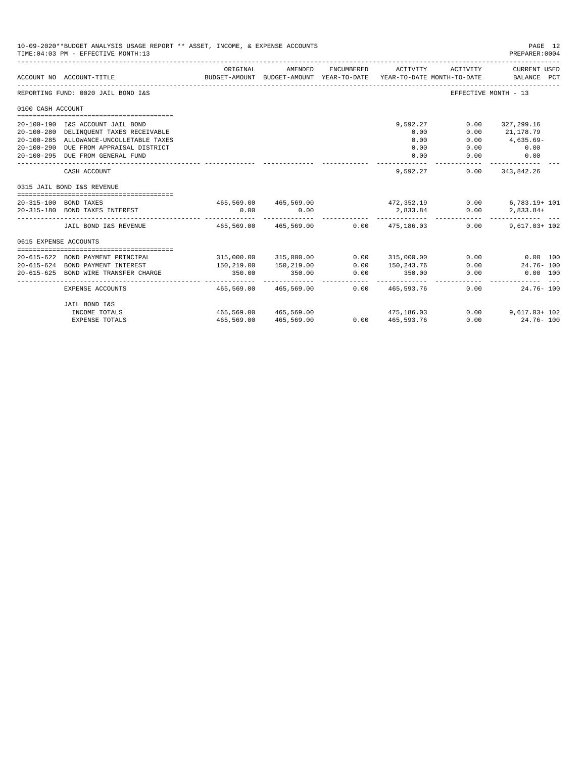10-09-2020**BUDGET ANALYSIS USAGE REPORT ** ASSET, INCOME, & EXPENSE ACCOUNTS

TIME:04:03 PM - EFFECTIVE MONTH:13

PREPARER:0004

REPORTING FUND: 0020 JAIL BOND I&S — EFFECTIVE MONTH - 13

| ACCOUNT NO | ACCOUNT-TITLE | ORIGINAL BUDGET-AMOUNT | AMENDED BUDGET-AMOUNT | ENCUMBERED YEAR-TO-DATE | ACTIVITY YEAR-TO-DATE | ACTIVITY MONTH-TO-DATE | CURRENT USED BALANCE | PCT |
|---|---|---|---|---|---|---|---|---|
| **0100 CASH ACCOUNT** | | | | | | | | |
| 20-100-190 | I&S ACCOUNT JAIL BOND | | | | 9,592.27 | 0.00 | 327,299.16 | |
| 20-100-280 | DELINQUENT TAXES RECEIVABLE | | | | 0.00 | 0.00 | 21,178.79 | |
| 20-100-285 | ALLOWANCE-UNCOLLETABLE TAXES | | | | 0.00 | 0.00 | 4,635.69- | |
| 20-100-290 | DUE FROM APPRAISAL DISTRICT | | | | 0.00 | 0.00 | 0.00 | |
| 20-100-295 | DUE FROM GENERAL FUND | | | | 0.00 | 0.00 | 0.00 | |
| | CASH ACCOUNT | | | | 9,592.27 | 0.00 | 343,842.26 | |
| **0315 JAIL BOND I&S REVENUE** | | | | | | | | |
| 20-315-100 | BOND TAXES | 465,569.00 | 465,569.00 | | 472,352.19 | 0.00 | 6,783.19+ | 101 |
| 20-315-180 | BOND TAXES INTEREST | 0.00 | 0.00 | | 2,833.84 | 0.00 | 2,833.84+ | |
| | JAIL BOND I&S REVENUE | 465,569.00 | 465,569.00 | 0.00 | 475,186.03 | 0.00 | 9,617.03+ | 102 |
| **0615 EXPENSE ACCOUNTS** | | | | | | | | |
| 20-615-622 | BOND PAYMENT PRINCIPAL | 315,000.00 | 315,000.00 | 0.00 | 315,000.00 | 0.00 | 0.00 | 100 |
| 20-615-624 | BOND PAYMENT INTEREST | 150,219.00 | 150,219.00 | 0.00 | 150,243.76 | 0.00 | 24.76- | 100 |
| 20-615-625 | BOND WIRE TRANSFER CHARGE | 350.00 | 350.00 | 0.00 | 350.00 | 0.00 | 0.00 | 100 |
| | EXPENSE ACCOUNTS | 465,569.00 | 465,569.00 | 0.00 | 465,593.76 | 0.00 | 24.76- | 100 |
| | **JAIL BOND I&S** | | | | | | | |
| | INCOME TOTALS | 465,569.00 | 465,569.00 | | 475,186.03 | 0.00 | 9,617.03+ | 102 |
| | EXPENSE TOTALS | 465,569.00 | 465,569.00 | 0.00 | 465,593.76 | 0.00 | 24.76- | 100 |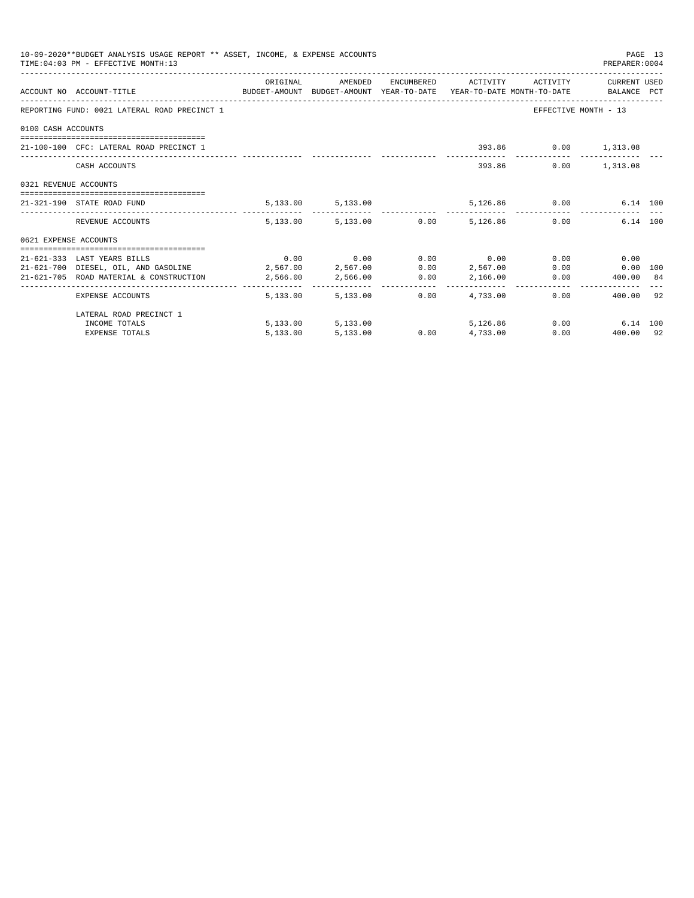10-09-2020**BUDGET ANALYSIS USAGE REPORT ** ASSET, INCOME, & EXPENSE ACCOUNTS

TIME:04:03 PM - EFFECTIVE MONTH:13

PREPARER:0004

| ACCOUNT NO | ACCOUNT-TITLE | ORIGINAL BUDGET-AMOUNT | AMENDED BUDGET-AMOUNT | ENCUMBERED YEAR-TO-DATE | ACTIVITY YEAR-TO-DATE | ACTIVITY MONTH-TO-DATE | CURRENT USED BALANCE | PCT |
|---|---|---|---|---|---|---|---|---|
| REPORTING FUND: 0021 LATERAL ROAD PRECINCT 1 | | | | | | EFFECTIVE MONTH - 13 | | |
| 0100 CASH ACCOUNTS | | | | | | | | |
| 21-100-100 | CFC: LATERAL ROAD PRECINCT 1 | | | | 393.86 | 0.00 | 1,313.08 | |
| | CASH ACCOUNTS | | | | 393.86 | 0.00 | 1,313.08 | |
| 0321 REVENUE ACCOUNTS | | | | | | | | |
| 21-321-190 | STATE ROAD FUND | 5,133.00 | 5,133.00 | | 5,126.86 | 0.00 | 6.14 | 100 |
| | REVENUE ACCOUNTS | 5,133.00 | 5,133.00 | 0.00 | 5,126.86 | 0.00 | 6.14 | 100 |
| 0621 EXPENSE ACCOUNTS | | | | | | | | |
| 21-621-333 | LAST YEARS BILLS | 0.00 | 0.00 | 0.00 | 0.00 | 0.00 | 0.00 | |
| 21-621-700 | DIESEL, OIL, AND GASOLINE | 2,567.00 | 2,567.00 | 0.00 | 2,567.00 | 0.00 | 0.00 | 100 |
| 21-621-705 | ROAD MATERIAL & CONSTRUCTION | 2,566.00 | 2,566.00 | 0.00 | 2,166.00 | 0.00 | 400.00 | 84 |
| | EXPENSE ACCOUNTS | 5,133.00 | 5,133.00 | 0.00 | 4,733.00 | 0.00 | 400.00 | 92 |
| | LATERAL ROAD PRECINCT 1 | | | | | | | |
| | INCOME TOTALS | 5,133.00 | 5,133.00 | | 5,126.86 | 0.00 | 6.14 | 100 |
| | EXPENSE TOTALS | 5,133.00 | 5,133.00 | 0.00 | 4,733.00 | 0.00 | 400.00 | 92 |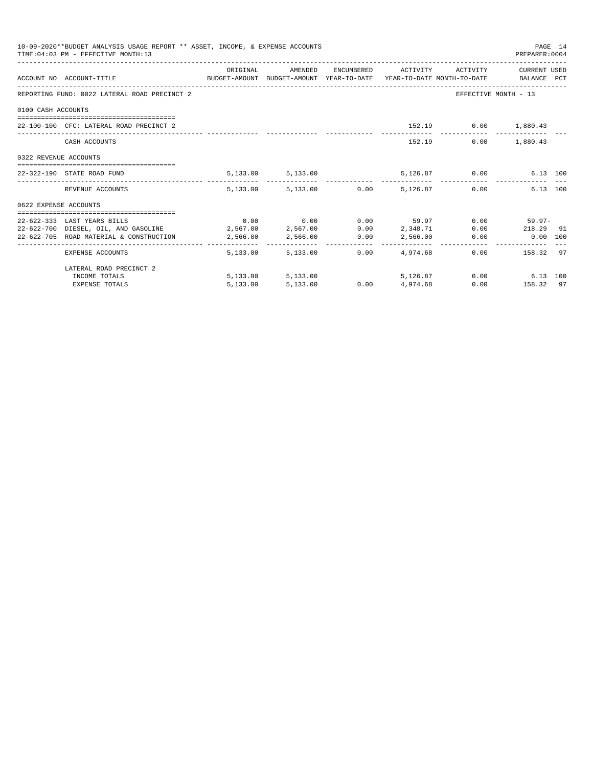10-09-2020**BUDGET ANALYSIS USAGE REPORT ** ASSET, INCOME, & EXPENSE ACCOUNTS
TIME:04:03 PM - EFFECTIVE MONTH:13

PREPARER:0004

| ACCOUNT NO | ACCOUNT-TITLE | ORIGINAL BUDGET-AMOUNT | AMENDED BUDGET-AMOUNT | ENCUMBERED YEAR-TO-DATE | ACTIVITY YEAR-TO-DATE | ACTIVITY MONTH-TO-DATE | CURRENT USED BALANCE | PCT |
|---|---|---|---|---|---|---|---|---|
| REPORTING FUND: 0022 LATERAL ROAD PRECINCT 2 | | | | | | EFFECTIVE MONTH - 13 | | |
| 0100 CASH ACCOUNTS | | | | | | | | |
| 22-100-100 | CFC: LATERAL ROAD PRECINCT 2 | | | | 152.19 | 0.00 | 1,880.43 | |
| | CASH ACCOUNTS | | | | 152.19 | 0.00 | 1,880.43 | |
| 0322 REVENUE ACCOUNTS | | | | | | | | |
| 22-322-190 | STATE ROAD FUND | 5,133.00 | 5,133.00 | | 5,126.87 | 0.00 | 6.13 | 100 |
| | REVENUE ACCOUNTS | 5,133.00 | 5,133.00 | 0.00 | 5,126.87 | 0.00 | 6.13 | 100 |
| 0622 EXPENSE ACCOUNTS | | | | | | | | |
| 22-622-333 | LAST YEARS BILLS | 0.00 | 0.00 | 0.00 | 59.97 | 0.00 | 59.97- | |
| 22-622-700 | DIESEL, OIL, AND GASOLINE | 2,567.00 | 2,567.00 | 0.00 | 2,348.71 | 0.00 | 218.29 | 91 |
| 22-622-705 | ROAD MATERIAL & CONSTRUCTION | 2,566.00 | 2,566.00 | 0.00 | 2,566.00 | 0.00 | 0.00 | 100 |
| | EXPENSE ACCOUNTS | 5,133.00 | 5,133.00 | 0.00 | 4,974.68 | 0.00 | 158.32 | 97 |
| | LATERAL ROAD PRECINCT 2 | | | | | | | |
| | INCOME TOTALS | 5,133.00 | 5,133.00 | | 5,126.87 | 0.00 | 6.13 | 100 |
| | EXPENSE TOTALS | 5,133.00 | 5,133.00 | 0.00 | 4,974.68 | 0.00 | 158.32 | 97 |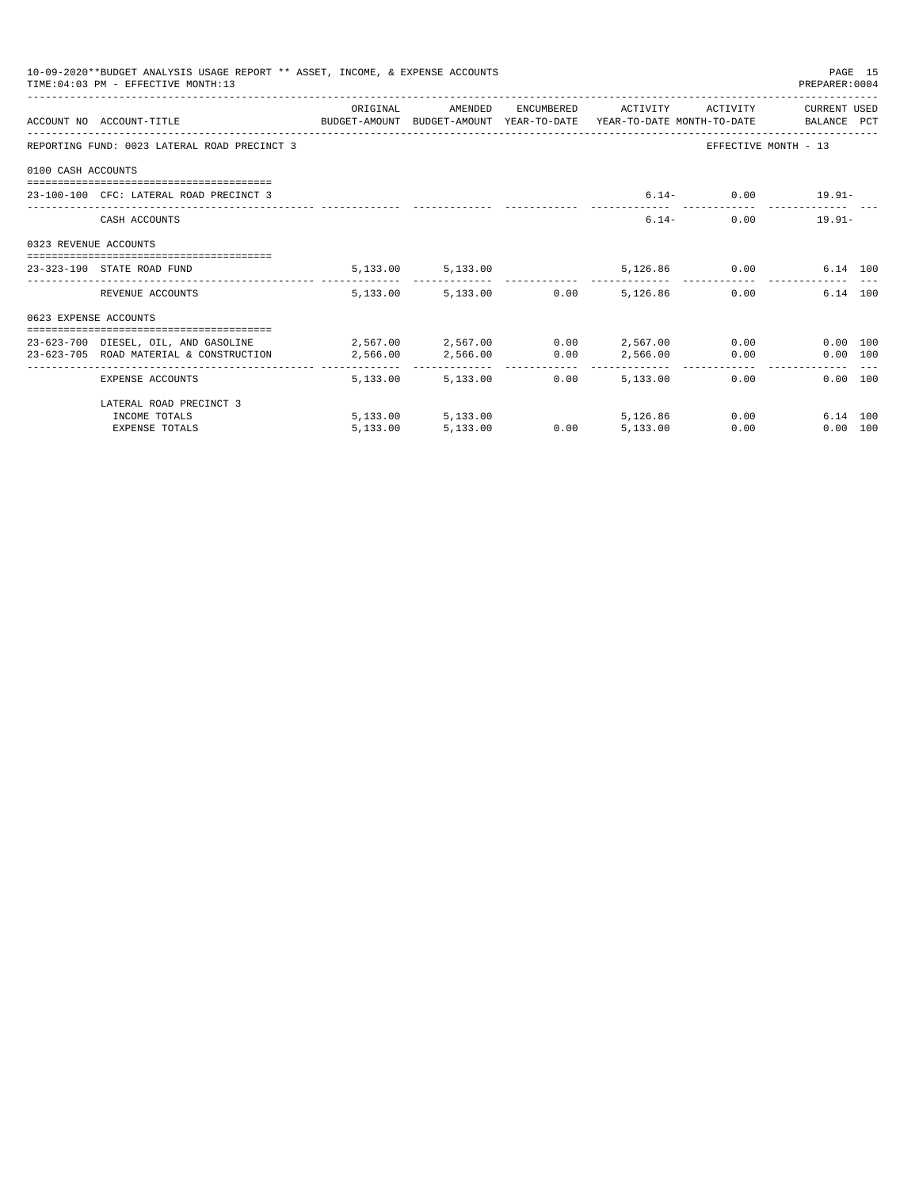10-09-2020**BUDGET ANALYSIS USAGE REPORT ** ASSET, INCOME, & EXPENSE ACCOUNTS

TIME:04:03 PM - EFFECTIVE MONTH:13

PREPARER:0004

| ACCOUNT NO | ACCOUNT-TITLE | ORIGINAL BUDGET-AMOUNT | AMENDED BUDGET-AMOUNT | ENCUMBERED YEAR-TO-DATE | ACTIVITY YEAR-TO-DATE | ACTIVITY MONTH-TO-DATE | CURRENT USED BALANCE | PCT |
|---|---|---|---|---|---|---|---|---|
| REPORTING FUND: 0023 LATERAL ROAD PRECINCT 3 | | | | | | EFFECTIVE MONTH - 13 | | |
| 0100 CASH ACCOUNTS | | | | | | | | |
| 23-100-100 | CFC: LATERAL ROAD PRECINCT 3 | | | | 6.14- | 0.00 | 19.91- | |
| | CASH ACCOUNTS | | | | 6.14- | 0.00 | 19.91- | |
| 0323 REVENUE ACCOUNTS | | | | | | | | |
| 23-323-190 | STATE ROAD FUND | 5,133.00 | 5,133.00 | | 5,126.86 | 0.00 | 6.14 | 100 |
| | REVENUE ACCOUNTS | 5,133.00 | 5,133.00 | 0.00 | 5,126.86 | 0.00 | 6.14 | 100 |
| 0623 EXPENSE ACCOUNTS | | | | | | | | |
| 23-623-700 | DIESEL, OIL, AND GASOLINE | 2,567.00 | 2,567.00 | 0.00 | 2,567.00 | 0.00 | 0.00 | 100 |
| 23-623-705 | ROAD MATERIAL & CONSTRUCTION | 2,566.00 | 2,566.00 | 0.00 | 2,566.00 | 0.00 | 0.00 | 100 |
| | EXPENSE ACCOUNTS | 5,133.00 | 5,133.00 | 0.00 | 5,133.00 | 0.00 | 0.00 | 100 |
| | LATERAL ROAD PRECINCT 3 | | | | | | | |
| | INCOME TOTALS | 5,133.00 | 5,133.00 | | 5,126.86 | 0.00 | 6.14 | 100 |
| | EXPENSE TOTALS | 5,133.00 | 5,133.00 | 0.00 | 5,133.00 | 0.00 | 0.00 | 100 |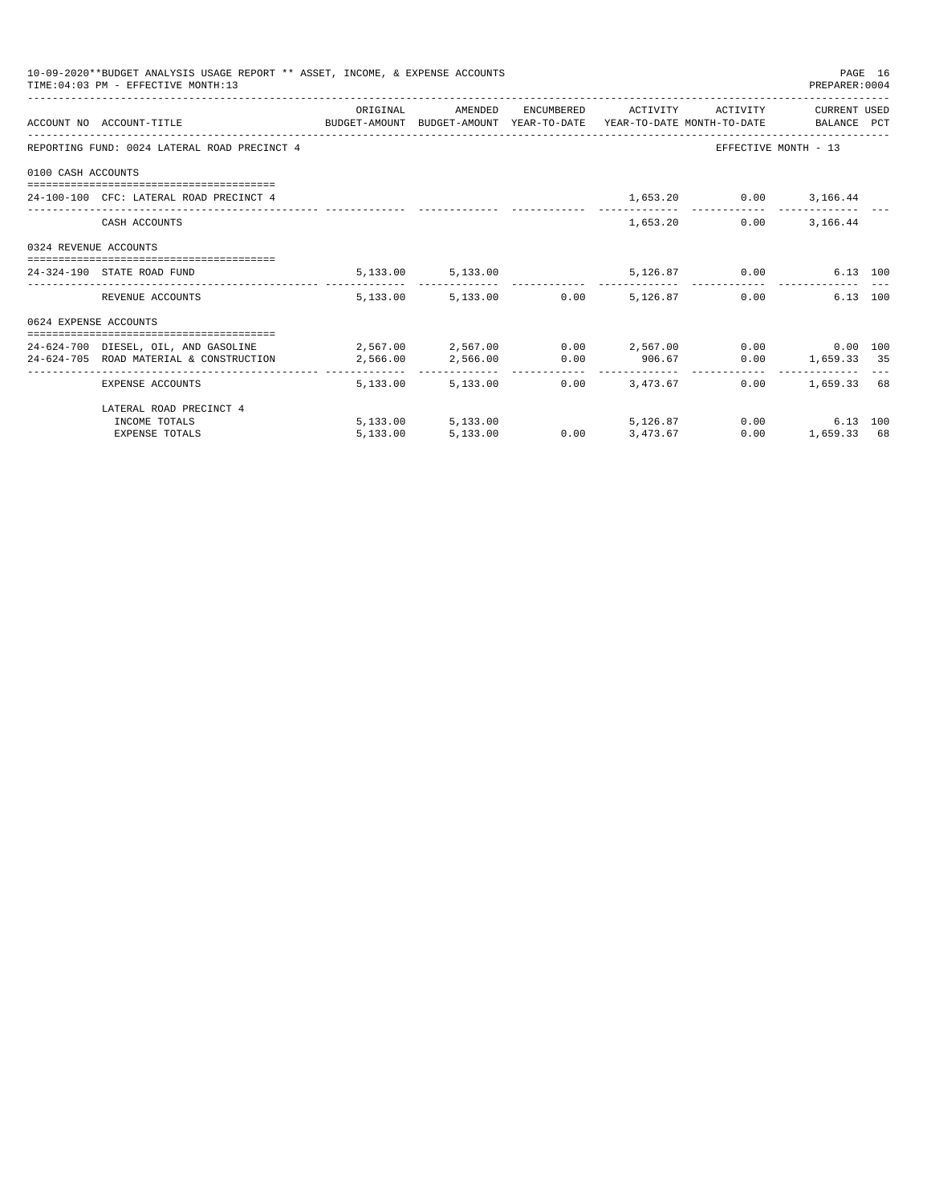10-09-2020**BUDGET ANALYSIS USAGE REPORT ** ASSET, INCOME, & EXPENSE ACCOUNTS
TIME:04:03 PM - EFFECTIVE MONTH:13
PREPARER:0004

REPORTING FUND: 0024 LATERAL ROAD PRECINCT 4 — EFFECTIVE MONTH - 13

| ACCOUNT NO | ACCOUNT-TITLE | ORIGINAL BUDGET-AMOUNT | AMENDED BUDGET-AMOUNT | ENCUMBERED YEAR-TO-DATE | ACTIVITY YEAR-TO-DATE | ACTIVITY MONTH-TO-DATE | CURRENT BALANCE | USED PCT |
|---|---|---|---|---|---|---|---|---|
| **0100 CASH ACCOUNTS** | | | | | | | | |
| 24-100-100 | CFC: LATERAL ROAD PRECINCT 4 | | | | 1,653.20 | 0.00 | 3,166.44 | |
| | CASH ACCOUNTS | | | | 1,653.20 | 0.00 | 3,166.44 | |
| **0324 REVENUE ACCOUNTS** | | | | | | | | |
| 24-324-190 | STATE ROAD FUND | 5,133.00 | 5,133.00 | | 5,126.87 | 0.00 | 6.13 | 100 |
| | REVENUE ACCOUNTS | 5,133.00 | 5,133.00 | 0.00 | 5,126.87 | 0.00 | 6.13 | 100 |
| **0624 EXPENSE ACCOUNTS** | | | | | | | | |
| 24-624-700 | DIESEL, OIL, AND GASOLINE | 2,567.00 | 2,567.00 | 0.00 | 2,567.00 | 0.00 | 0.00 | 100 |
| 24-624-705 | ROAD MATERIAL & CONSTRUCTION | 2,566.00 | 2,566.00 | 0.00 | 906.67 | 0.00 | 1,659.33 | 35 |
| | EXPENSE ACCOUNTS | 5,133.00 | 5,133.00 | 0.00 | 3,473.67 | 0.00 | 1,659.33 | 68 |
| | LATERAL ROAD PRECINCT 4 | | | | | | | |
| | INCOME TOTALS | 5,133.00 | 5,133.00 | | 5,126.87 | 0.00 | 6.13 | 100 |
| | EXPENSE TOTALS | 5,133.00 | 5,133.00 | 0.00 | 3,473.67 | 0.00 | 1,659.33 | 68 |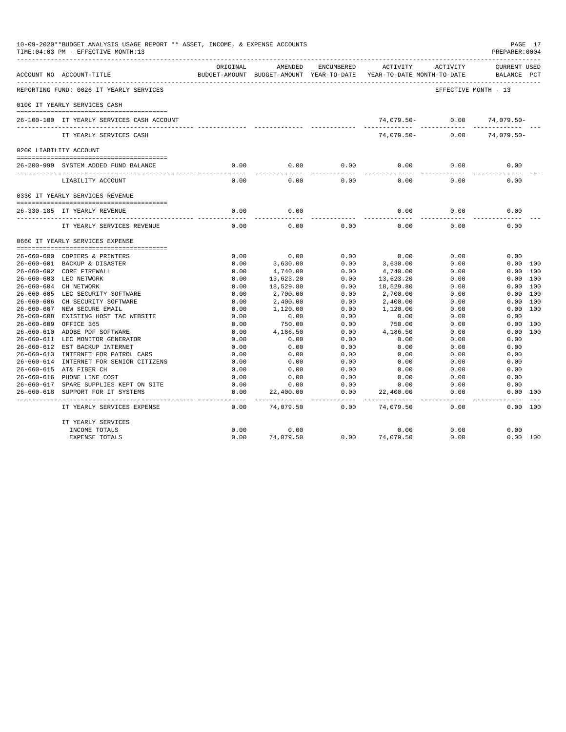10-09-2020**BUDGET ANALYSIS USAGE REPORT ** ASSET, INCOME, & EXPENSE ACCOUNTS
TIME:04:03 PM - EFFECTIVE MONTH:13

PREPARER:0004

| ACCOUNT NO | ACCOUNT-TITLE | ORIGINAL BUDGET-AMOUNT | AMENDED BUDGET-AMOUNT | ENCUMBERED YEAR-TO-DATE | ACTIVITY YEAR-TO-DATE | ACTIVITY MONTH-TO-DATE | CURRENT USED BALANCE | PCT |
|---|---|---|---|---|---|---|---|---|
| REPORTING FUND: 0026 IT YEARLY SERVICES | | | | | | EFFECTIVE MONTH - 13 | | |
| 0100 IT YEARLY SERVICES CASH | | | | | | | | |
| 26-100-100 | IT YEARLY SERVICES CASH ACCOUNT | | | | 74,079.50- | 0.00 | 74,079.50- | |
| | IT YEARLY SERVICES CASH | | | | 74,079.50- | 0.00 | 74,079.50- | |
| 0200 LIABILITY ACCOUNT | | | | | | | | |
| 26-200-999 | SYSTEM ADDED FUND BALANCE | 0.00 | 0.00 | 0.00 | 0.00 | 0.00 | 0.00 | |
| | LIABILITY ACCOUNT | 0.00 | 0.00 | 0.00 | 0.00 | 0.00 | 0.00 | |
| 0330 IT YEARLY SERVICES REVENUE | | | | | | | | |
| 26-330-185 | IT YEARLY REVENUE | 0.00 | 0.00 | | 0.00 | 0.00 | 0.00 | |
| | IT YEARLY SERVICES REVENUE | 0.00 | 0.00 | 0.00 | 0.00 | 0.00 | 0.00 | |
| 0660 IT YEARLY SERVICES EXPENSE | | | | | | | | |
| 26-660-600 | COPIERS & PRINTERS | 0.00 | 0.00 | 0.00 | 0.00 | 0.00 | 0.00 | |
| 26-660-601 | BACKUP & DISASTER | 0.00 | 3,630.00 | 0.00 | 3,630.00 | 0.00 | 0.00 | 100 |
| 26-660-602 | CORE FIREWALL | 0.00 | 4,740.00 | 0.00 | 4,740.00 | 0.00 | 0.00 | 100 |
| 26-660-603 | LEC NETWORK | 0.00 | 13,623.20 | 0.00 | 13,623.20 | 0.00 | 0.00 | 100 |
| 26-660-604 | CH NETWORK | 0.00 | 18,529.80 | 0.00 | 18,529.80 | 0.00 | 0.00 | 100 |
| 26-660-605 | LEC SECURITY SOFTWARE | 0.00 | 2,700.00 | 0.00 | 2,700.00 | 0.00 | 0.00 | 100 |
| 26-660-606 | CH SECURITY SOFTWARE | 0.00 | 2,400.00 | 0.00 | 2,400.00 | 0.00 | 0.00 | 100 |
| 26-660-607 | NEW SECURE EMAIL | 0.00 | 1,120.00 | 0.00 | 1,120.00 | 0.00 | 0.00 | 100 |
| 26-660-608 | EXISTING HOST TAC WEBSITE | 0.00 | 0.00 | 0.00 | 0.00 | 0.00 | 0.00 | |
| 26-660-609 | OFFICE 365 | 0.00 | 750.00 | 0.00 | 750.00 | 0.00 | 0.00 | 100 |
| 26-660-610 | ADOBE PDF SOFTWARE | 0.00 | 4,186.50 | 0.00 | 4,186.50 | 0.00 | 0.00 | 100 |
| 26-660-611 | LEC MONITOR GENERATOR | 0.00 | 0.00 | 0.00 | 0.00 | 0.00 | 0.00 | |
| 26-660-612 | EST BACKUP INTERNET | 0.00 | 0.00 | 0.00 | 0.00 | 0.00 | 0.00 | |
| 26-660-613 | INTERNET FOR PATROL CARS | 0.00 | 0.00 | 0.00 | 0.00 | 0.00 | 0.00 | |
| 26-660-614 | INTERNET FOR SENIOR CITIZENS | 0.00 | 0.00 | 0.00 | 0.00 | 0.00 | 0.00 | |
| 26-660-615 | AT& FIBER CH | 0.00 | 0.00 | 0.00 | 0.00 | 0.00 | 0.00 | |
| 26-660-616 | PHONE LINE COST | 0.00 | 0.00 | 0.00 | 0.00 | 0.00 | 0.00 | |
| 26-660-617 | SPARE SUPPLIES KEPT ON SITE | 0.00 | 0.00 | 0.00 | 0.00 | 0.00 | 0.00 | |
| 26-660-618 | SUPPORT FOR IT SYSTEMS | 0.00 | 22,400.00 | 0.00 | 22,400.00 | 0.00 | 0.00 | 100 |
| | IT YEARLY SERVICES EXPENSE | 0.00 | 74,079.50 | 0.00 | 74,079.50 | 0.00 | 0.00 | 100 |
| | IT YEARLY SERVICES | | | | | | | |
| | INCOME TOTALS | 0.00 | 0.00 | | 0.00 | 0.00 | 0.00 | |
| | EXPENSE TOTALS | 0.00 | 74,079.50 | 0.00 | 74,079.50 | 0.00 | 0.00 | 100 |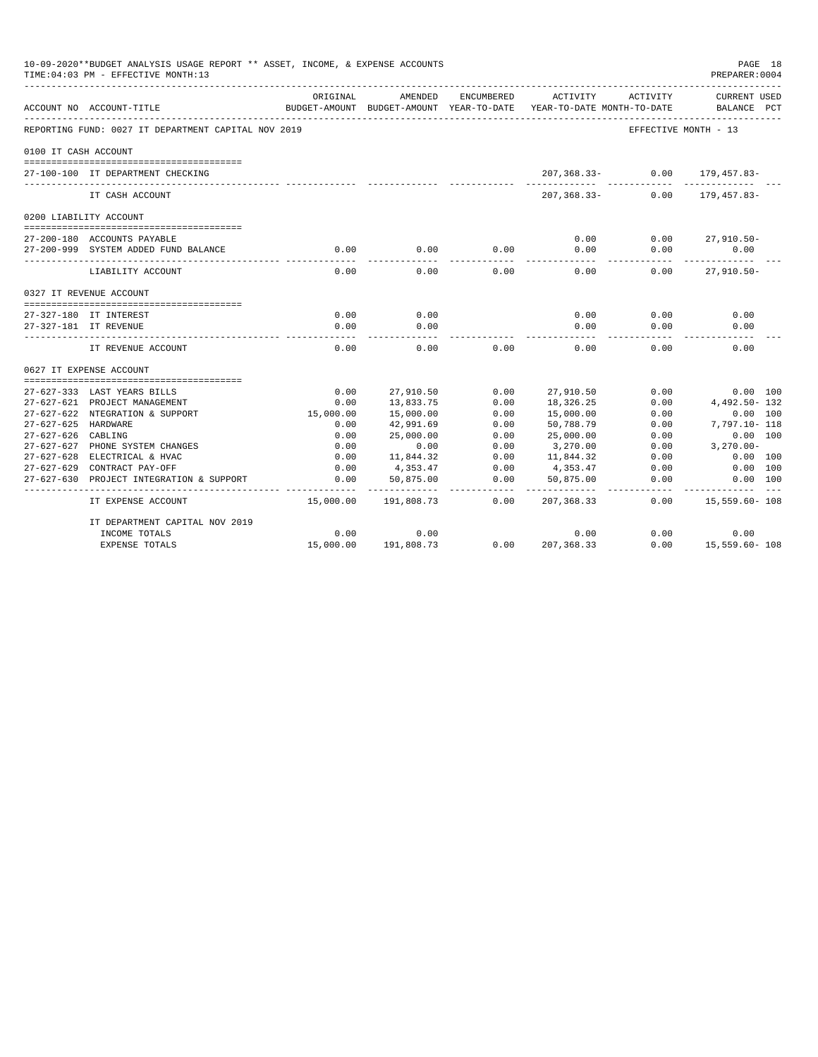10-09-2020**BUDGET ANALYSIS USAGE REPORT ** ASSET, INCOME, & EXPENSE ACCOUNTS
TIME:04:03 PM - EFFECTIVE MONTH:13
PREPARER:0004

REPORTING FUND: 0027 IT DEPARTMENT CAPITAL NOV 2019 — EFFECTIVE MONTH - 13

| ACCOUNT NO | ACCOUNT-TITLE | ORIGINAL BUDGET-AMOUNT | AMENDED BUDGET-AMOUNT | ENCUMBERED YEAR-TO-DATE | ACTIVITY YEAR-TO-DATE | ACTIVITY MONTH-TO-DATE | CURRENT USED BALANCE | PCT |
|---|---|---|---|---|---|---|---|---|
| **0100 IT CASH ACCOUNT** | | | | | | | | |
| 27-100-100 | IT DEPARTMENT CHECKING | | | | 207,368.33- | 0.00 | 179,457.83- | |
| | IT CASH ACCOUNT | | | | 207,368.33- | 0.00 | 179,457.83- | |
| **0200 LIABILITY ACCOUNT** | | | | | | | | |
| 27-200-180 | ACCOUNTS PAYABLE | | | | 0.00 | 0.00 | 27,910.50- | |
| 27-200-999 | SYSTEM ADDED FUND BALANCE | 0.00 | 0.00 | 0.00 | 0.00 | 0.00 | 0.00 | |
| | LIABILITY ACCOUNT | 0.00 | 0.00 | 0.00 | 0.00 | 0.00 | 27,910.50- | |
| **0327 IT REVENUE ACCOUNT** | | | | | | | | |
| 27-327-180 | IT INTEREST | 0.00 | 0.00 | | 0.00 | 0.00 | 0.00 | |
| 27-327-181 | IT REVENUE | 0.00 | 0.00 | | 0.00 | 0.00 | 0.00 | |
| | IT REVENUE ACCOUNT | 0.00 | 0.00 | 0.00 | 0.00 | 0.00 | 0.00 | |
| **0627 IT EXPENSE ACCOUNT** | | | | | | | | |
| 27-627-333 | LAST YEARS BILLS | 0.00 | 27,910.50 | 0.00 | 27,910.50 | 0.00 | 0.00 | 100 |
| 27-627-621 | PROJECT MANAGEMENT | 0.00 | 13,833.75 | 0.00 | 18,326.25 | 0.00 | 4,492.50- | 132 |
| 27-627-622 | NTEGRATION & SUPPORT | 15,000.00 | 15,000.00 | 0.00 | 15,000.00 | 0.00 | 0.00 | 100 |
| 27-627-625 | HARDWARE | 0.00 | 42,991.69 | 0.00 | 50,788.79 | 0.00 | 7,797.10- | 118 |
| 27-627-626 | CABLING | 0.00 | 25,000.00 | 0.00 | 25,000.00 | 0.00 | 0.00 | 100 |
| 27-627-627 | PHONE SYSTEM CHANGES | 0.00 | 0.00 | 0.00 | 3,270.00 | 0.00 | 3,270.00- | |
| 27-627-628 | ELECTRICAL & HVAC | 0.00 | 11,844.32 | 0.00 | 11,844.32 | 0.00 | 0.00 | 100 |
| 27-627-629 | CONTRACT PAY-OFF | 0.00 | 4,353.47 | 0.00 | 4,353.47 | 0.00 | 0.00 | 100 |
| 27-627-630 | PROJECT INTEGRATION & SUPPORT | 0.00 | 50,875.00 | 0.00 | 50,875.00 | 0.00 | 0.00 | 100 |
| | IT EXPENSE ACCOUNT | 15,000.00 | 191,808.73 | 0.00 | 207,368.33 | 0.00 | 15,559.60- | 108 |
| | IT DEPARTMENT CAPITAL NOV 2019 | | | | | | | |
| | INCOME TOTALS | 0.00 | 0.00 | | 0.00 | 0.00 | 0.00 | |
| | EXPENSE TOTALS | 15,000.00 | 191,808.73 | 0.00 | 207,368.33 | 0.00 | 15,559.60- | 108 |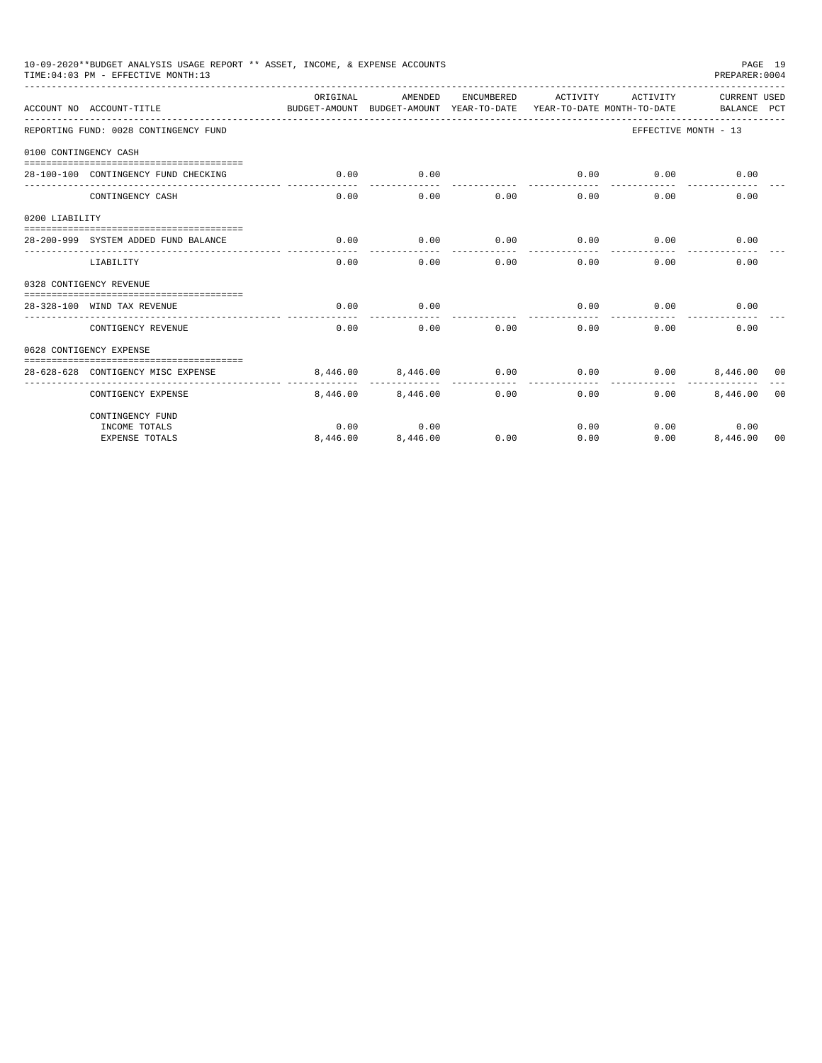10-09-2020**BUDGET ANALYSIS USAGE REPORT ** ASSET, INCOME, & EXPENSE ACCOUNTS
TIME:04:03 PM - EFFECTIVE MONTH:13
PREPARER:0004

| ACCOUNT NO ACCOUNT-TITLE | ORIGINAL BUDGET-AMOUNT | AMENDED BUDGET-AMOUNT | ENCUMBERED YEAR-TO-DATE | ACTIVITY YEAR-TO-DATE | ACTIVITY MONTH-TO-DATE | CURRENT BALANCE | USED PCT |
|---|---|---|---|---|---|---|---|
| REPORTING FUND: 0028 CONTINGENCY FUND | | | | | EFFECTIVE MONTH - 13 | | |
| 0100 CONTINGENCY CASH | | | | | | | |
| 28-100-100 CONTINGENCY FUND CHECKING | 0.00 | 0.00 | | 0.00 | 0.00 | 0.00 | |
| CONTINGENCY CASH | 0.00 | 0.00 | 0.00 | 0.00 | 0.00 | 0.00 | |
| 0200 LIABILITY | | | | | | | |
| 28-200-999 SYSTEM ADDED FUND BALANCE | 0.00 | 0.00 | 0.00 | 0.00 | 0.00 | 0.00 | |
| LIABILITY | 0.00 | 0.00 | 0.00 | 0.00 | 0.00 | 0.00 | |
| 0328 CONTIGENCY REVENUE | | | | | | | |
| 28-328-100 WIND TAX REVENUE | 0.00 | 0.00 | | 0.00 | 0.00 | 0.00 | |
| CONTIGENCY REVENUE | 0.00 | 0.00 | 0.00 | 0.00 | 0.00 | 0.00 | |
| 0628 CONTIGENCY EXPENSE | | | | | | | |
| 28-628-628 CONTIGENCY MISC EXPENSE | 8,446.00 | 8,446.00 | 0.00 | 0.00 | 0.00 | 8,446.00 | 00 |
| CONTIGENCY EXPENSE | 8,446.00 | 8,446.00 | 0.00 | 0.00 | 0.00 | 8,446.00 | 00 |
| CONTINGENCY FUND | | | | | | | |
| INCOME TOTALS | 0.00 | 0.00 | | 0.00 | 0.00 | 0.00 | |
| EXPENSE TOTALS | 8,446.00 | 8,446.00 | 0.00 | 0.00 | 0.00 | 8,446.00 | 00 |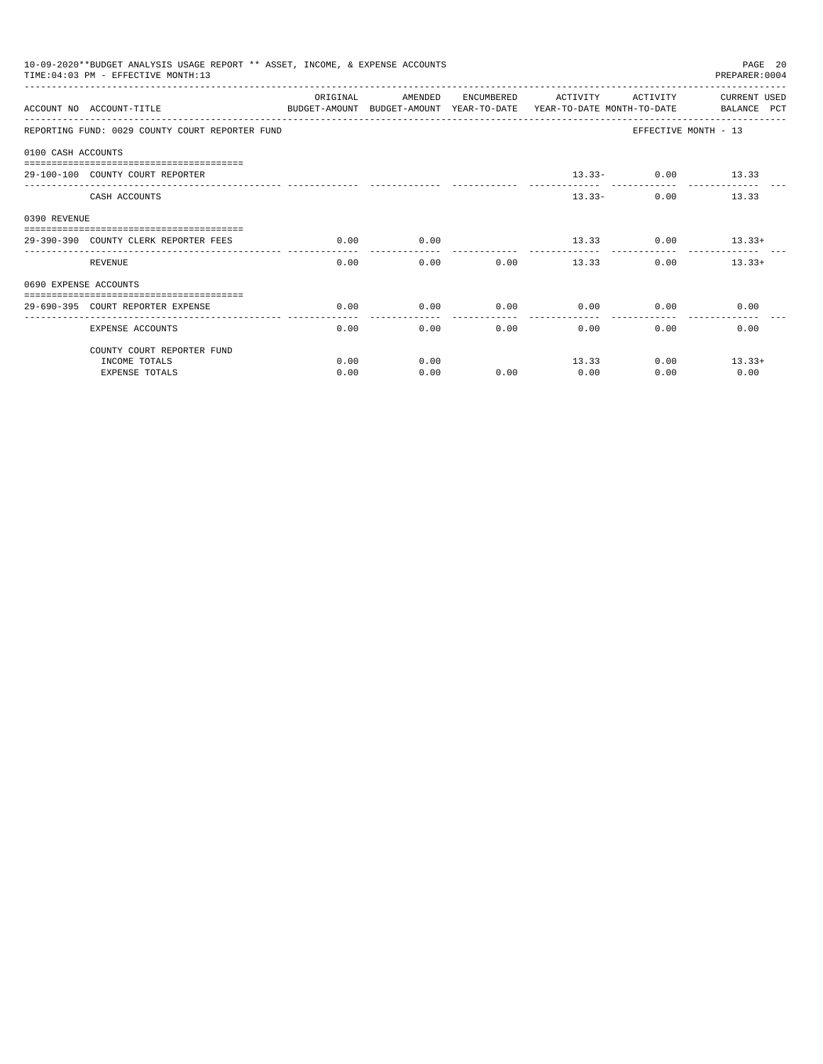10-09-2020**BUDGET ANALYSIS USAGE REPORT ** ASSET, INCOME, & EXPENSE ACCOUNTS
TIME:04:03 PM - EFFECTIVE MONTH:13
PREPARER:0004

REPORTING FUND: 0029 COUNTY COURT REPORTER FUND — EFFECTIVE MONTH - 13

| ACCOUNT NO | ACCOUNT-TITLE | ORIGINAL BUDGET-AMOUNT | AMENDED BUDGET-AMOUNT | ENCUMBERED YEAR-TO-DATE | ACTIVITY YEAR-TO-DATE | ACTIVITY MONTH-TO-DATE | CURRENT USED BALANCE PCT |
|---|---|---|---|---|---|---|---|
| **0100 CASH ACCOUNTS** | | | | | | | |
| 29-100-100 | COUNTY COURT REPORTER | | | | 13.33- | 0.00 | 13.33 |
| | CASH ACCOUNTS | | | | 13.33- | 0.00 | 13.33 |
| **0390 REVENUE** | | | | | | | |
| 29-390-390 | COUNTY CLERK REPORTER FEES | 0.00 | 0.00 | | 13.33 | 0.00 | 13.33+ |
| | REVENUE | 0.00 | 0.00 | 0.00 | 13.33 | 0.00 | 13.33+ |
| **0690 EXPENSE ACCOUNTS** | | | | | | | |
| 29-690-395 | COURT REPORTER EXPENSE | 0.00 | 0.00 | 0.00 | 0.00 | 0.00 | 0.00 |
| | EXPENSE ACCOUNTS | 0.00 | 0.00 | 0.00 | 0.00 | 0.00 | 0.00 |
| | COUNTY COURT REPORTER FUND | | | | | | |
| | INCOME TOTALS | 0.00 | 0.00 | | 13.33 | 0.00 | 13.33+ |
| | EXPENSE TOTALS | 0.00 | 0.00 | 0.00 | 0.00 | 0.00 | 0.00 |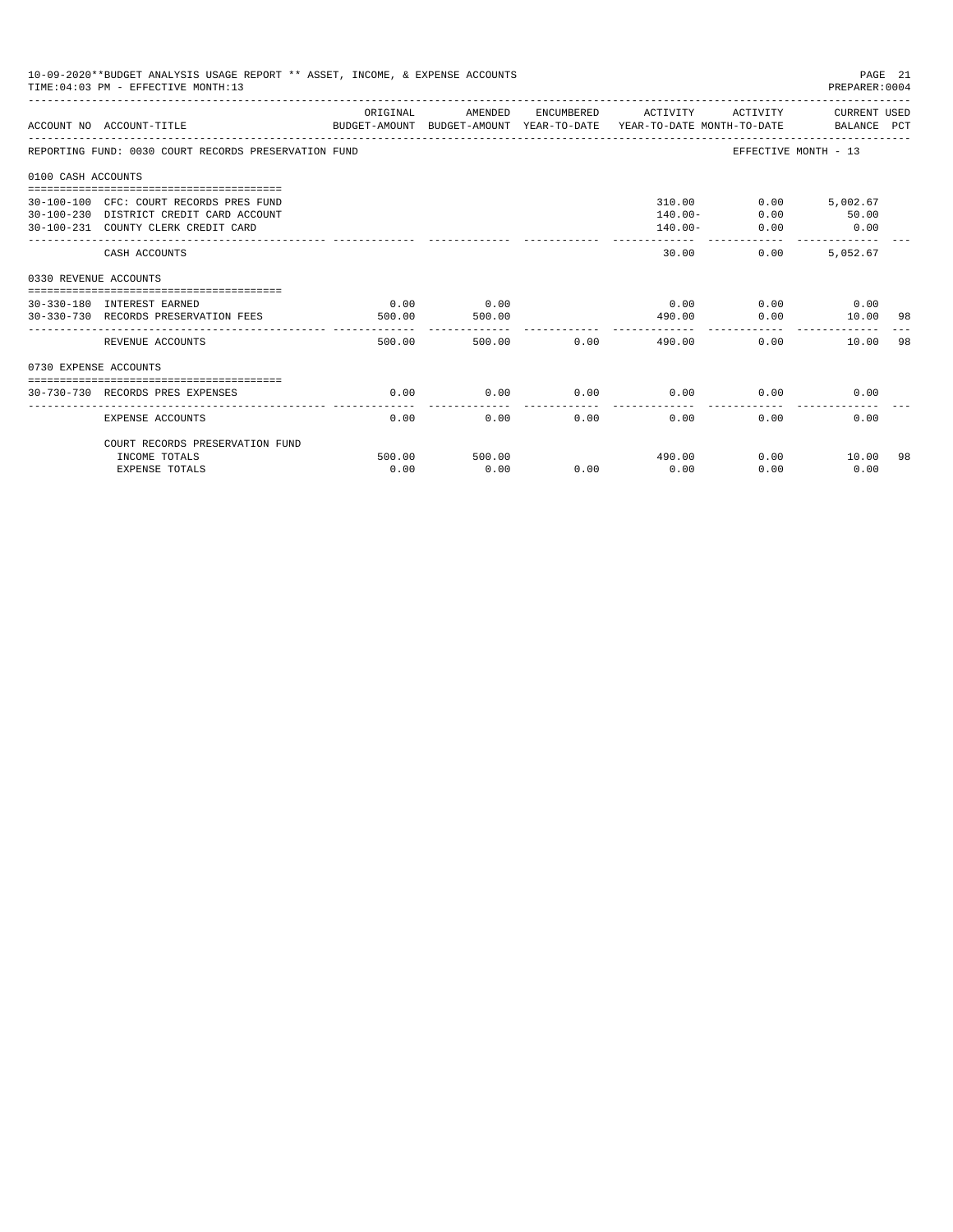10-09-2020**BUDGET ANALYSIS USAGE REPORT ** ASSET, INCOME, & EXPENSE ACCOUNTS
TIME:04:03 PM - EFFECTIVE MONTH:13
PREPARER:0004

| ACCOUNT NO | ACCOUNT-TITLE | ORIGINAL BUDGET-AMOUNT | AMENDED BUDGET-AMOUNT | ENCUMBERED YEAR-TO-DATE | ACTIVITY YEAR-TO-DATE | ACTIVITY MONTH-TO-DATE | CURRENT USED BALANCE | PCT |
|---|---|---|---|---|---|---|---|---|
| REPORTING FUND: 0030 COURT RECORDS PRESERVATION FUND | | | | | | EFFECTIVE MONTH - 13 | | |
| 0100 CASH ACCOUNTS | | | | | | | | |
| 30-100-100 | CFC: COURT RECORDS PRES FUND | | | | 310.00 | 0.00 | 5,002.67 | |
| 30-100-230 | DISTRICT CREDIT CARD ACCOUNT | | | | 140.00- | 0.00 | 50.00 | |
| 30-100-231 | COUNTY CLERK CREDIT CARD | | | | 140.00- | 0.00 | 0.00 | |
| | CASH ACCOUNTS | | | | 30.00 | 0.00 | 5,052.67 | |
| 0330 REVENUE ACCOUNTS | | | | | | | | |
| 30-330-180 | INTEREST EARNED | 0.00 | 0.00 | | 0.00 | 0.00 | 0.00 | |
| 30-330-730 | RECORDS PRESERVATION FEES | 500.00 | 500.00 | | 490.00 | 0.00 | 10.00 | 98 |
| | REVENUE ACCOUNTS | 500.00 | 500.00 | 0.00 | 490.00 | 0.00 | 10.00 | 98 |
| 0730 EXPENSE ACCOUNTS | | | | | | | | |
| 30-730-730 | RECORDS PRES EXPENSES | 0.00 | 0.00 | 0.00 | 0.00 | 0.00 | 0.00 | |
| | EXPENSE ACCOUNTS | 0.00 | 0.00 | 0.00 | 0.00 | 0.00 | 0.00 | |
| | COURT RECORDS PRESERVATION FUND | | | | | | | |
| | INCOME TOTALS | 500.00 | 500.00 | | 490.00 | 0.00 | 10.00 | 98 |
| | EXPENSE TOTALS | 0.00 | 0.00 | 0.00 | 0.00 | 0.00 | 0.00 | |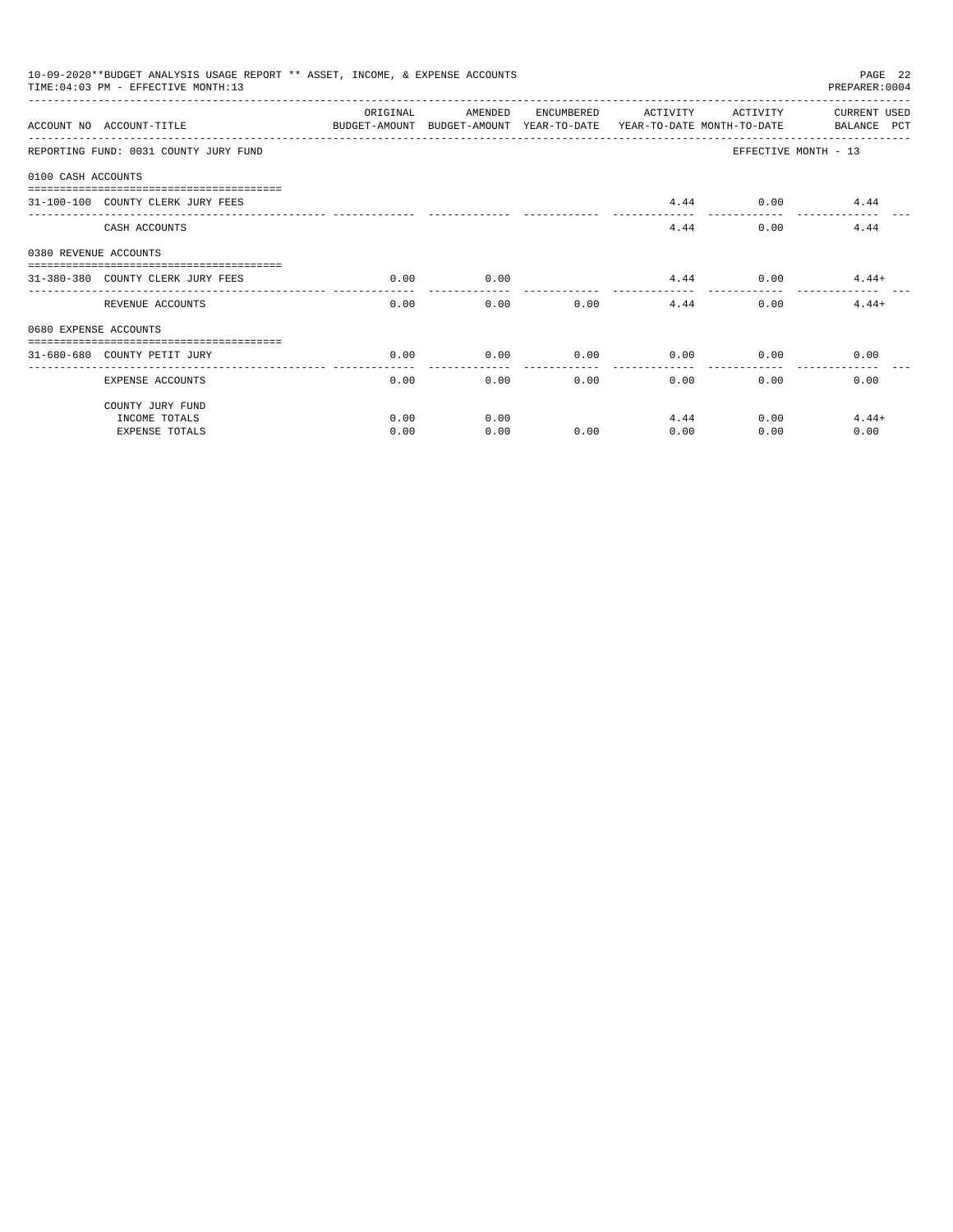10-09-2020**BUDGET ANALYSIS USAGE REPORT ** ASSET, INCOME, & EXPENSE ACCOUNTS
TIME:04:03 PM - EFFECTIVE MONTH:13
PREPARER:0004

| ACCOUNT NO ACCOUNT-TITLE | ORIGINAL BUDGET-AMOUNT | AMENDED BUDGET-AMOUNT | ENCUMBERED YEAR-TO-DATE | ACTIVITY YEAR-TO-DATE | ACTIVITY MONTH-TO-DATE | CURRENT USED BALANCE PCT |
|---|---|---|---|---|---|---|
| REPORTING FUND: 0031 COUNTY JURY FUND | | | | | | EFFECTIVE MONTH - 13 |
| 0100 CASH ACCOUNTS | | | | | | |
| 31-100-100 COUNTY CLERK JURY FEES | | | | 4.44 | 0.00 | 4.44 |
| CASH ACCOUNTS | | | | 4.44 | 0.00 | 4.44 |
| 0380 REVENUE ACCOUNTS | | | | | | |
| 31-380-380 COUNTY CLERK JURY FEES | 0.00 | 0.00 | | 4.44 | 0.00 | 4.44+ |
| REVENUE ACCOUNTS | 0.00 | 0.00 | 0.00 | 4.44 | 0.00 | 4.44+ |
| 0680 EXPENSE ACCOUNTS | | | | | | |
| 31-680-680 COUNTY PETIT JURY | 0.00 | 0.00 | 0.00 | 0.00 | 0.00 | 0.00 |
| EXPENSE ACCOUNTS | 0.00 | 0.00 | 0.00 | 0.00 | 0.00 | 0.00 |
| COUNTY JURY FUND | | | | | | |
| INCOME TOTALS | 0.00 | 0.00 | | 4.44 | 0.00 | 4.44+ |
| EXPENSE TOTALS | 0.00 | 0.00 | 0.00 | 0.00 | 0.00 | 0.00 |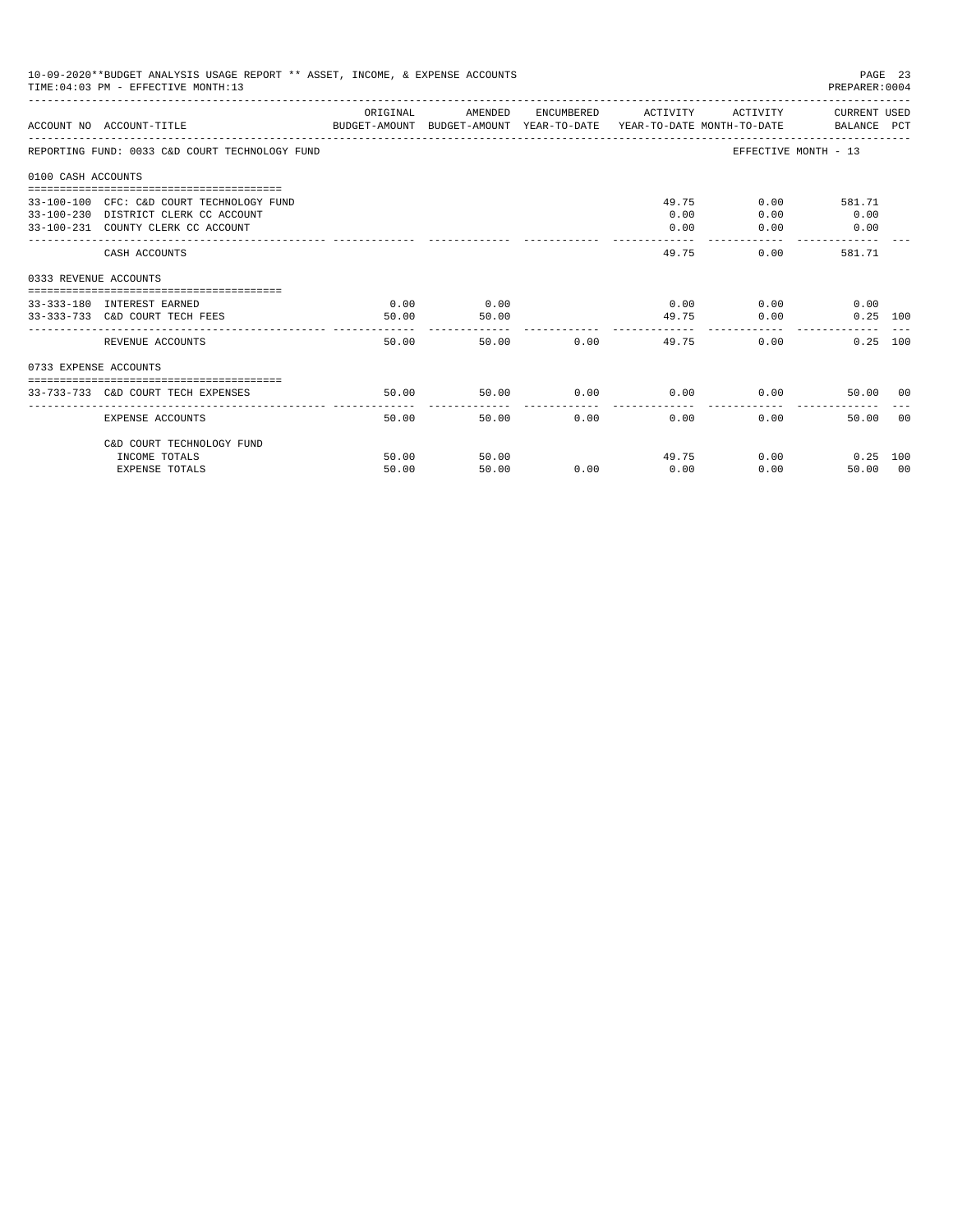10-09-2020**BUDGET ANALYSIS USAGE REPORT ** ASSET, INCOME, & EXPENSE ACCOUNTS

TIME:04:03 PM - EFFECTIVE MONTH:13

PREPARER:0004

| ACCOUNT NO | ACCOUNT-TITLE | ORIGINAL BUDGET-AMOUNT | AMENDED BUDGET-AMOUNT | ENCUMBERED YEAR-TO-DATE | ACTIVITY YEAR-TO-DATE | ACTIVITY MONTH-TO-DATE | CURRENT BALANCE | USED PCT |
|---|---|---|---|---|---|---|---|---|
| REPORTING FUND: 0033 C&D COURT TECHNOLOGY FUND | | | | | | EFFECTIVE MONTH - 13 | | |
| 0100 CASH ACCOUNTS | | | | | | | | |
| 33-100-100 | CFC: C&D COURT TECHNOLOGY FUND | | | | 49.75 | 0.00 | 581.71 | |
| 33-100-230 | DISTRICT CLERK CC ACCOUNT | | | | 0.00 | 0.00 | 0.00 | |
| 33-100-231 | COUNTY CLERK CC ACCOUNT | | | | 0.00 | 0.00 | 0.00 | |
| | CASH ACCOUNTS | | | | 49.75 | 0.00 | 581.71 | |
| 0333 REVENUE ACCOUNTS | | | | | | | | |
| 33-333-180 | INTEREST EARNED | 0.00 | 0.00 | | 0.00 | 0.00 | 0.00 | |
| 33-333-733 | C&D COURT TECH FEES | 50.00 | 50.00 | | 49.75 | 0.00 | 0.25 | 100 |
| | REVENUE ACCOUNTS | 50.00 | 50.00 | 0.00 | 49.75 | 0.00 | 0.25 | 100 |
| 0733 EXPENSE ACCOUNTS | | | | | | | | |
| 33-733-733 | C&D COURT TECH EXPENSES | 50.00 | 50.00 | 0.00 | 0.00 | 0.00 | 50.00 | 00 |
| | EXPENSE ACCOUNTS | 50.00 | 50.00 | 0.00 | 0.00 | 0.00 | 50.00 | 00 |
| | C&D COURT TECHNOLOGY FUND | | | | | | | |
| | INCOME TOTALS | 50.00 | 50.00 | | 49.75 | 0.00 | 0.25 | 100 |
| | EXPENSE TOTALS | 50.00 | 50.00 | 0.00 | 0.00 | 0.00 | 50.00 | 00 |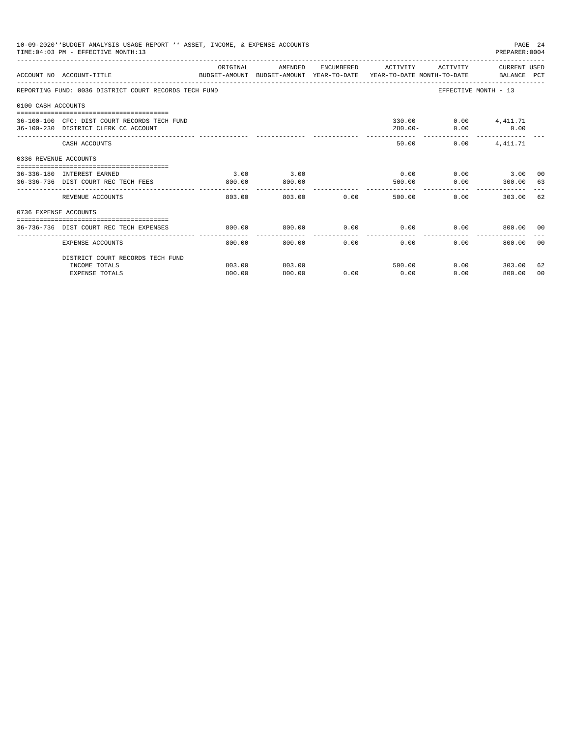10-09-2020**BUDGET ANALYSIS USAGE REPORT ** ASSET, INCOME, & EXPENSE ACCOUNTS

TIME:04:03 PM - EFFECTIVE MONTH:13

PREPARER:0004

REPORTING FUND: 0036 DISTRICT COURT RECORDS TECH FUND — EFFECTIVE MONTH - 13

| ACCOUNT NO | ACCOUNT-TITLE | ORIGINAL BUDGET-AMOUNT | AMENDED BUDGET-AMOUNT | ENCUMBERED YEAR-TO-DATE | ACTIVITY YEAR-TO-DATE | ACTIVITY MONTH-TO-DATE | CURRENT USED BALANCE | PCT |
|---|---|---|---|---|---|---|---|---|
| **0100 CASH ACCOUNTS** | | | | | | | | |
| 36-100-100 | CFC: DIST COURT RECORDS TECH FUND | | | | 330.00 | 0.00 | 4,411.71 | |
| 36-100-230 | DISTRICT CLERK CC ACCOUNT | | | | 280.00- | 0.00 | 0.00 | |
| | CASH ACCOUNTS | | | | 50.00 | 0.00 | 4,411.71 | |
| **0336 REVENUE ACCOUNTS** | | | | | | | | |
| 36-336-180 | INTEREST EARNED | 3.00 | 3.00 | | 0.00 | 0.00 | 3.00 | 00 |
| 36-336-736 | DIST COURT REC TECH FEES | 800.00 | 800.00 | | 500.00 | 0.00 | 300.00 | 63 |
| | REVENUE ACCOUNTS | 803.00 | 803.00 | 0.00 | 500.00 | 0.00 | 303.00 | 62 |
| **0736 EXPENSE ACCOUNTS** | | | | | | | | |
| 36-736-736 | DIST COURT REC TECH EXPENSES | 800.00 | 800.00 | 0.00 | 0.00 | 0.00 | 800.00 | 00 |
| | EXPENSE ACCOUNTS | 800.00 | 800.00 | 0.00 | 0.00 | 0.00 | 800.00 | 00 |
| | DISTRICT COURT RECORDS TECH FUND | | | | | | | |
| | INCOME TOTALS | 803.00 | 803.00 | | 500.00 | 0.00 | 303.00 | 62 |
| | EXPENSE TOTALS | 800.00 | 800.00 | 0.00 | 0.00 | 0.00 | 800.00 | 00 |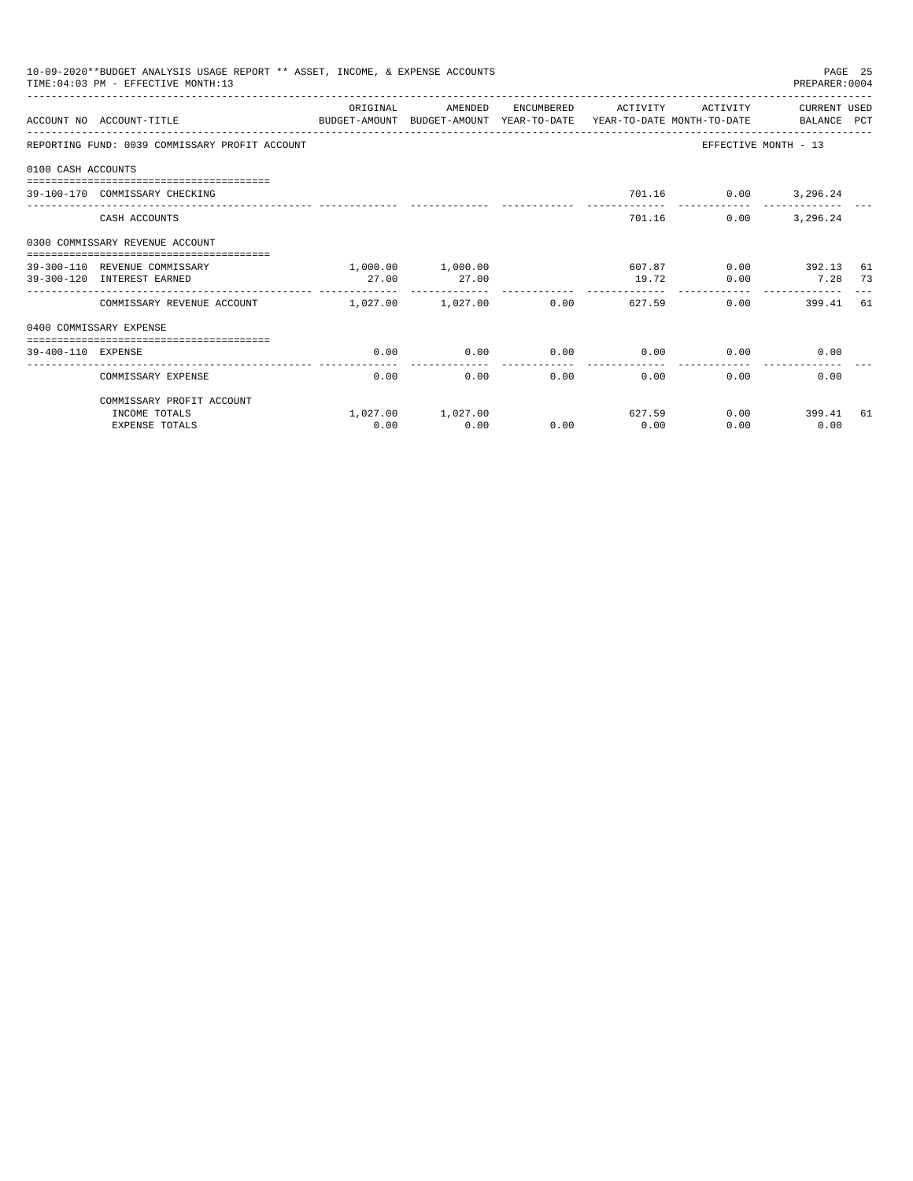10-09-2020**BUDGET ANALYSIS USAGE REPORT ** ASSET, INCOME, & EXPENSE ACCOUNTS
TIME:04:03 PM - EFFECTIVE MONTH:13

PREPARER:0004

| ACCOUNT NO | ACCOUNT-TITLE | ORIGINAL BUDGET-AMOUNT | AMENDED BUDGET-AMOUNT | ENCUMBERED YEAR-TO-DATE | ACTIVITY YEAR-TO-DATE | ACTIVITY MONTH-TO-DATE | CURRENT USED BALANCE | PCT |
|---|---|---|---|---|---|---|---|---|
| REPORTING FUND: 0039 COMMISSARY PROFIT ACCOUNT | | | | | | | EFFECTIVE MONTH - 13 | |
| 0100 CASH ACCOUNTS | | | | | | | | |
| 39-100-170 | COMMISSARY CHECKING | | | | 701.16 | 0.00 | 3,296.24 | |
| | CASH ACCOUNTS | | | | 701.16 | 0.00 | 3,296.24 | |
| 0300 COMMISSARY REVENUE ACCOUNT | | | | | | | | |
| 39-300-110 | REVENUE COMMISSARY | 1,000.00 | 1,000.00 | | 607.87 | 0.00 | 392.13 | 61 |
| 39-300-120 | INTEREST EARNED | 27.00 | 27.00 | | 19.72 | 0.00 | 7.28 | 73 |
| | COMMISSARY REVENUE ACCOUNT | 1,027.00 | 1,027.00 | 0.00 | 627.59 | 0.00 | 399.41 | 61 |
| 0400 COMMISSARY EXPENSE | | | | | | | | |
| 39-400-110 | EXPENSE | 0.00 | 0.00 | 0.00 | 0.00 | 0.00 | 0.00 | |
| | COMMISSARY EXPENSE | 0.00 | 0.00 | 0.00 | 0.00 | 0.00 | 0.00 | |
| | COMMISSARY PROFIT ACCOUNT | | | | | | | |
| | INCOME TOTALS | 1,027.00 | 1,027.00 | | 627.59 | 0.00 | 399.41 | 61 |
| | EXPENSE TOTALS | 0.00 | 0.00 | 0.00 | 0.00 | 0.00 | 0.00 | |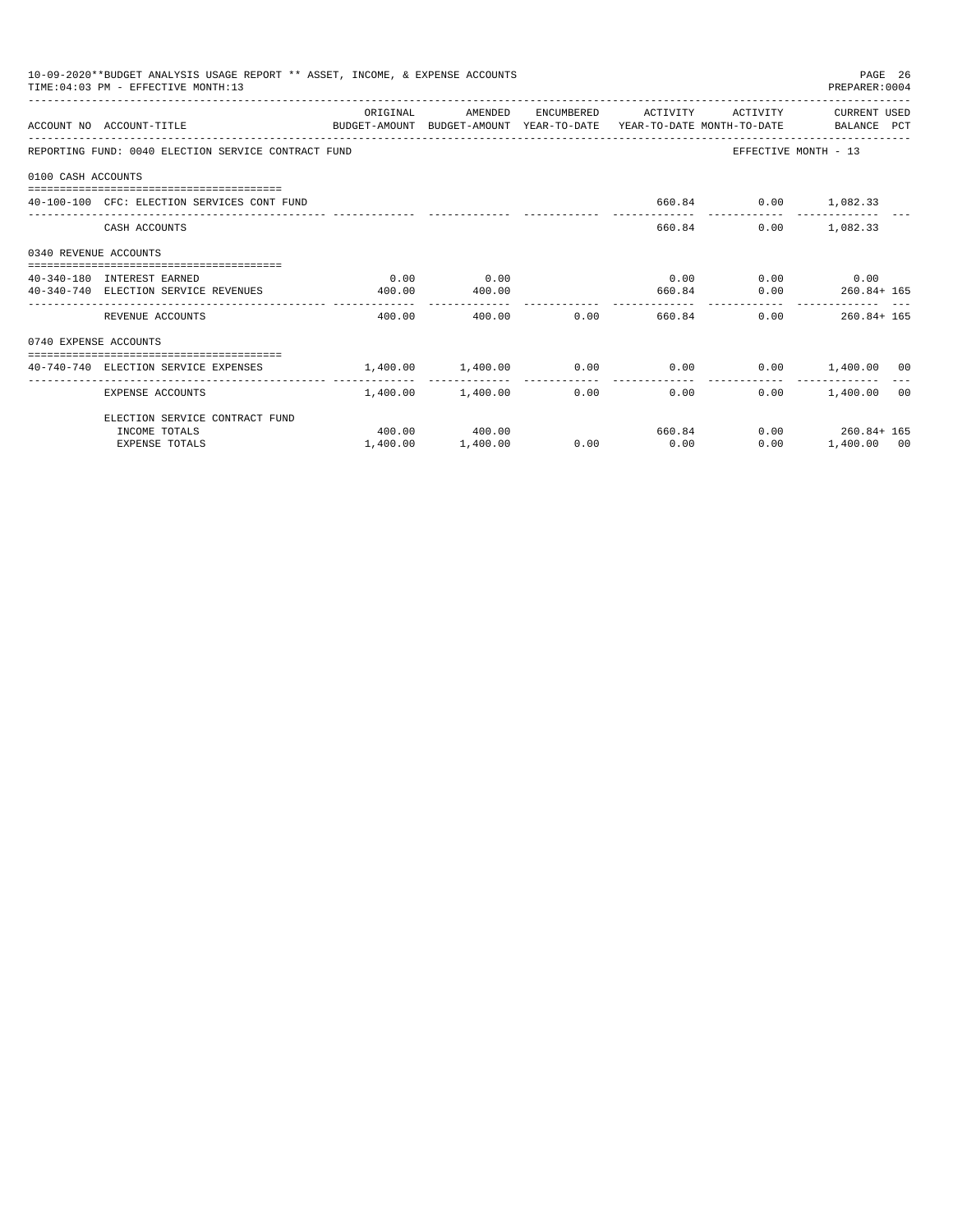10-09-2020**BUDGET ANALYSIS USAGE REPORT ** ASSET, INCOME, & EXPENSE ACCOUNTS

TIME:04:03 PM - EFFECTIVE MONTH:13

PREPARER:0004

| ACCOUNT NO | ACCOUNT-TITLE | ORIGINAL BUDGET-AMOUNT | AMENDED BUDGET-AMOUNT | ENCUMBERED YEAR-TO-DATE | ACTIVITY YEAR-TO-DATE | ACTIVITY MONTH-TO-DATE | CURRENT USED BALANCE | PCT |
|---|---|---|---|---|---|---|---|---|
| REPORTING FUND: 0040 ELECTION SERVICE CONTRACT FUND | | | | | | | EFFECTIVE MONTH - 13 | |
| 0100 CASH ACCOUNTS | | | | | | | | |
| 40-100-100 | CFC: ELECTION SERVICES CONT FUND | | | | 660.84 | 0.00 | 1,082.33 | |
| | CASH ACCOUNTS | | | | 660.84 | 0.00 | 1,082.33 | |
| 0340 REVENUE ACCOUNTS | | | | | | | | |
| 40-340-180 | INTEREST EARNED | 0.00 | 0.00 | | 0.00 | 0.00 | 0.00 | |
| 40-340-740 | ELECTION SERVICE REVENUES | 400.00 | 400.00 | | 660.84 | 0.00 | 260.84+ | 165 |
| | REVENUE ACCOUNTS | 400.00 | 400.00 | 0.00 | 660.84 | 0.00 | 260.84+ | 165 |
| 0740 EXPENSE ACCOUNTS | | | | | | | | |
| 40-740-740 | ELECTION SERVICE EXPENSES | 1,400.00 | 1,400.00 | 0.00 | 0.00 | 0.00 | 1,400.00 | 00 |
| | EXPENSE ACCOUNTS | 1,400.00 | 1,400.00 | 0.00 | 0.00 | 0.00 | 1,400.00 | 00 |
| | ELECTION SERVICE CONTRACT FUND | | | | | | | |
| | INCOME TOTALS | 400.00 | 400.00 | | 660.84 | 0.00 | 260.84+ | 165 |
| | EXPENSE TOTALS | 1,400.00 | 1,400.00 | 0.00 | 0.00 | 0.00 | 1,400.00 | 00 |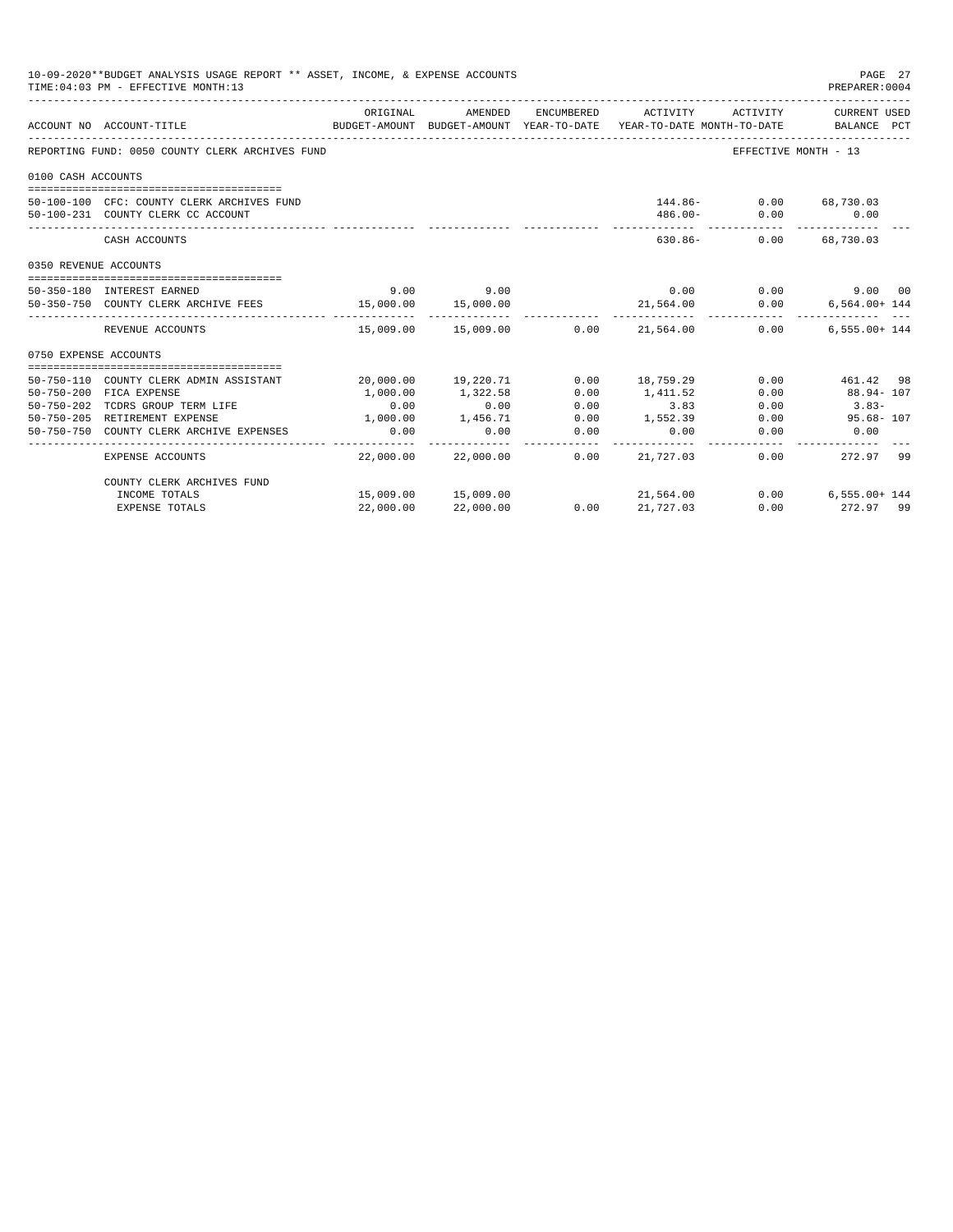10-09-2020**BUDGET ANALYSIS USAGE REPORT ** ASSET, INCOME, & EXPENSE ACCOUNTS

TIME:04:03 PM - EFFECTIVE MONTH:13

PREPARER:0004

| ACCOUNT NO | ACCOUNT-TITLE | ORIGINAL BUDGET-AMOUNT | AMENDED BUDGET-AMOUNT | ENCUMBERED YEAR-TO-DATE | ACTIVITY YEAR-TO-DATE | ACTIVITY MONTH-TO-DATE | CURRENT USED BALANCE | PCT |
|---|---|---|---|---|---|---|---|---|
| REPORTING FUND: 0050 COUNTY CLERK ARCHIVES FUND | | | | | | | EFFECTIVE MONTH - 13 | |
| 0100 CASH ACCOUNTS | | | | | | | | |
| 50-100-100 | CFC: COUNTY CLERK ARCHIVES FUND | | | | 144.86- | 0.00 | 68,730.03 | |
| 50-100-231 | COUNTY CLERK CC ACCOUNT | | | | 486.00- | 0.00 | 0.00 | |
| | CASH ACCOUNTS | | | | 630.86- | 0.00 | 68,730.03 | |
| 0350 REVENUE ACCOUNTS | | | | | | | | |
| 50-350-180 | INTEREST EARNED | 9.00 | 9.00 | | 0.00 | 0.00 | 9.00 | 00 |
| 50-350-750 | COUNTY CLERK ARCHIVE FEES | 15,000.00 | 15,000.00 | | 21,564.00 | 0.00 | 6,564.00+ | 144 |
| | REVENUE ACCOUNTS | 15,009.00 | 15,009.00 | 0.00 | 21,564.00 | 0.00 | 6,555.00+ | 144 |
| 0750 EXPENSE ACCOUNTS | | | | | | | | |
| 50-750-110 | COUNTY CLERK ADMIN ASSISTANT | 20,000.00 | 19,220.71 | 0.00 | 18,759.29 | 0.00 | 461.42 | 98 |
| 50-750-200 | FICA EXPENSE | 1,000.00 | 1,322.58 | 0.00 | 1,411.52 | 0.00 | 88.94- | 107 |
| 50-750-202 | TCDRS GROUP TERM LIFE | 0.00 | 0.00 | 0.00 | 3.83 | 0.00 | 3.83- | |
| 50-750-205 | RETIREMENT EXPENSE | 1,000.00 | 1,456.71 | 0.00 | 1,552.39 | 0.00 | 95.68- | 107 |
| 50-750-750 | COUNTY CLERK ARCHIVE EXPENSES | 0.00 | 0.00 | 0.00 | 0.00 | 0.00 | 0.00 | |
| | EXPENSE ACCOUNTS | 22,000.00 | 22,000.00 | 0.00 | 21,727.03 | 0.00 | 272.97 | 99 |
| | COUNTY CLERK ARCHIVES FUND | | | | | | | |
| | INCOME TOTALS | 15,009.00 | 15,009.00 | | 21,564.00 | 0.00 | 6,555.00+ | 144 |
| | EXPENSE TOTALS | 22,000.00 | 22,000.00 | 0.00 | 21,727.03 | 0.00 | 272.97 | 99 |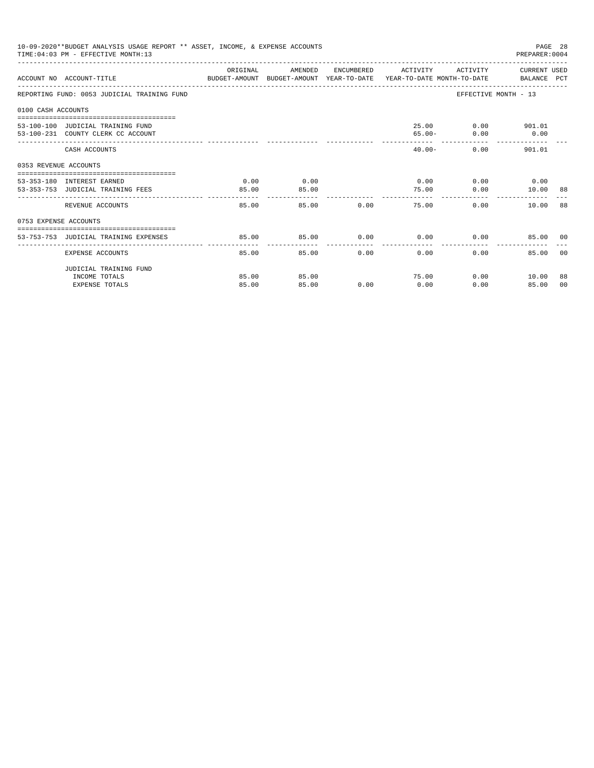10-09-2020**BUDGET ANALYSIS USAGE REPORT ** ASSET, INCOME, & EXPENSE ACCOUNTS
TIME:04:03 PM - EFFECTIVE MONTH:13
PREPARER:0004

| ACCOUNT NO | ACCOUNT-TITLE | ORIGINAL BUDGET-AMOUNT | AMENDED BUDGET-AMOUNT | ENCUMBERED YEAR-TO-DATE | ACTIVITY YEAR-TO-DATE | ACTIVITY MONTH-TO-DATE | CURRENT USED BALANCE | PCT |
|---|---|---|---|---|---|---|---|---|
| REPORTING FUND: 0053 JUDICIAL TRAINING FUND | | | | | | EFFECTIVE MONTH - 13 | | |
| 0100 CASH ACCOUNTS | | | | | | | | |
| 53-100-100 | JUDICIAL TRAINING FUND | | | | 25.00 | 0.00 | 901.01 | |
| 53-100-231 | COUNTY CLERK CC ACCOUNT | | | | 65.00- | 0.00 | 0.00 | |
| | CASH ACCOUNTS | | | | 40.00- | 0.00 | 901.01 | |
| 0353 REVENUE ACCOUNTS | | | | | | | | |
| 53-353-180 | INTEREST EARNED | 0.00 | 0.00 | | 0.00 | 0.00 | 0.00 | |
| 53-353-753 | JUDICIAL TRAINING FEES | 85.00 | 85.00 | | 75.00 | 0.00 | 10.00 | 88 |
| | REVENUE ACCOUNTS | 85.00 | 85.00 | 0.00 | 75.00 | 0.00 | 10.00 | 88 |
| 0753 EXPENSE ACCOUNTS | | | | | | | | |
| 53-753-753 | JUDICIAL TRAINING EXPENSES | 85.00 | 85.00 | 0.00 | 0.00 | 0.00 | 85.00 | 00 |
| | EXPENSE ACCOUNTS | 85.00 | 85.00 | 0.00 | 0.00 | 0.00 | 85.00 | 00 |
| | JUDICIAL TRAINING FUND | | | | | | | |
| | INCOME TOTALS | 85.00 | 85.00 | | 75.00 | 0.00 | 10.00 | 88 |
| | EXPENSE TOTALS | 85.00 | 85.00 | 0.00 | 0.00 | 0.00 | 85.00 | 00 |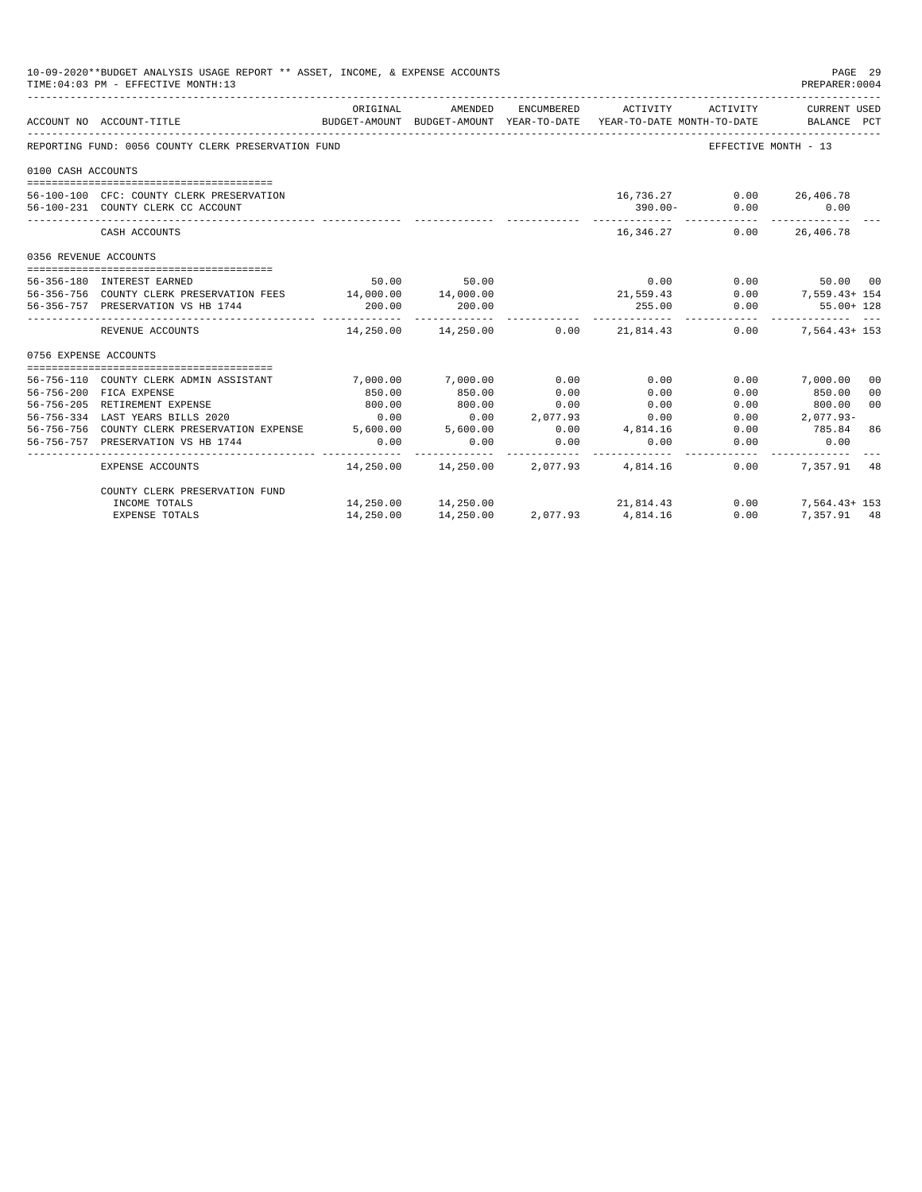10-09-2020**BUDGET ANALYSIS USAGE REPORT ** ASSET, INCOME, & EXPENSE ACCOUNTS
TIME:04:03 PM - EFFECTIVE MONTH:13

PREPARER:0004

| ACCOUNT NO | ACCOUNT-TITLE | ORIGINAL BUDGET-AMOUNT | AMENDED BUDGET-AMOUNT | ENCUMBERED YEAR-TO-DATE | ACTIVITY YEAR-TO-DATE | ACTIVITY MONTH-TO-DATE | CURRENT USED BALANCE | PCT |
|---|---|---|---|---|---|---|---|---|
| REPORTING FUND: 0056 COUNTY CLERK PRESERVATION FUND | | | | | | | EFFECTIVE MONTH - 13 | |
| 0100 CASH ACCOUNTS | | | | | | | | |
| 56-100-100 | CFC: COUNTY CLERK PRESERVATION | | | | 16,736.27 | 0.00 | 26,406.78 | |
| 56-100-231 | COUNTY CLERK CC ACCOUNT | | | | 390.00- | 0.00 | 0.00 | |
| | CASH ACCOUNTS | | | | 16,346.27 | 0.00 | 26,406.78 | |
| 0356 REVENUE ACCOUNTS | | | | | | | | |
| 56-356-180 | INTEREST EARNED | 50.00 | 50.00 | | 0.00 | 0.00 | 50.00 | 00 |
| 56-356-756 | COUNTY CLERK PRESERVATION FEES | 14,000.00 | 14,000.00 | | 21,559.43 | 0.00 | 7,559.43+ | 154 |
| 56-356-757 | PRESERVATION VS HB 1744 | 200.00 | 200.00 | | 255.00 | 0.00 | 55.00+ | 128 |
| | REVENUE ACCOUNTS | 14,250.00 | 14,250.00 | 0.00 | 21,814.43 | 0.00 | 7,564.43+ | 153 |
| 0756 EXPENSE ACCOUNTS | | | | | | | | |
| 56-756-110 | COUNTY CLERK ADMIN ASSISTANT | 7,000.00 | 7,000.00 | 0.00 | 0.00 | 0.00 | 7,000.00 | 00 |
| 56-756-200 | FICA EXPENSE | 850.00 | 850.00 | 0.00 | 0.00 | 0.00 | 850.00 | 00 |
| 56-756-205 | RETIREMENT EXPENSE | 800.00 | 800.00 | 0.00 | 0.00 | 0.00 | 800.00 | 00 |
| 56-756-334 | LAST YEARS BILLS 2020 | 0.00 | 0.00 | 2,077.93 | 0.00 | 0.00 | 2,077.93- | |
| 56-756-756 | COUNTY CLERK PRESERVATION EXPENSE | 5,600.00 | 5,600.00 | 0.00 | 4,814.16 | 0.00 | 785.84 | 86 |
| 56-756-757 | PRESERVATION VS HB 1744 | 0.00 | 0.00 | 0.00 | 0.00 | 0.00 | 0.00 | |
| | EXPENSE ACCOUNTS | 14,250.00 | 14,250.00 | 2,077.93 | 4,814.16 | 0.00 | 7,357.91 | 48 |
| | COUNTY CLERK PRESERVATION FUND | | | | | | | |
| | INCOME TOTALS | 14,250.00 | 14,250.00 | | 21,814.43 | 0.00 | 7,564.43+ | 153 |
| | EXPENSE TOTALS | 14,250.00 | 14,250.00 | 2,077.93 | 4,814.16 | 0.00 | 7,357.91 | 48 |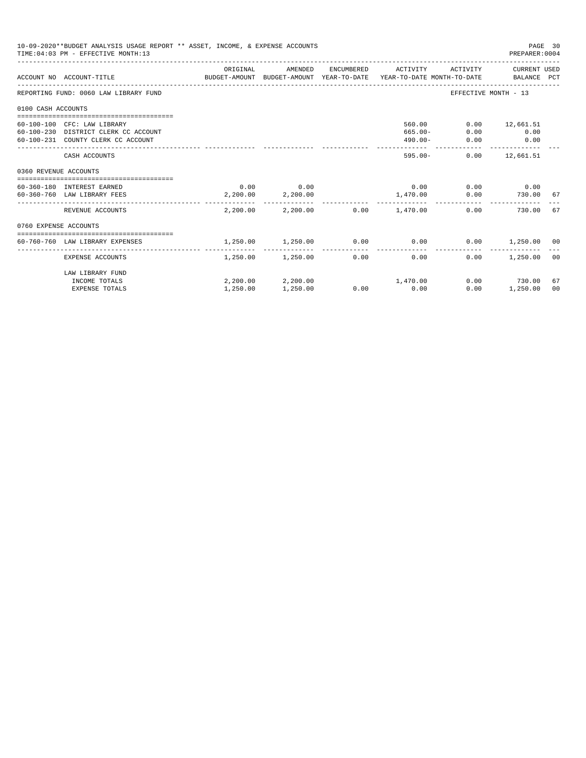10-09-2020**BUDGET ANALYSIS USAGE REPORT ** ASSET, INCOME, & EXPENSE ACCOUNTS
TIME:04:03 PM - EFFECTIVE MONTH:13

PREPARER:0004

REPORTING FUND: 0060 LAW LIBRARY FUND — EFFECTIVE MONTH - 13

| ACCOUNT NO | ACCOUNT-TITLE | ORIGINAL BUDGET-AMOUNT | AMENDED BUDGET-AMOUNT | ENCUMBERED YEAR-TO-DATE | ACTIVITY YEAR-TO-DATE | ACTIVITY MONTH-TO-DATE | CURRENT BALANCE | USED PCT |
|---|---|---|---|---|---|---|---|---|
| **0100 CASH ACCOUNTS** | | | | | | | | |
| 60-100-100 | CFC: LAW LIBRARY | | | | 560.00 | 0.00 | 12,661.51 | |
| 60-100-230 | DISTRICT CLERK CC ACCOUNT | | | | 665.00- | 0.00 | 0.00 | |
| 60-100-231 | COUNTY CLERK CC ACCOUNT | | | | 490.00- | 0.00 | 0.00 | |
| | CASH ACCOUNTS | | | | 595.00- | 0.00 | 12,661.51 | |
| **0360 REVENUE ACCOUNTS** | | | | | | | | |
| 60-360-180 | INTEREST EARNED | 0.00 | 0.00 | | 0.00 | 0.00 | 0.00 | |
| 60-360-760 | LAW LIBRARY FEES | 2,200.00 | 2,200.00 | | 1,470.00 | 0.00 | 730.00 | 67 |
| | REVENUE ACCOUNTS | 2,200.00 | 2,200.00 | 0.00 | 1,470.00 | 0.00 | 730.00 | 67 |
| **0760 EXPENSE ACCOUNTS** | | | | | | | | |
| 60-760-760 | LAW LIBRARY EXPENSES | 1,250.00 | 1,250.00 | 0.00 | 0.00 | 0.00 | 1,250.00 | 00 |
| | EXPENSE ACCOUNTS | 1,250.00 | 1,250.00 | 0.00 | 0.00 | 0.00 | 1,250.00 | 00 |
| | LAW LIBRARY FUND | | | | | | | |
| | INCOME TOTALS | 2,200.00 | 2,200.00 | | 1,470.00 | 0.00 | 730.00 | 67 |
| | EXPENSE TOTALS | 1,250.00 | 1,250.00 | 0.00 | 0.00 | 0.00 | 1,250.00 | 00 |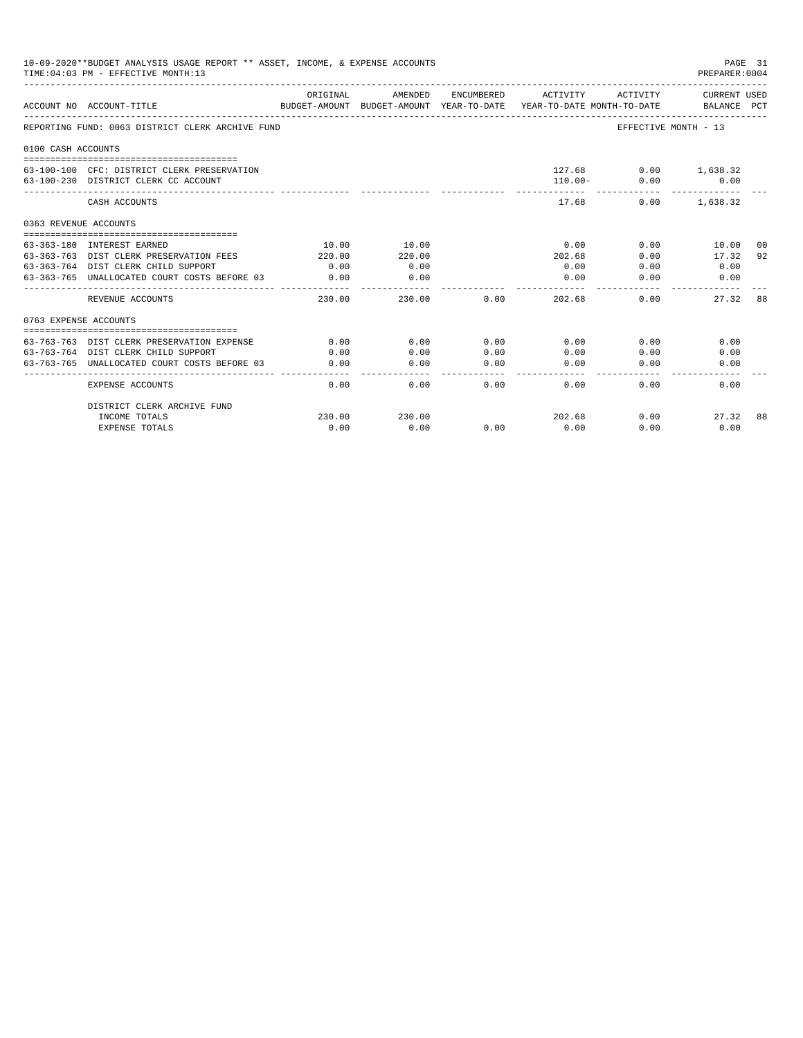10-09-2020**BUDGET ANALYSIS USAGE REPORT ** ASSET, INCOME, & EXPENSE ACCOUNTS
TIME:04:03 PM - EFFECTIVE MONTH:13

PREPARER:0004

| ACCOUNT NO | ACCOUNT-TITLE | ORIGINAL BUDGET-AMOUNT | AMENDED BUDGET-AMOUNT | ENCUMBERED YEAR-TO-DATE | ACTIVITY YEAR-TO-DATE | ACTIVITY MONTH-TO-DATE | CURRENT USED BALANCE | PCT |
|---|---|---|---|---|---|---|---|---|
| REPORTING FUND: 0063 DISTRICT CLERK ARCHIVE FUND | | | | | | EFFECTIVE MONTH - 13 | | |
| 0100 CASH ACCOUNTS | | | | | | | | |
| 63-100-100 | CFC: DISTRICT CLERK PRESERVATION | | | | 127.68 | 0.00 | 1,638.32 | |
| 63-100-230 | DISTRICT CLERK CC ACCOUNT | | | | 110.00- | 0.00 | 0.00 | |
| | CASH ACCOUNTS | | | | 17.68 | 0.00 | 1,638.32 | |
| 0363 REVENUE ACCOUNTS | | | | | | | | |
| 63-363-180 | INTEREST EARNED | 10.00 | 10.00 | | 0.00 | 0.00 | 10.00 | 00 |
| 63-363-763 | DIST CLERK PRESERVATION FEES | 220.00 | 220.00 | | 202.68 | 0.00 | 17.32 | 92 |
| 63-363-764 | DIST CLERK CHILD SUPPORT | 0.00 | 0.00 | | 0.00 | 0.00 | 0.00 | |
| 63-363-765 | UNALLOCATED COURT COSTS BEFORE 03 | 0.00 | 0.00 | | 0.00 | 0.00 | 0.00 | |
| | REVENUE ACCOUNTS | 230.00 | 230.00 | 0.00 | 202.68 | 0.00 | 27.32 | 88 |
| 0763 EXPENSE ACCOUNTS | | | | | | | | |
| 63-763-763 | DIST CLERK PRESERVATION EXPENSE | 0.00 | 0.00 | 0.00 | 0.00 | 0.00 | 0.00 | |
| 63-763-764 | DIST CLERK CHILD SUPPORT | 0.00 | 0.00 | 0.00 | 0.00 | 0.00 | 0.00 | |
| 63-763-765 | UNALLOCATED COURT COSTS BEFORE 03 | 0.00 | 0.00 | 0.00 | 0.00 | 0.00 | 0.00 | |
| | EXPENSE ACCOUNTS | 0.00 | 0.00 | 0.00 | 0.00 | 0.00 | 0.00 | |
| | DISTRICT CLERK ARCHIVE FUND | | | | | | | |
| | INCOME TOTALS | 230.00 | 230.00 | | 202.68 | 0.00 | 27.32 | 88 |
| | EXPENSE TOTALS | 0.00 | 0.00 | 0.00 | 0.00 | 0.00 | 0.00 | |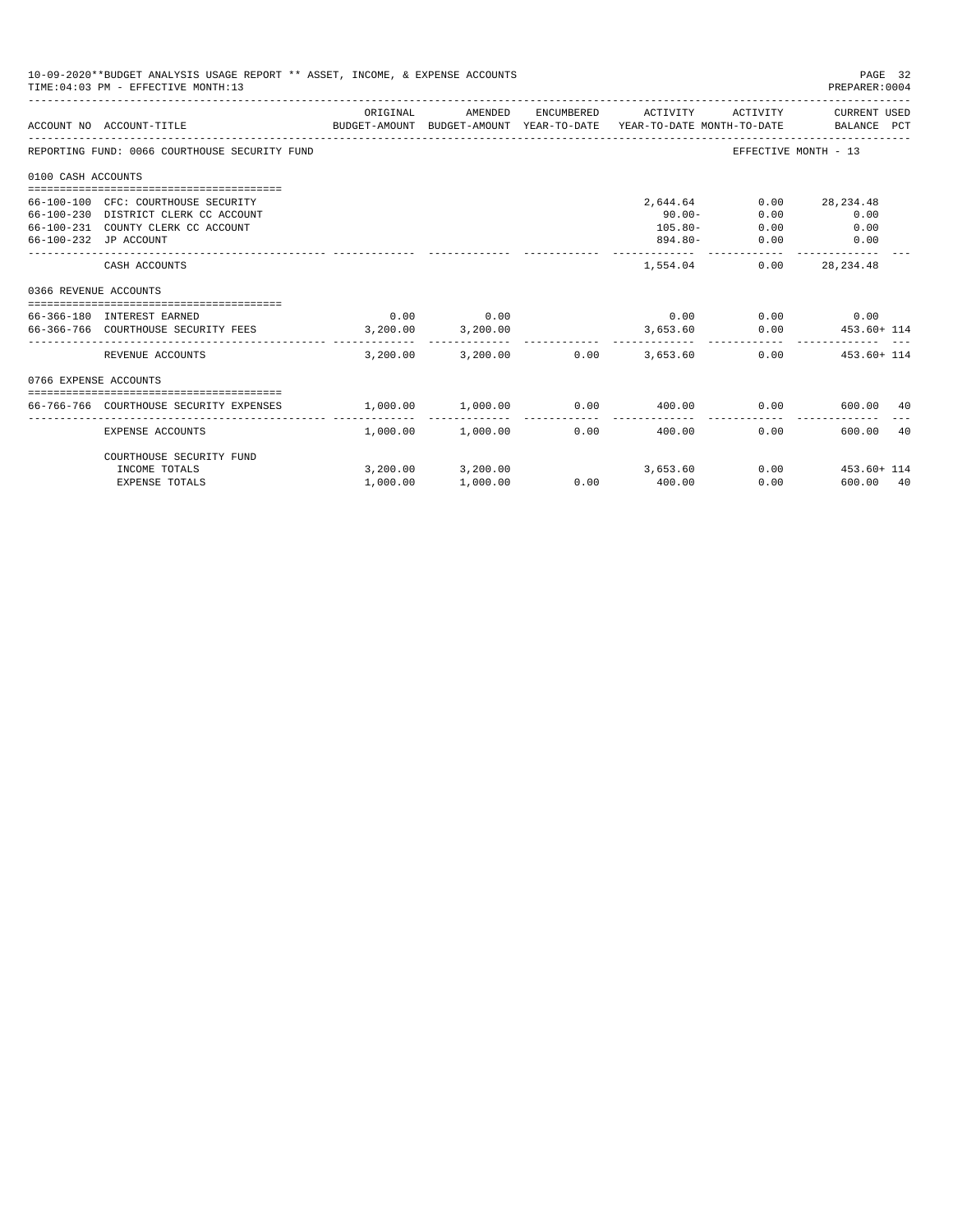10-09-2020**BUDGET ANALYSIS USAGE REPORT ** ASSET, INCOME, & EXPENSE ACCOUNTS

TIME:04:03 PM - EFFECTIVE MONTH:13

PREPARER:0004

| ACCOUNT NO | ACCOUNT-TITLE | ORIGINAL BUDGET-AMOUNT | AMENDED BUDGET-AMOUNT | ENCUMBERED YEAR-TO-DATE | ACTIVITY YEAR-TO-DATE | ACTIVITY MONTH-TO-DATE | CURRENT USED BALANCE | PCT |
|---|---|---|---|---|---|---|---|---|
| REPORTING FUND: 0066 COURTHOUSE SECURITY FUND | | | | | | EFFECTIVE MONTH - 13 | | |
| 0100 CASH ACCOUNTS | | | | | | | | |
| 66-100-100 | CFC: COURTHOUSE SECURITY | | | | 2,644.64 | 0.00 | 28,234.48 | |
| 66-100-230 | DISTRICT CLERK CC ACCOUNT | | | | 90.00- | 0.00 | 0.00 | |
| 66-100-231 | COUNTY CLERK CC ACCOUNT | | | | 105.80- | 0.00 | 0.00 | |
| 66-100-232 | JP ACCOUNT | | | | 894.80- | 0.00 | 0.00 | |
| | CASH ACCOUNTS | | | | 1,554.04 | 0.00 | 28,234.48 | |
| 0366 REVENUE ACCOUNTS | | | | | | | | |
| 66-366-180 | INTEREST EARNED | 0.00 | 0.00 | | 0.00 | 0.00 | 0.00 | |
| 66-366-766 | COURTHOUSE SECURITY FEES | 3,200.00 | 3,200.00 | | 3,653.60 | 0.00 | 453.60+ | 114 |
| | REVENUE ACCOUNTS | 3,200.00 | 3,200.00 | 0.00 | 3,653.60 | 0.00 | 453.60+ | 114 |
| 0766 EXPENSE ACCOUNTS | | | | | | | | |
| 66-766-766 | COURTHOUSE SECURITY EXPENSES | 1,000.00 | 1,000.00 | 0.00 | 400.00 | 0.00 | 600.00 | 40 |
| | EXPENSE ACCOUNTS | 1,000.00 | 1,000.00 | 0.00 | 400.00 | 0.00 | 600.00 | 40 |
| | COURTHOUSE SECURITY FUND | | | | | | | |
| | INCOME TOTALS | 3,200.00 | 3,200.00 | | 3,653.60 | 0.00 | 453.60+ | 114 |
| | EXPENSE TOTALS | 1,000.00 | 1,000.00 | 0.00 | 400.00 | 0.00 | 600.00 | 40 |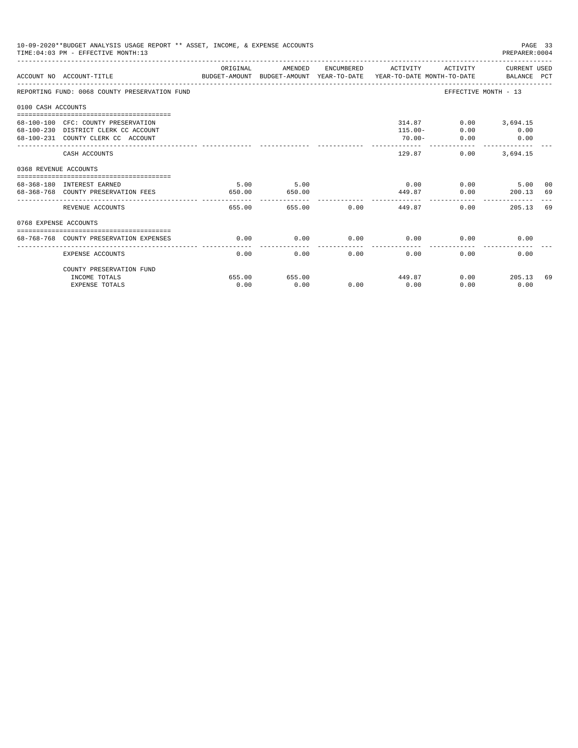10-09-2020**BUDGET ANALYSIS USAGE REPORT ** ASSET, INCOME, & EXPENSE ACCOUNTS

TIME:04:03 PM - EFFECTIVE MONTH:13

PREPARER:0004

| ACCOUNT NO | ACCOUNT-TITLE | ORIGINAL BUDGET-AMOUNT | AMENDED BUDGET-AMOUNT | ENCUMBERED YEAR-TO-DATE | ACTIVITY YEAR-TO-DATE | ACTIVITY MONTH-TO-DATE | CURRENT USED BALANCE | PCT |
|---|---|---|---|---|---|---|---|---|
| REPORTING FUND: 0068 COUNTY PRESERVATION FUND | | | | | | EFFECTIVE MONTH - 13 | | |
| 0100 CASH ACCOUNTS | | | | | | | | |
| 68-100-100 | CFC: COUNTY PRESERVATION | | | | 314.87 | 0.00 | 3,694.15 | |
| 68-100-230 | DISTRICT CLERK CC ACCOUNT | | | | 115.00- | 0.00 | 0.00 | |
| 68-100-231 | COUNTY CLERK CC ACCOUNT | | | | 70.00- | 0.00 | 0.00 | |
| | CASH ACCOUNTS | | | | 129.87 | 0.00 | 3,694.15 | |
| 0368 REVENUE ACCOUNTS | | | | | | | | |
| 68-368-180 | INTEREST EARNED | 5.00 | 5.00 | | 0.00 | 0.00 | 5.00 | 00 |
| 68-368-768 | COUNTY PRESERVATION FEES | 650.00 | 650.00 | | 449.87 | 0.00 | 200.13 | 69 |
| | REVENUE ACCOUNTS | 655.00 | 655.00 | 0.00 | 449.87 | 0.00 | 205.13 | 69 |
| 0768 EXPENSE ACCOUNTS | | | | | | | | |
| 68-768-768 | COUNTY PRESERVATION EXPENSES | 0.00 | 0.00 | 0.00 | 0.00 | 0.00 | 0.00 | |
| | EXPENSE ACCOUNTS | 0.00 | 0.00 | 0.00 | 0.00 | 0.00 | 0.00 | |
| | COUNTY PRESERVATION FUND | | | | | | | |
| | INCOME TOTALS | 655.00 | 655.00 | | 449.87 | 0.00 | 205.13 | 69 |
| | EXPENSE TOTALS | 0.00 | 0.00 | 0.00 | 0.00 | 0.00 | 0.00 | |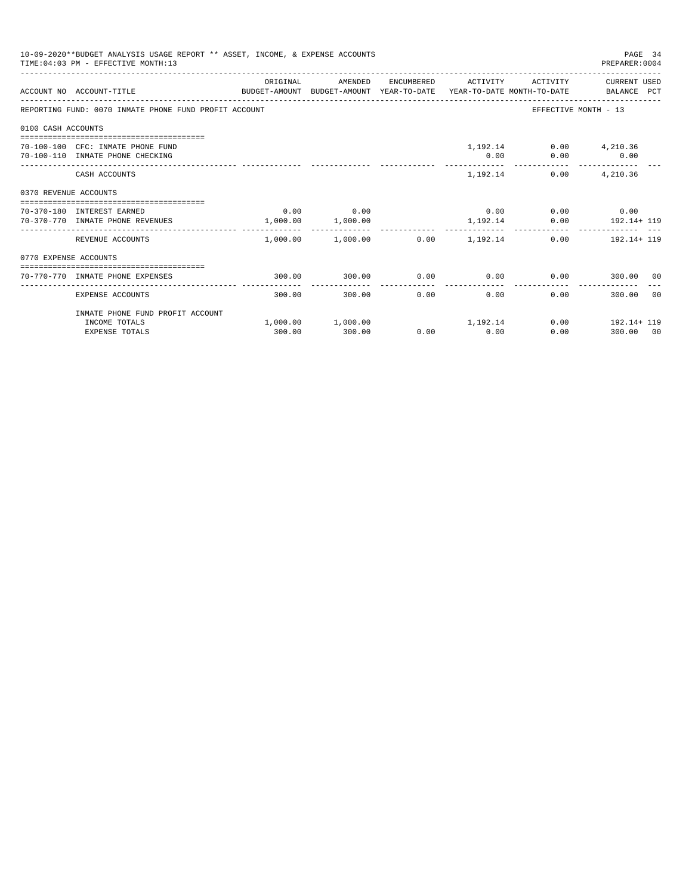10-09-2020**BUDGET ANALYSIS USAGE REPORT ** ASSET, INCOME, & EXPENSE ACCOUNTS
TIME:04:03 PM - EFFECTIVE MONTH:13

PREPARER:0004

| ACCOUNT NO | ACCOUNT-TITLE | ORIGINAL BUDGET-AMOUNT | AMENDED BUDGET-AMOUNT | ENCUMBERED YEAR-TO-DATE | ACTIVITY YEAR-TO-DATE | ACTIVITY MONTH-TO-DATE | CURRENT USED BALANCE | PCT |
|---|---|---|---|---|---|---|---|---|
| REPORTING FUND: 0070 INMATE PHONE FUND PROFIT ACCOUNT | | | | | | EFFECTIVE MONTH - 13 | | |
| 0100 CASH ACCOUNTS | | | | | | | | |
| 70-100-100 | CFC: INMATE PHONE FUND | | | | 1,192.14 | 0.00 | 4,210.36 | |
| 70-100-110 | INMATE PHONE CHECKING | | | | 0.00 | 0.00 | 0.00 | |
| | CASH ACCOUNTS | | | | 1,192.14 | 0.00 | 4,210.36 | |
| 0370 REVENUE ACCOUNTS | | | | | | | | |
| 70-370-180 | INTEREST EARNED | 0.00 | 0.00 | | 0.00 | 0.00 | 0.00 | |
| 70-370-770 | INMATE PHONE REVENUES | 1,000.00 | 1,000.00 | | 1,192.14 | 0.00 | 192.14+ | 119 |
| | REVENUE ACCOUNTS | 1,000.00 | 1,000.00 | 0.00 | 1,192.14 | 0.00 | 192.14+ | 119 |
| 0770 EXPENSE ACCOUNTS | | | | | | | | |
| 70-770-770 | INMATE PHONE EXPENSES | 300.00 | 300.00 | 0.00 | 0.00 | 0.00 | 300.00 | 00 |
| | EXPENSE ACCOUNTS | 300.00 | 300.00 | 0.00 | 0.00 | 0.00 | 300.00 | 00 |
| | INMATE PHONE FUND PROFIT ACCOUNT | | | | | | | |
| | INCOME TOTALS | 1,000.00 | 1,000.00 | | 1,192.14 | 0.00 | 192.14+ | 119 |
| | EXPENSE TOTALS | 300.00 | 300.00 | 0.00 | 0.00 | 0.00 | 300.00 | 00 |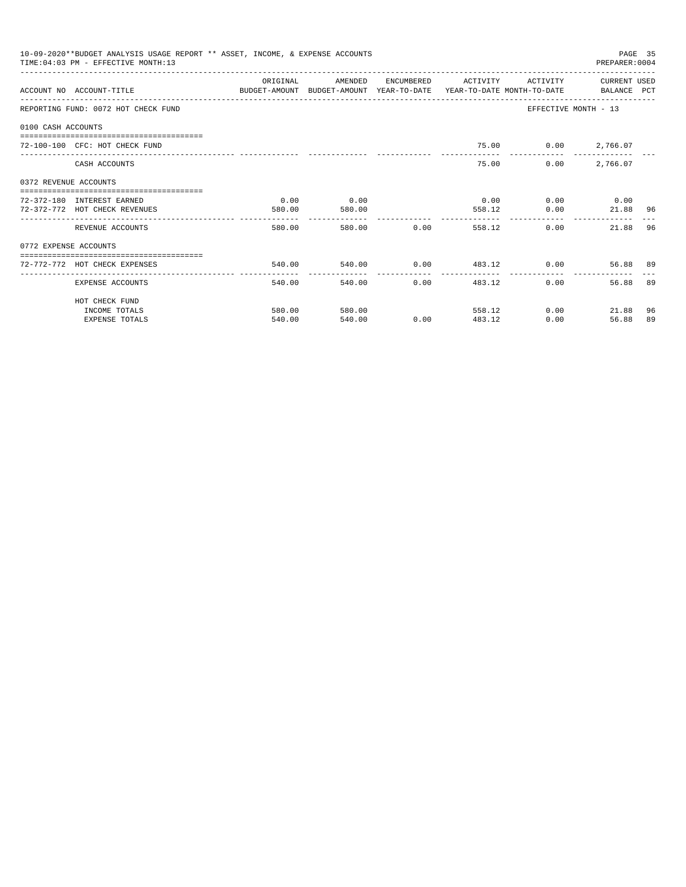10-09-2020**BUDGET ANALYSIS USAGE REPORT ** ASSET, INCOME, & EXPENSE ACCOUNTS
TIME:04:03 PM - EFFECTIVE MONTH:13
PREPARER:0004

| ACCOUNT NO | ACCOUNT-TITLE | ORIGINAL BUDGET-AMOUNT | AMENDED BUDGET-AMOUNT | ENCUMBERED YEAR-TO-DATE | ACTIVITY YEAR-TO-DATE | ACTIVITY MONTH-TO-DATE | CURRENT BALANCE | USED PCT |
|---|---|---|---|---|---|---|---|---|
| REPORTING FUND: 0072 HOT CHECK FUND | | | | | | EFFECTIVE MONTH - 13 | | |
| 0100 CASH ACCOUNTS | | | | | | | | |
| 72-100-100 | CFC: HOT CHECK FUND | | | | 75.00 | 0.00 | 2,766.07 | |
| | CASH ACCOUNTS | | | | 75.00 | 0.00 | 2,766.07 | |
| 0372 REVENUE ACCOUNTS | | | | | | | | |
| 72-372-180 | INTEREST EARNED | 0.00 | 0.00 | | 0.00 | 0.00 | 0.00 | |
| 72-372-772 | HOT CHECK REVENUES | 580.00 | 580.00 | | 558.12 | 0.00 | 21.88 | 96 |
| | REVENUE ACCOUNTS | 580.00 | 580.00 | 0.00 | 558.12 | 0.00 | 21.88 | 96 |
| 0772 EXPENSE ACCOUNTS | | | | | | | | |
| 72-772-772 | HOT CHECK EXPENSES | 540.00 | 540.00 | 0.00 | 483.12 | 0.00 | 56.88 | 89 |
| | EXPENSE ACCOUNTS | 540.00 | 540.00 | 0.00 | 483.12 | 0.00 | 56.88 | 89 |
| | HOT CHECK FUND | | | | | | | |
| | INCOME TOTALS | 580.00 | 580.00 | | 558.12 | 0.00 | 21.88 | 96 |
| | EXPENSE TOTALS | 540.00 | 540.00 | 0.00 | 483.12 | 0.00 | 56.88 | 89 |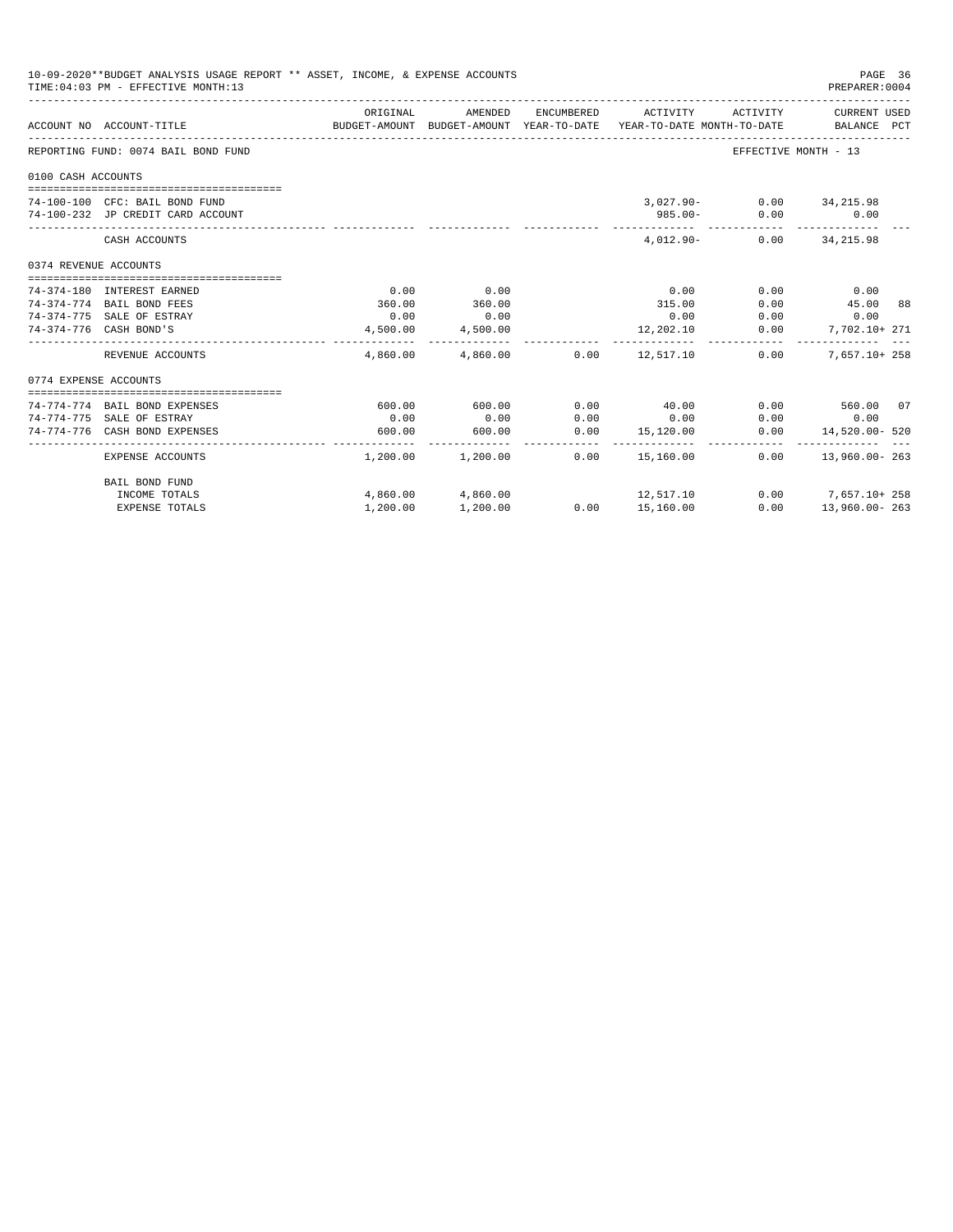10-09-2020**BUDGET ANALYSIS USAGE REPORT ** ASSET, INCOME, & EXPENSE ACCOUNTS
TIME:04:03 PM - EFFECTIVE MONTH:13
PREPARER:0004

| ACCOUNT NO | ACCOUNT-TITLE | ORIGINAL BUDGET-AMOUNT | AMENDED BUDGET-AMOUNT | ENCUMBERED YEAR-TO-DATE | ACTIVITY YEAR-TO-DATE | ACTIVITY MONTH-TO-DATE | CURRENT USED BALANCE | PCT |
|---|---|---|---|---|---|---|---|---|
| REPORTING FUND: 0074 BAIL BOND FUND | | | | | | EFFECTIVE MONTH - 13 | | |
| 0100 CASH ACCOUNTS | | | | | | | | |
| 74-100-100 | CFC: BAIL BOND FUND | | | | 3,027.90- | 0.00 | 34,215.98 | |
| 74-100-232 | JP CREDIT CARD ACCOUNT | | | | 985.00- | 0.00 | 0.00 | |
| | CASH ACCOUNTS | | | | 4,012.90- | 0.00 | 34,215.98 | |
| 0374 REVENUE ACCOUNTS | | | | | | | | |
| 74-374-180 | INTEREST EARNED | 0.00 | 0.00 | | 0.00 | 0.00 | 0.00 | |
| 74-374-774 | BAIL BOND FEES | 360.00 | 360.00 | | 315.00 | 0.00 | 45.00 | 88 |
| 74-374-775 | SALE OF ESTRAY | 0.00 | 0.00 | | 0.00 | 0.00 | 0.00 | |
| 74-374-776 | CASH BOND'S | 4,500.00 | 4,500.00 | | 12,202.10 | 0.00 | 7,702.10+ | 271 |
| | REVENUE ACCOUNTS | 4,860.00 | 4,860.00 | 0.00 | 12,517.10 | 0.00 | 7,657.10+ | 258 |
| 0774 EXPENSE ACCOUNTS | | | | | | | | |
| 74-774-774 | BAIL BOND EXPENSES | 600.00 | 600.00 | 0.00 | 40.00 | 0.00 | 560.00 | 07 |
| 74-774-775 | SALE OF ESTRAY | 0.00 | 0.00 | 0.00 | 0.00 | 0.00 | 0.00 | |
| 74-774-776 | CASH BOND EXPENSES | 600.00 | 600.00 | 0.00 | 15,120.00 | 0.00 | 14,520.00- | 520 |
| | EXPENSE ACCOUNTS | 1,200.00 | 1,200.00 | 0.00 | 15,160.00 | 0.00 | 13,960.00- | 263 |
| | BAIL BOND FUND | | | | | | | |
| | INCOME TOTALS | 4,860.00 | 4,860.00 | | 12,517.10 | 0.00 | 7,657.10+ | 258 |
| | EXPENSE TOTALS | 1,200.00 | 1,200.00 | 0.00 | 15,160.00 | 0.00 | 13,960.00- | 263 |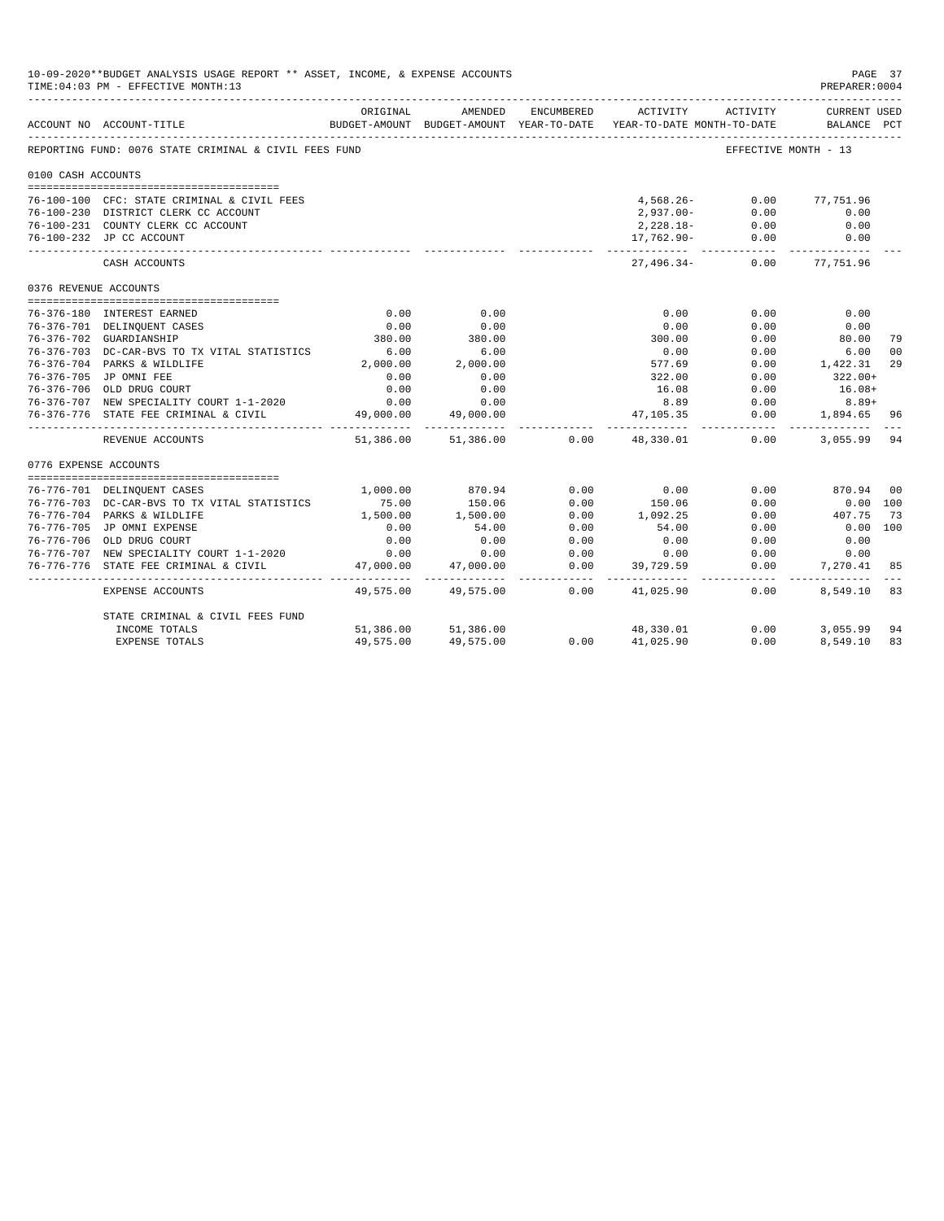10-09-2020**BUDGET ANALYSIS USAGE REPORT ** ASSET, INCOME, & EXPENSE ACCOUNTS
TIME:04:03 PM - EFFECTIVE MONTH:13

PREPARER:0004

| ACCOUNT NO | ACCOUNT-TITLE | ORIGINAL BUDGET-AMOUNT | AMENDED BUDGET-AMOUNT | ENCUMBERED YEAR-TO-DATE | ACTIVITY YEAR-TO-DATE | ACTIVITY MONTH-TO-DATE | CURRENT USED BALANCE | PCT |
|---|---|---|---|---|---|---|---|---|
| REPORTING FUND: 0076 STATE CRIMINAL & CIVIL FEES FUND | | | | | | EFFECTIVE MONTH - 13 | | |
| 0100 CASH ACCOUNTS | | | | | | | | |
| 76-100-100 | CFC: STATE CRIMINAL & CIVIL FEES | | | | 4,568.26- | 0.00 | 77,751.96 | |
| 76-100-230 | DISTRICT CLERK CC ACCOUNT | | | | 2,937.00- | 0.00 | 0.00 | |
| 76-100-231 | COUNTY CLERK CC ACCOUNT | | | | 2,228.18- | 0.00 | 0.00 | |
| 76-100-232 | JP CC ACCOUNT | | | | 17,762.90- | 0.00 | 0.00 | |
| | CASH ACCOUNTS | | | | 27,496.34- | 0.00 | 77,751.96 | |
| 0376 REVENUE ACCOUNTS | | | | | | | | |
| 76-376-180 | INTEREST EARNED | 0.00 | 0.00 | | 0.00 | 0.00 | 0.00 | |
| 76-376-701 | DELINQUENT CASES | 0.00 | 0.00 | | 0.00 | 0.00 | 0.00 | |
| 76-376-702 | GUARDIANSHIP | 380.00 | 380.00 | | 300.00 | 0.00 | 80.00 | 79 |
| 76-376-703 | DC-CAR-BVS TO TX VITAL STATISTICS | 6.00 | 6.00 | | 0.00 | 0.00 | 6.00 | 00 |
| 76-376-704 | PARKS & WILDLIFE | 2,000.00 | 2,000.00 | | 577.69 | 0.00 | 1,422.31 | 29 |
| 76-376-705 | JP OMNI FEE | 0.00 | 0.00 | | 322.00 | 0.00 | 322.00+ | |
| 76-376-706 | OLD DRUG COURT | 0.00 | 0.00 | | 16.08 | 0.00 | 16.08+ | |
| 76-376-707 | NEW SPECIALITY COURT 1-1-2020 | 0.00 | 0.00 | | 8.89 | 0.00 | 8.89+ | |
| 76-376-776 | STATE FEE CRIMINAL & CIVIL | 49,000.00 | 49,000.00 | | 47,105.35 | 0.00 | 1,894.65 | 96 |
| | REVENUE ACCOUNTS | 51,386.00 | 51,386.00 | 0.00 | 48,330.01 | 0.00 | 3,055.99 | 94 |
| 0776 EXPENSE ACCOUNTS | | | | | | | | |
| 76-776-701 | DELINQUENT CASES | 1,000.00 | 870.94 | 0.00 | 0.00 | 0.00 | 870.94 | 00 |
| 76-776-703 | DC-CAR-BVS TO TX VITAL STATISTICS | 75.00 | 150.06 | 0.00 | 150.06 | 0.00 | 0.00 | 100 |
| 76-776-704 | PARKS & WILDLIFE | 1,500.00 | 1,500.00 | 0.00 | 1,092.25 | 0.00 | 407.75 | 73 |
| 76-776-705 | JP OMNI EXPENSE | 0.00 | 54.00 | 0.00 | 54.00 | 0.00 | 0.00 | 100 |
| 76-776-706 | OLD DRUG COURT | 0.00 | 0.00 | 0.00 | 0.00 | 0.00 | 0.00 | |
| 76-776-707 | NEW SPECIALITY COURT 1-1-2020 | 0.00 | 0.00 | 0.00 | 0.00 | 0.00 | 0.00 | |
| 76-776-776 | STATE FEE CRIMINAL & CIVIL | 47,000.00 | 47,000.00 | 0.00 | 39,729.59 | 0.00 | 7,270.41 | 85 |
| | EXPENSE ACCOUNTS | 49,575.00 | 49,575.00 | 0.00 | 41,025.90 | 0.00 | 8,549.10 | 83 |
| | STATE CRIMINAL & CIVIL FEES FUND | | | | | | | |
| | INCOME TOTALS | 51,386.00 | 51,386.00 | | 48,330.01 | 0.00 | 3,055.99 | 94 |
| | EXPENSE TOTALS | 49,575.00 | 49,575.00 | 0.00 | 41,025.90 | 0.00 | 8,549.10 | 83 |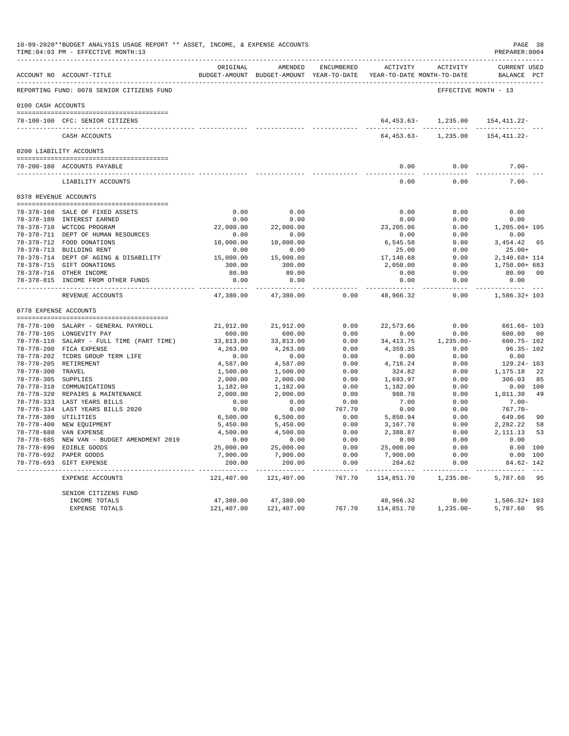10-09-2020**BUDGET ANALYSIS USAGE REPORT ** ASSET, INCOME, & EXPENSE ACCOUNTS
TIME:04:03 PM - EFFECTIVE MONTH:13

PREPARER:0004

| ACCOUNT NO | ACCOUNT-TITLE | ORIGINAL BUDGET-AMOUNT | AMENDED BUDGET-AMOUNT | ENCUMBERED YEAR-TO-DATE | ACTIVITY YEAR-TO-DATE | ACTIVITY MONTH-TO-DATE | CURRENT USED BALANCE | PCT |
|---|---|---|---|---|---|---|---|---|
| REPORTING FUND: 0078 SENIOR CITIZENS FUND | | | | | | | EFFECTIVE MONTH - 13 | |
| 0100 CASH ACCOUNTS | | | | | | | | |
| 78-100-100 | CFC: SENIOR CITIZENS | | | | 64,453.63- | 1,235.00 | 154,411.22- | |
| | CASH ACCOUNTS | | | | 64,453.63- | 1,235.00 | 154,411.22- | |
| 0200 LIABILITY ACCOUNTS | | | | | | | | |
| 78-200-180 | ACCOUNTS PAYABLE | | | | 0.00 | 0.00 | 7.00- | |
| | LIABILITY ACCOUNTS | | | | 0.00 | 0.00 | 7.00- | |
| 0378 REVENUE ACCOUNTS | | | | | | | | |
| 78-378-160 | SALE OF FIXED ASSETS | 0.00 | 0.00 | | 0.00 | 0.00 | 0.00 | |
| 78-378-180 | INTEREST EARNED | 0.00 | 0.00 | | 0.00 | 0.00 | 0.00 | |
| 78-378-710 | WCTCOG PROGRAM | 22,000.00 | 22,000.00 | | 23,205.06 | 0.00 | 1,205.06+ | 105 |
| 78-378-711 | DEPT OF HUMAN RESOURCES | 0.00 | 0.00 | | 0.00 | 0.00 | 0.00 | |
| 78-378-712 | FOOD DONATIONS | 10,000.00 | 10,000.00 | | 6,545.58 | 0.00 | 3,454.42 | 65 |
| 78-378-713 | BUILDING RENT | 0.00 | 0.00 | | 25.00 | 0.00 | 25.00+ | |
| 78-378-714 | DEPT OF AGING & DISABILITY | 15,000.00 | 15,000.00 | | 17,140.68 | 0.00 | 2,140.68+ | 114 |
| 78-378-715 | GIFT DONATIONS | 300.00 | 300.00 | | 2,050.00 | 0.00 | 1,750.00+ | 683 |
| 78-378-716 | OTHER INCOME | 80.00 | 80.00 | | 0.00 | 0.00 | 80.00 | 00 |
| 78-378-815 | INCOME FROM OTHER FUNDS | 0.00 | 0.00 | | 0.00 | 0.00 | 0.00 | |
| | REVENUE ACCOUNTS | 47,380.00 | 47,380.00 | 0.00 | 48,966.32 | 0.00 | 1,586.32+ | 103 |
| 0778 EXPENSE ACCOUNTS | | | | | | | | |
| 78-778-100 | SALARY - GENERAL PAYROLL | 21,912.00 | 21,912.00 | 0.00 | 22,573.66 | 0.00 | 661.66- | 103 |
| 78-778-105 | LONGEVITY PAY | 600.00 | 600.00 | 0.00 | 0.00 | 0.00 | 600.00 | 00 |
| 78-778-110 | SALARY - FULL TIME (PART TIME) | 33,813.00 | 33,813.00 | 0.00 | 34,413.75 | 1,235.00- | 600.75- | 102 |
| 78-778-200 | FICA EXPENSE | 4,263.00 | 4,263.00 | 0.00 | 4,359.35 | 0.00 | 96.35- | 102 |
| 78-778-202 | TCDRS GROUP TERM LIFE | 0.00 | 0.00 | 0.00 | 0.00 | 0.00 | 0.00 | |
| 78-778-205 | RETIREMENT | 4,587.00 | 4,587.00 | 0.00 | 4,716.24 | 0.00 | 129.24- | 103 |
| 78-778-300 | TRAVEL | 1,500.00 | 1,500.00 | 0.00 | 324.82 | 0.00 | 1,175.18 | 22 |
| 78-778-305 | SUPPLIES | 2,000.00 | 2,000.00 | 0.00 | 1,693.97 | 0.00 | 306.03 | 85 |
| 78-778-310 | COMMUNICATIONS | 1,182.00 | 1,182.00 | 0.00 | 1,182.00 | 0.00 | 0.00 | 100 |
| 78-778-320 | REPAIRS & MAINTENANCE | 2,000.00 | 2,000.00 | 0.00 | 988.70 | 0.00 | 1,011.30 | 49 |
| 78-778-333 | LAST YEARS BILLS | 0.00 | 0.00 | 0.00 | 7.00 | 0.00 | 7.00- | |
| 78-778-334 | LAST YEARS BILLS 2020 | 0.00 | 0.00 | 767.70 | 0.00 | 0.00 | 767.70- | |
| 78-778-380 | UTILITIES | 6,500.00 | 6,500.00 | 0.00 | 5,850.94 | 0.00 | 649.06 | 90 |
| 78-778-400 | NEW EQUIPMENT | 5,450.00 | 5,450.00 | 0.00 | 3,167.78 | 0.00 | 2,282.22 | 58 |
| 78-778-680 | VAN EXPENSE | 4,500.00 | 4,500.00 | 0.00 | 2,388.87 | 0.00 | 2,111.13 | 53 |
| 78-778-685 | NEW VAN - BUDGET AMENDMENT 2019 | 0.00 | 0.00 | 0.00 | 0.00 | 0.00 | 0.00 | |
| 78-778-690 | EDIBLE GOODS | 25,000.00 | 25,000.00 | 0.00 | 25,000.00 | 0.00 | 0.00 | 100 |
| 78-778-692 | PAPER GOODS | 7,900.00 | 7,900.00 | 0.00 | 7,900.00 | 0.00 | 0.00 | 100 |
| 78-778-693 | GIFT EXPENSE | 200.00 | 200.00 | 0.00 | 284.62 | 0.00 | 84.62- | 142 |
| | EXPENSE ACCOUNTS | 121,407.00 | 121,407.00 | 767.70 | 114,851.70 | 1,235.00- | 5,787.60 | 95 |
| | SENIOR CITIZENS FUND | | | | | | | |
| | INCOME TOTALS | 47,380.00 | 47,380.00 | | 48,966.32 | 0.00 | 1,586.32+ | 103 |
| | EXPENSE TOTALS | 121,407.00 | 121,407.00 | 767.70 | 114,851.70 | 1,235.00- | 5,787.60 | 95 |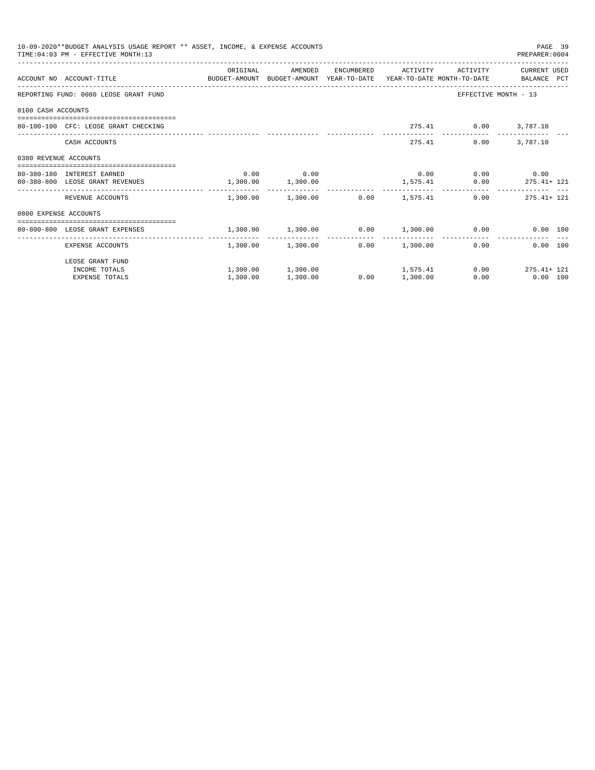10-09-2020**BUDGET ANALYSIS USAGE REPORT ** ASSET, INCOME, & EXPENSE ACCOUNTS
TIME:04:03 PM - EFFECTIVE MONTH:13
PREPARER:0004

| ACCOUNT NO | ACCOUNT-TITLE | ORIGINAL BUDGET-AMOUNT | AMENDED BUDGET-AMOUNT | ENCUMBERED YEAR-TO-DATE | ACTIVITY YEAR-TO-DATE | ACTIVITY MONTH-TO-DATE | CURRENT USED BALANCE | PCT |
|---|---|---|---|---|---|---|---|---|
| REPORTING FUND: 0080 LEOSE GRANT FUND | | | | | | EFFECTIVE MONTH - 13 | | |
| 0100 CASH ACCOUNTS | | | | | | | | |
| 80-100-100 | CFC: LEOSE GRANT CHECKING | | | | 275.41 | 0.00 | 3,787.10 | |
| | CASH ACCOUNTS | | | | 275.41 | 0.00 | 3,787.10 | |
| 0380 REVENUE ACCOUNTS | | | | | | | | |
| 80-380-180 | INTEREST EARNED | 0.00 | 0.00 | | 0.00 | 0.00 | 0.00 | |
| 80-380-800 | LEOSE GRANT REVENUES | 1,300.00 | 1,300.00 | | 1,575.41 | 0.00 | 275.41+ | 121 |
| | REVENUE ACCOUNTS | 1,300.00 | 1,300.00 | 0.00 | 1,575.41 | 0.00 | 275.41+ | 121 |
| 0800 EXPENSE ACCOUNTS | | | | | | | | |
| 80-800-800 | LEOSE GRANT EXPENSES | 1,300.00 | 1,300.00 | 0.00 | 1,300.00 | 0.00 | 0.00 | 100 |
| | EXPENSE ACCOUNTS | 1,300.00 | 1,300.00 | 0.00 | 1,300.00 | 0.00 | 0.00 | 100 |
| | LEOSE GRANT FUND | | | | | | | |
| | INCOME TOTALS | 1,300.00 | 1,300.00 | | 1,575.41 | 0.00 | 275.41+ | 121 |
| | EXPENSE TOTALS | 1,300.00 | 1,300.00 | 0.00 | 1,300.00 | 0.00 | 0.00 | 100 |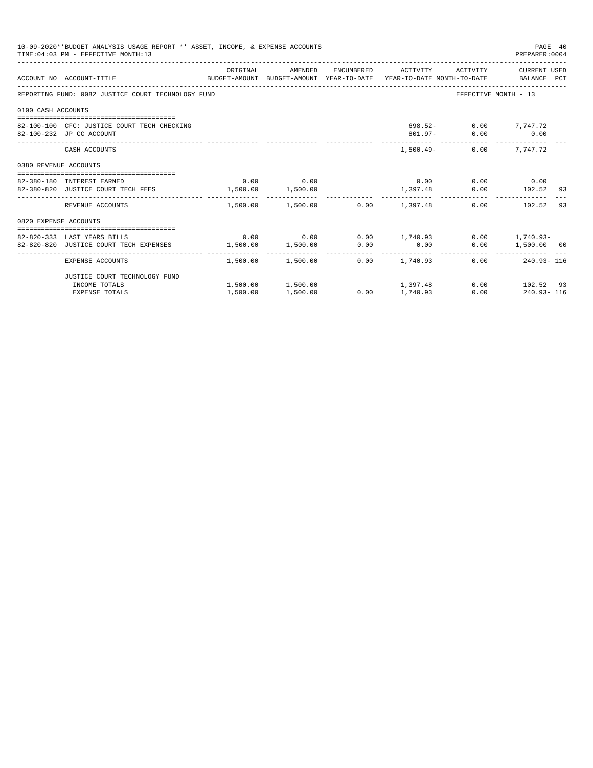10-09-2020**BUDGET ANALYSIS USAGE REPORT ** ASSET, INCOME, & EXPENSE ACCOUNTS
TIME:04:03 PM - EFFECTIVE MONTH:13
PREPARER:0004

| ACCOUNT NO | ACCOUNT-TITLE | ORIGINAL BUDGET-AMOUNT | AMENDED BUDGET-AMOUNT | ENCUMBERED YEAR-TO-DATE | ACTIVITY YEAR-TO-DATE | ACTIVITY MONTH-TO-DATE | CURRENT USED BALANCE | PCT |
|---|---|---|---|---|---|---|---|---|
| REPORTING FUND: 0082 JUSTICE COURT TECHNOLOGY FUND | | | | | | EFFECTIVE MONTH - 13 | | |
| 0100 CASH ACCOUNTS | | | | | | | | |
| 82-100-100 | CFC: JUSTICE COURT TECH CHECKING | | | | 698.52- | 0.00 | 7,747.72 | |
| 82-100-232 | JP CC ACCOUNT | | | | 801.97- | 0.00 | 0.00 | |
| | CASH ACCOUNTS | | | | 1,500.49- | 0.00 | 7,747.72 | |
| 0380 REVENUE ACCOUNTS | | | | | | | | |
| 82-380-180 | INTEREST EARNED | 0.00 | 0.00 | | 0.00 | 0.00 | 0.00 | |
| 82-380-820 | JUSTICE COURT TECH FEES | 1,500.00 | 1,500.00 | | 1,397.48 | 0.00 | 102.52 | 93 |
| | REVENUE ACCOUNTS | 1,500.00 | 1,500.00 | 0.00 | 1,397.48 | 0.00 | 102.52 | 93 |
| 0820 EXPENSE ACCOUNTS | | | | | | | | |
| 82-820-333 | LAST YEARS BILLS | 0.00 | 0.00 | 0.00 | 1,740.93 | 0.00 | 1,740.93- | |
| 82-820-820 | JUSTICE COURT TECH EXPENSES | 1,500.00 | 1,500.00 | 0.00 | 0.00 | 0.00 | 1,500.00 | 00 |
| | EXPENSE ACCOUNTS | 1,500.00 | 1,500.00 | 0.00 | 1,740.93 | 0.00 | 240.93- | 116 |
| | JUSTICE COURT TECHNOLOGY FUND | | | | | | | |
| | INCOME TOTALS | 1,500.00 | 1,500.00 | | 1,397.48 | 0.00 | 102.52 | 93 |
| | EXPENSE TOTALS | 1,500.00 | 1,500.00 | 0.00 | 1,740.93 | 0.00 | 240.93- | 116 |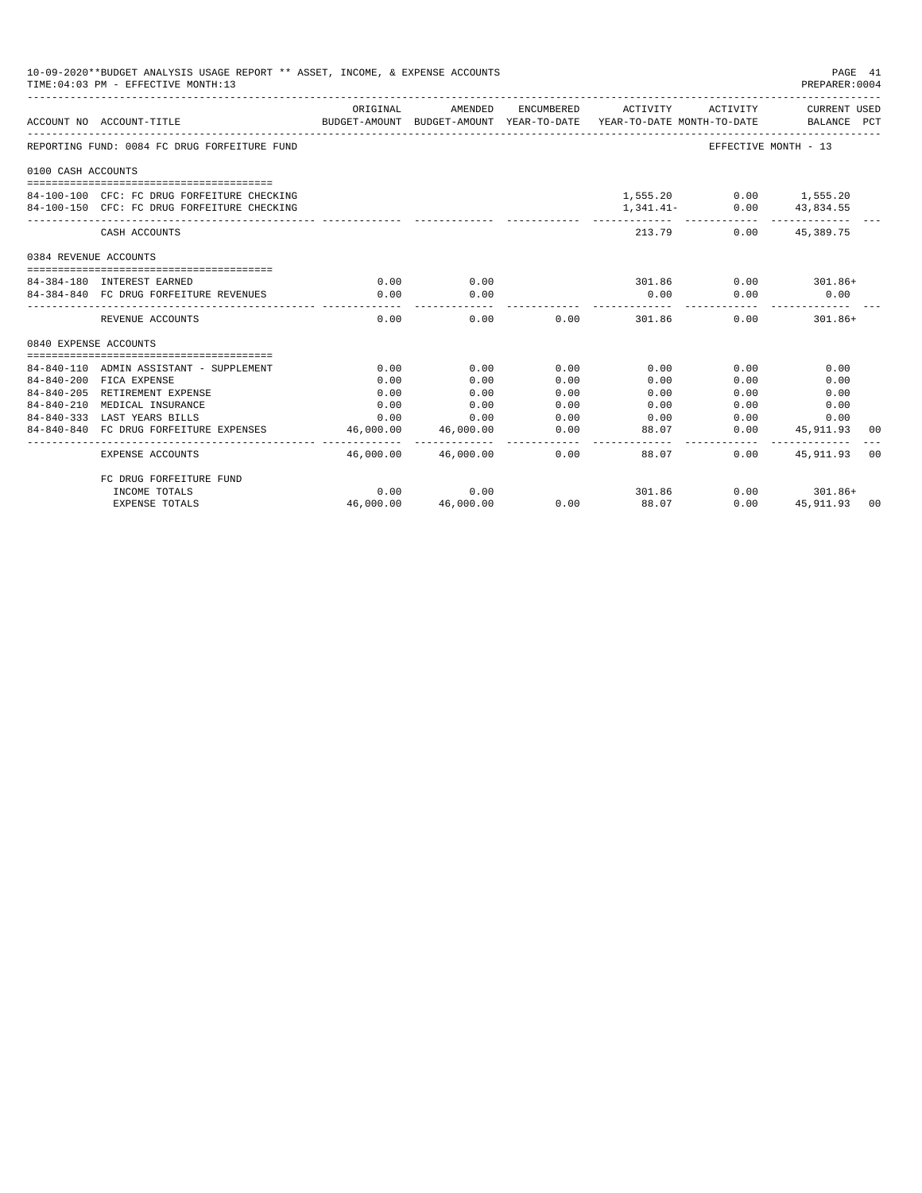10-09-2020**BUDGET ANALYSIS USAGE REPORT ** ASSET, INCOME, & EXPENSE ACCOUNTS

TIME:04:03 PM - EFFECTIVE MONTH:13

PREPARER:0004

| ACCOUNT NO | ACCOUNT-TITLE | ORIGINAL BUDGET-AMOUNT | AMENDED BUDGET-AMOUNT | ENCUMBERED YEAR-TO-DATE | ACTIVITY YEAR-TO-DATE | ACTIVITY MONTH-TO-DATE | CURRENT USED BALANCE | PCT |
|---|---|---|---|---|---|---|---|---|
| REPORTING FUND: 0084 FC DRUG FORFEITURE FUND | | | | | | | EFFECTIVE MONTH - 13 | |
| 0100 CASH ACCOUNTS | | | | | | | | |
| 84-100-100 | CFC: FC DRUG FORFEITURE CHECKING | | | | 1,555.20 | 0.00 | 1,555.20 | |
| 84-100-150 | CFC: FC DRUG FORFEITURE CHECKING | | | | 1,341.41- | 0.00 | 43,834.55 | |
| | CASH ACCOUNTS | | | | 213.79 | 0.00 | 45,389.75 | |
| 0384 REVENUE ACCOUNTS | | | | | | | | |
| 84-384-180 | INTEREST EARNED | 0.00 | 0.00 | | 301.86 | 0.00 | 301.86+ | |
| 84-384-840 | FC DRUG FORFEITURE REVENUES | 0.00 | 0.00 | | 0.00 | 0.00 | 0.00 | |
| | REVENUE ACCOUNTS | 0.00 | 0.00 | 0.00 | 301.86 | 0.00 | 301.86+ | |
| 0840 EXPENSE ACCOUNTS | | | | | | | | |
| 84-840-110 | ADMIN ASSISTANT - SUPPLEMENT | 0.00 | 0.00 | 0.00 | 0.00 | 0.00 | 0.00 | |
| 84-840-200 | FICA EXPENSE | 0.00 | 0.00 | 0.00 | 0.00 | 0.00 | 0.00 | |
| 84-840-205 | RETIREMENT EXPENSE | 0.00 | 0.00 | 0.00 | 0.00 | 0.00 | 0.00 | |
| 84-840-210 | MEDICAL INSURANCE | 0.00 | 0.00 | 0.00 | 0.00 | 0.00 | 0.00 | |
| 84-840-333 | LAST YEARS BILLS | 0.00 | 0.00 | 0.00 | 0.00 | 0.00 | 0.00 | |
| 84-840-840 | FC DRUG FORFEITURE EXPENSES | 46,000.00 | 46,000.00 | 0.00 | 88.07 | 0.00 | 45,911.93 | 00 |
| | EXPENSE ACCOUNTS | 46,000.00 | 46,000.00 | 0.00 | 88.07 | 0.00 | 45,911.93 | 00 |
| | FC DRUG FORFEITURE FUND | | | | | | | |
| | INCOME TOTALS | 0.00 | 0.00 | | 301.86 | 0.00 | 301.86+ | |
| | EXPENSE TOTALS | 46,000.00 | 46,000.00 | 0.00 | 88.07 | 0.00 | 45,911.93 | 00 |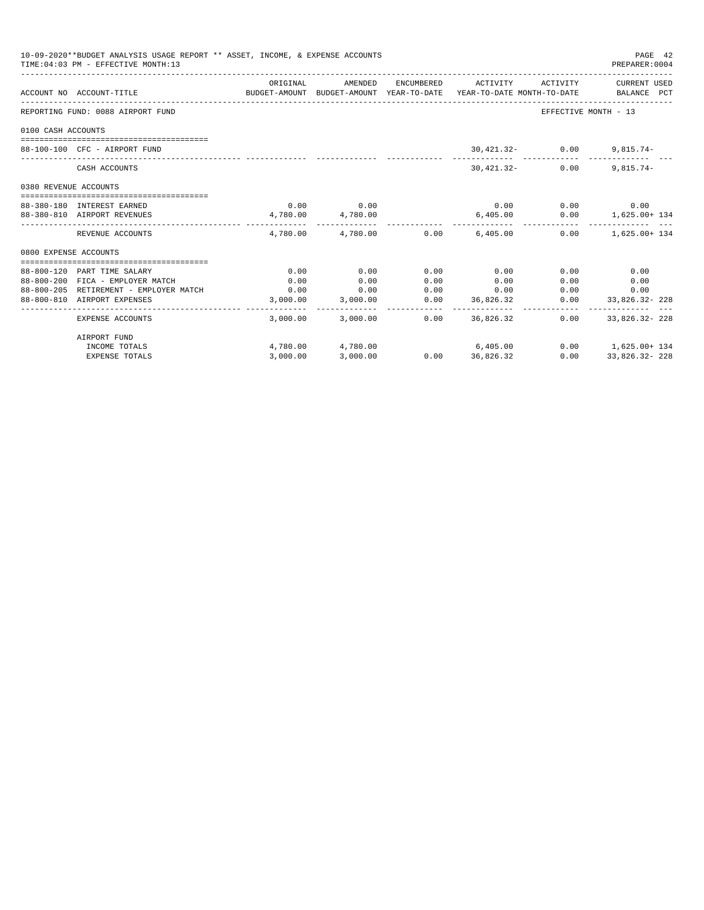10-09-2020**BUDGET ANALYSIS USAGE REPORT ** ASSET, INCOME, & EXPENSE ACCOUNTS
TIME:04:03 PM - EFFECTIVE MONTH:13
PREPARER:0004

| ACCOUNT NO | ACCOUNT-TITLE | ORIGINAL BUDGET-AMOUNT | AMENDED BUDGET-AMOUNT | ENCUMBERED YEAR-TO-DATE | ACTIVITY YEAR-TO-DATE | ACTIVITY MONTH-TO-DATE | CURRENT USED BALANCE | PCT |
|---|---|---|---|---|---|---|---|---|
| REPORTING FUND: 0088 AIRPORT FUND | | | | | | | EFFECTIVE MONTH - 13 | |
| 0100 CASH ACCOUNTS | | | | | | | | |
| 88-100-100 | CFC - AIRPORT FUND | | | | 30,421.32- | 0.00 | 9,815.74- | |
| | CASH ACCOUNTS | | | | 30,421.32- | 0.00 | 9,815.74- | |
| 0380 REVENUE ACCOUNTS | | | | | | | | |
| 88-380-180 | INTEREST EARNED | 0.00 | 0.00 | | 0.00 | 0.00 | 0.00 | |
| 88-380-810 | AIRPORT REVENUES | 4,780.00 | 4,780.00 | | 6,405.00 | 0.00 | 1,625.00+ | 134 |
| | REVENUE ACCOUNTS | 4,780.00 | 4,780.00 | 0.00 | 6,405.00 | 0.00 | 1,625.00+ | 134 |
| 0800 EXPENSE ACCOUNTS | | | | | | | | |
| 88-800-120 | PART TIME SALARY | 0.00 | 0.00 | 0.00 | 0.00 | 0.00 | 0.00 | |
| 88-800-200 | FICA - EMPLOYER MATCH | 0.00 | 0.00 | 0.00 | 0.00 | 0.00 | 0.00 | |
| 88-800-205 | RETIREMENT - EMPLOYER MATCH | 0.00 | 0.00 | 0.00 | 0.00 | 0.00 | 0.00 | |
| 88-800-810 | AIRPORT EXPENSES | 3,000.00 | 3,000.00 | 0.00 | 36,826.32 | 0.00 | 33,826.32- | 228 |
| | EXPENSE ACCOUNTS | 3,000.00 | 3,000.00 | 0.00 | 36,826.32 | 0.00 | 33,826.32- | 228 |
| | AIRPORT FUND | | | | | | | |
| | INCOME TOTALS | 4,780.00 | 4,780.00 | | 6,405.00 | 0.00 | 1,625.00+ | 134 |
| | EXPENSE TOTALS | 3,000.00 | 3,000.00 | 0.00 | 36,826.32 | 0.00 | 33,826.32- | 228 |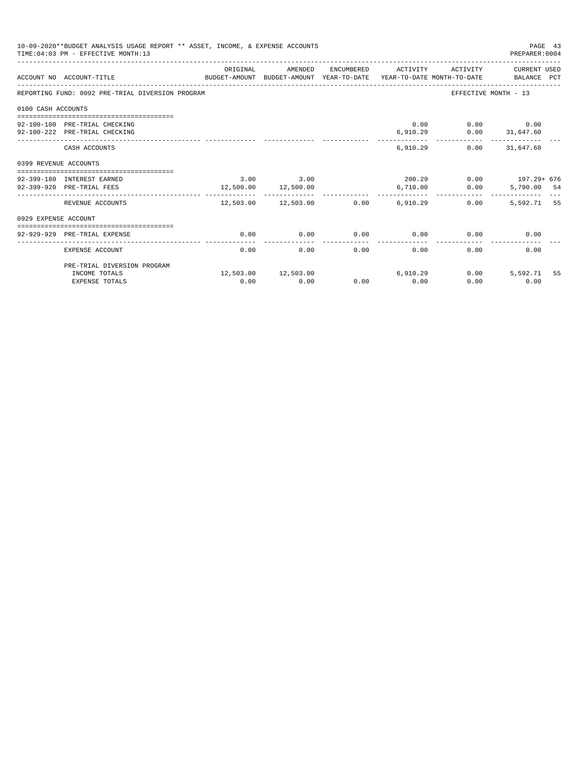10-09-2020**BUDGET ANALYSIS USAGE REPORT ** ASSET, INCOME, & EXPENSE ACCOUNTS
TIME:04:03 PM - EFFECTIVE MONTH:13
PREPARER:0004

REPORTING FUND: 0092 PRE-TRIAL DIVERSION PROGRAM — EFFECTIVE MONTH - 13

| ACCOUNT NO | ACCOUNT-TITLE | ORIGINAL BUDGET-AMOUNT | AMENDED BUDGET-AMOUNT | ENCUMBERED YEAR-TO-DATE | ACTIVITY YEAR-TO-DATE | ACTIVITY MONTH-TO-DATE | CURRENT USED BALANCE | PCT |
|---|---|---|---|---|---|---|---|---|
| **0100 CASH ACCOUNTS** | | | | | | | | |
| 92-100-100 | PRE-TRIAL CHECKING | | | | 0.00 | 0.00 | 0.00 | |
| 92-100-222 | PRE-TRIAL CHECKING | | | | 6,910.29 | 0.00 | 31,647.60 | |
| | CASH ACCOUNTS | | | | 6,910.29 | 0.00 | 31,647.60 | |
| **0399 REVENUE ACCOUNTS** | | | | | | | | |
| 92-399-180 | INTEREST EARNED | 3.00 | 3.00 | | 200.29 | 0.00 | 197.29+ | 676 |
| 92-399-920 | PRE-TRIAL FEES | 12,500.00 | 12,500.00 | | 6,710.00 | 0.00 | 5,790.00 | 54 |
| | REVENUE ACCOUNTS | 12,503.00 | 12,503.00 | 0.00 | 6,910.29 | 0.00 | 5,592.71 | 55 |
| **0929 EXPENSE ACCOUNT** | | | | | | | | |
| 92-929-929 | PRE-TRIAL EXPENSE | 0.00 | 0.00 | 0.00 | 0.00 | 0.00 | 0.00 | |
| | EXPENSE ACCOUNT | 0.00 | 0.00 | 0.00 | 0.00 | 0.00 | 0.00 | |
| | PRE-TRIAL DIVERSION PROGRAM | | | | | | | |
| | INCOME TOTALS | 12,503.00 | 12,503.00 | | 6,910.29 | 0.00 | 5,592.71 | 55 |
| | EXPENSE TOTALS | 0.00 | 0.00 | 0.00 | 0.00 | 0.00 | 0.00 | |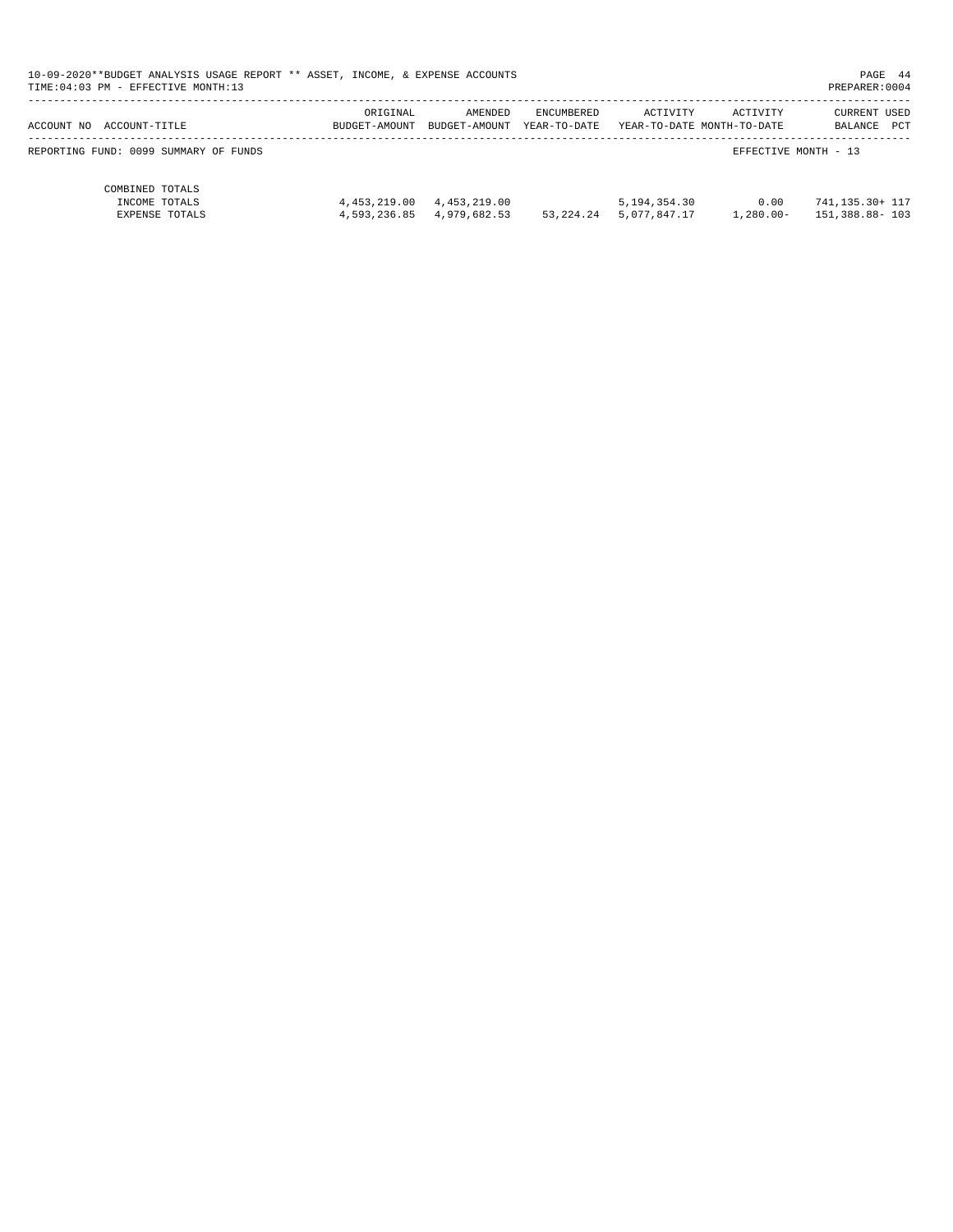10-09-2020**BUDGET ANALYSIS USAGE REPORT ** ASSET, INCOME, & EXPENSE ACCOUNTS
TIME:04:03 PM - EFFECTIVE MONTH:13
PREPARER:0004

| ACCOUNT NO ACCOUNT-TITLE | ORIGINAL BUDGET-AMOUNT | AMENDED BUDGET-AMOUNT | ENCUMBERED YEAR-TO-DATE | ACTIVITY YEAR-TO-DATE | ACTIVITY MONTH-TO-DATE | CURRENT BALANCE | USED PCT |
|---|---|---|---|---|---|---|---|
| REPORTING FUND: 0099 SUMMARY OF FUNDS | | | | | EFFECTIVE MONTH - 13 | | |
| COMBINED TOTALS | | | | | | | |
| INCOME TOTALS | 4,453,219.00 | 4,453,219.00 | | 5,194,354.30 | 0.00 | 741,135.30+ | 117 |
| EXPENSE TOTALS | 4,593,236.85 | 4,979,682.53 | 53,224.24 | 5,077,847.17 | 1,280.00- | 151,388.88- | 103 |